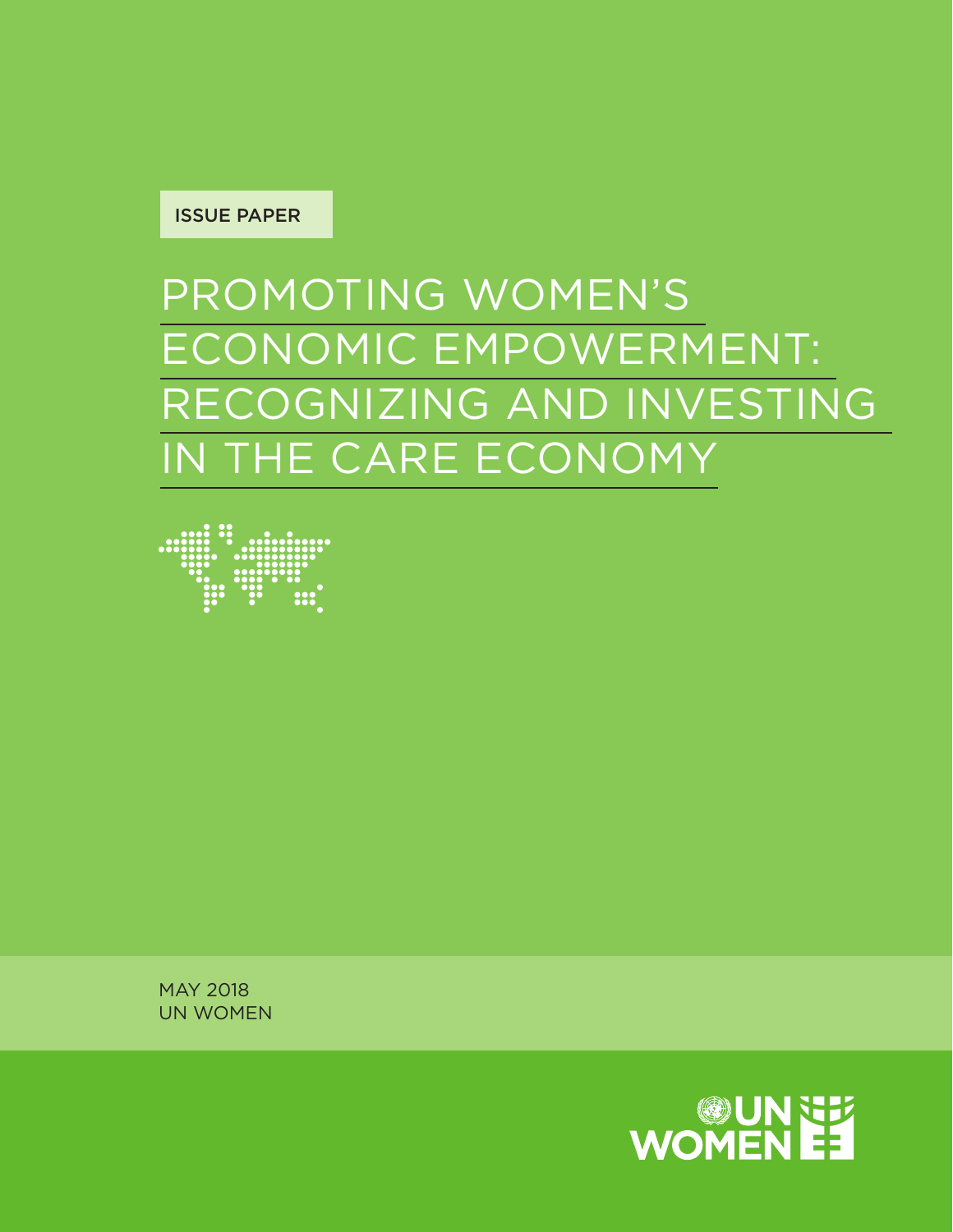ISSUE PAPER

# PROMOTING WOMEN'S ECONOMIC EMPOWERMENT: RECOGNIZING AND INVESTING IN THE CARE ECONOMY

MAY 2018
UN WOMEN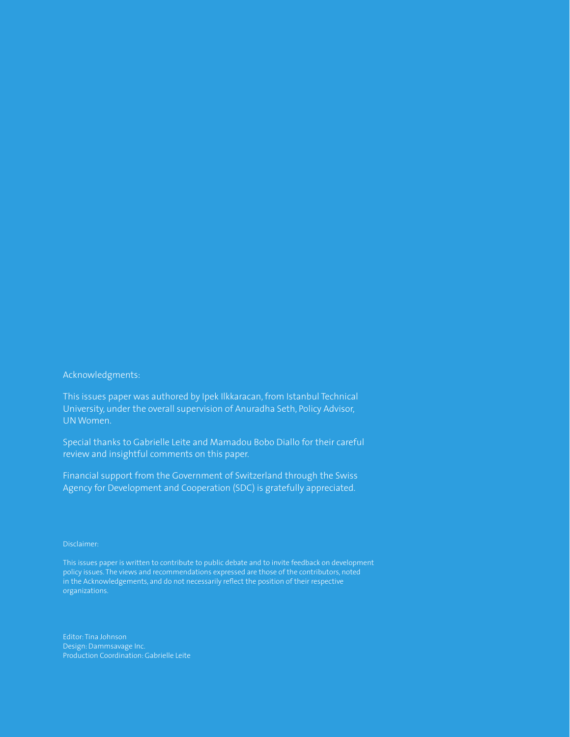Acknowledgments:

This issues paper was authored by Ipek Ilkkaracan, from Istanbul Technical University, under the overall supervision of Anuradha Seth, Policy Advisor, UN Women.

Special thanks to Gabrielle Leite and Mamadou Bobo Diallo for their careful review and insightful comments on this paper.

Financial support from the Government of Switzerland through the Swiss Agency for Development and Cooperation (SDC) is gratefully appreciated.

Disclaimer:

This issues paper is written to contribute to public debate and to invite feedback on development policy issues. The views and recommendations expressed are those of the contributors, noted in the Acknowledgements, and do not necessarily reflect the position of their respective organizations.

Editor: Tina Johnson
Design: Dammsavage Inc.
Production Coordination: Gabrielle Leite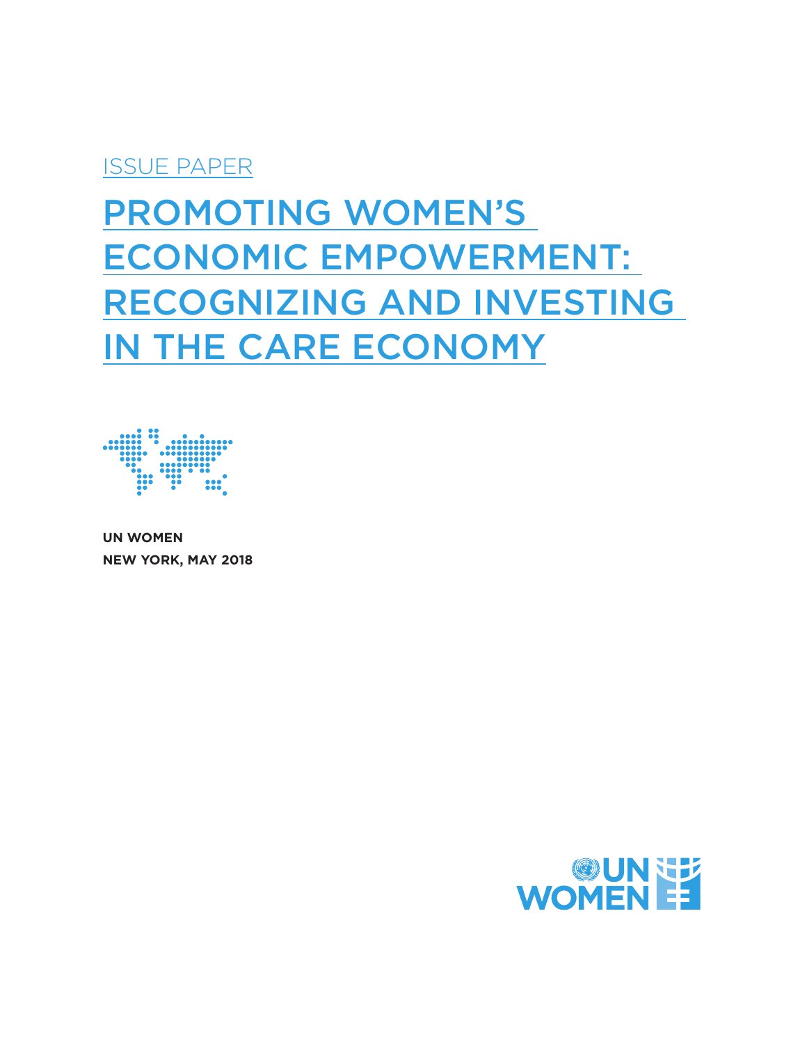ISSUE PAPER

# PROMOTING WOMEN'S ECONOMIC EMPOWERMENT: RECOGNIZING AND INVESTING IN THE CARE ECONOMY

**UN WOMEN**
**NEW YORK, MAY 2018**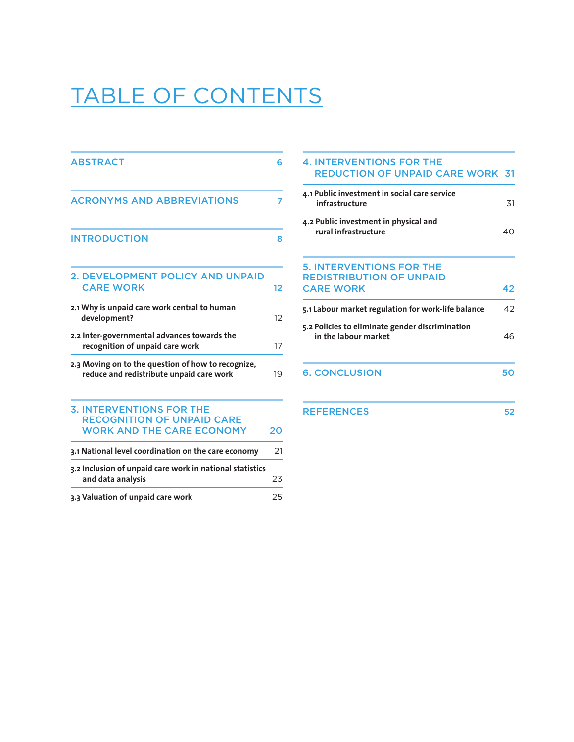# TABLE OF CONTENTS

| | |
|---|---|
| **ABSTRACT** | **6** |
| **ACRONYMS AND ABBREVIATIONS** | **7** |
| **INTRODUCTION** | **8** |
| **2. DEVELOPMENT POLICY AND UNPAID CARE WORK** | **12** |
| 2.1 Why is unpaid care work central to human development? | 12 |
| 2.2 Inter-governmental advances towards the recognition of unpaid care work | 17 |
| 2.3 Moving on to the question of how to recognize, reduce and redistribute unpaid care work | 19 |
| **3. INTERVENTIONS FOR THE RECOGNITION OF UNPAID CARE WORK AND THE CARE ECONOMY** | **20** |
| 3.1 National level coordination on the care economy | 21 |
| 3.2 Inclusion of unpaid care work in national statistics and data analysis | 23 |
| 3.3 Valuation of unpaid care work | 25 |
| **4. INTERVENTIONS FOR THE REDUCTION OF UNPAID CARE WORK** | **31** |
| 4.1 Public investment in social care service infrastructure | 31 |
| 4.2 Public investment in physical and rural infrastructure | 40 |
| **5. INTERVENTIONS FOR THE REDISTRIBUTION OF UNPAID CARE WORK** | **42** |
| 5.1 Labour market regulation for work-life balance | 42 |
| 5.2 Policies to eliminate gender discrimination in the labour market | 46 |
| **6. CONCLUSION** | **50** |
| **REFERENCES** | **52** |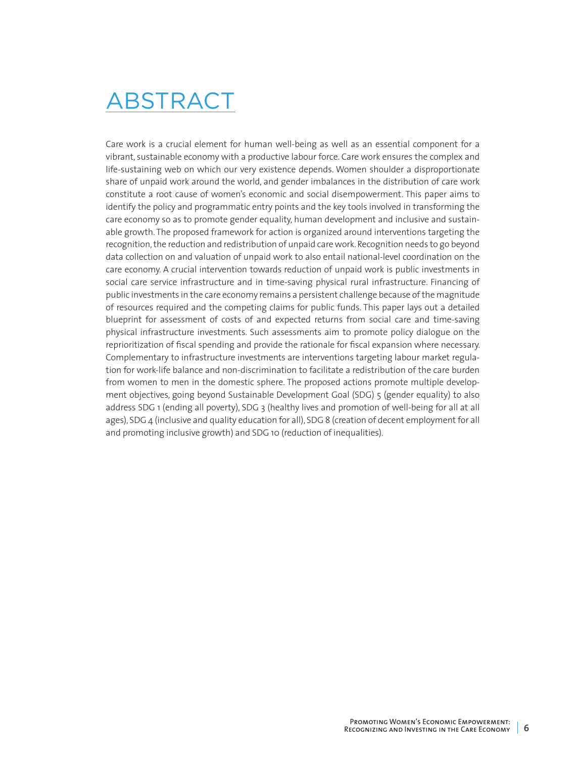# ABSTRACT

Care work is a crucial element for human well-being as well as an essential component for a vibrant, sustainable economy with a productive labour force. Care work ensures the complex and life-sustaining web on which our very existence depends. Women shoulder a disproportionate share of unpaid work around the world, and gender imbalances in the distribution of care work constitute a root cause of women's economic and social disempowerment. This paper aims to identify the policy and programmatic entry points and the key tools involved in transforming the care economy so as to promote gender equality, human development and inclusive and sustainable growth. The proposed framework for action is organized around interventions targeting the recognition, the reduction and redistribution of unpaid care work. Recognition needs to go beyond data collection on and valuation of unpaid work to also entail national-level coordination on the care economy. A crucial intervention towards reduction of unpaid work is public investments in social care service infrastructure and in time-saving physical rural infrastructure. Financing of public investments in the care economy remains a persistent challenge because of the magnitude of resources required and the competing claims for public funds. This paper lays out a detailed blueprint for assessment of costs of and expected returns from social care and time-saving physical infrastructure investments. Such assessments aim to promote policy dialogue on the reprioritization of fiscal spending and provide the rationale for fiscal expansion where necessary. Complementary to infrastructure investments are interventions targeting labour market regulation for work-life balance and non-discrimination to facilitate a redistribution of the care burden from women to men in the domestic sphere. The proposed actions promote multiple development objectives, going beyond Sustainable Development Goal (SDG) 5 (gender equality) to also address SDG 1 (ending all poverty), SDG 3 (healthy lives and promotion of well-being for all at all ages), SDG 4 (inclusive and quality education for all), SDG 8 (creation of decent employment for all and promoting inclusive growth) and SDG 10 (reduction of inequalities).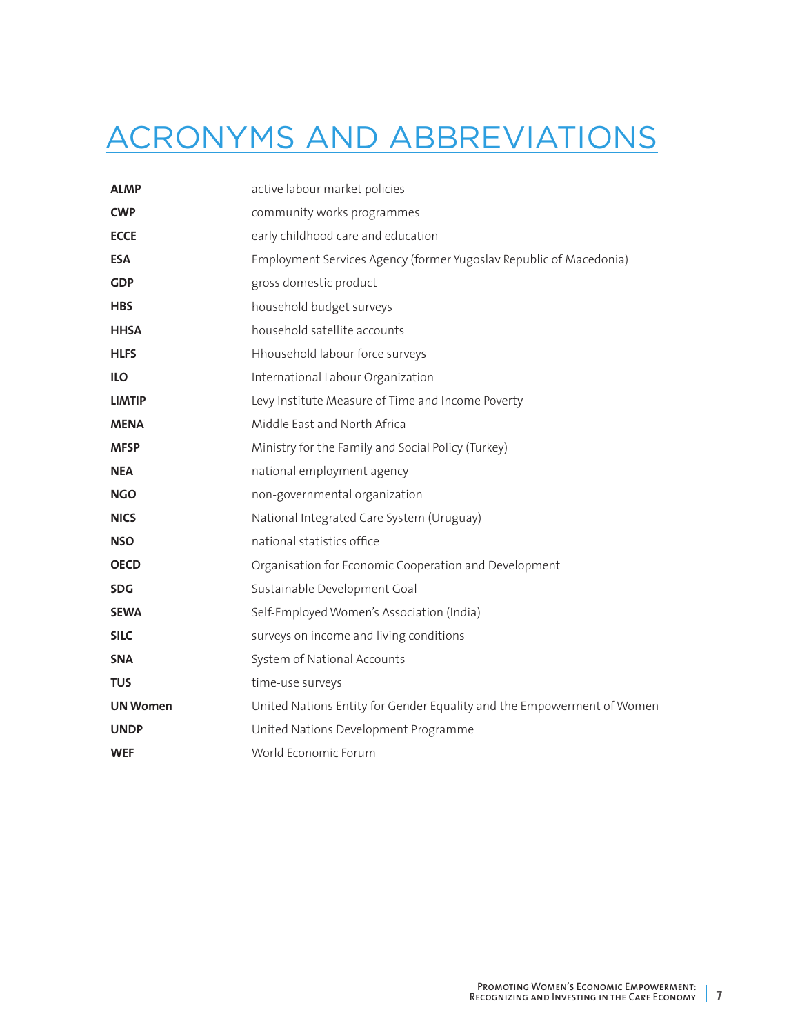# ACRONYMS AND ABBREVIATIONS

| | |
|---|---|
| **ALMP** | active labour market policies |
| **CWP** | community works programmes |
| **ECCE** | early childhood care and education |
| **ESA** | Employment Services Agency (former Yugoslav Republic of Macedonia) |
| **GDP** | gross domestic product |
| **HBS** | household budget surveys |
| **HHSA** | household satellite accounts |
| **HLFS** | Hhousehold labour force surveys |
| **ILO** | International Labour Organization |
| **LIMTIP** | Levy Institute Measure of Time and Income Poverty |
| **MENA** | Middle East and North Africa |
| **MFSP** | Ministry for the Family and Social Policy (Turkey) |
| **NEA** | national employment agency |
| **NGO** | non-governmental organization |
| **NICS** | National Integrated Care System (Uruguay) |
| **NSO** | national statistics office |
| **OECD** | Organisation for Economic Cooperation and Development |
| **SDG** | Sustainable Development Goal |
| **SEWA** | Self-Employed Women's Association (India) |
| **SILC** | surveys on income and living conditions |
| **SNA** | System of National Accounts |
| **TUS** | time-use surveys |
| **UN Women** | United Nations Entity for Gender Equality and the Empowerment of Women |
| **UNDP** | United Nations Development Programme |
| **WEF** | World Economic Forum |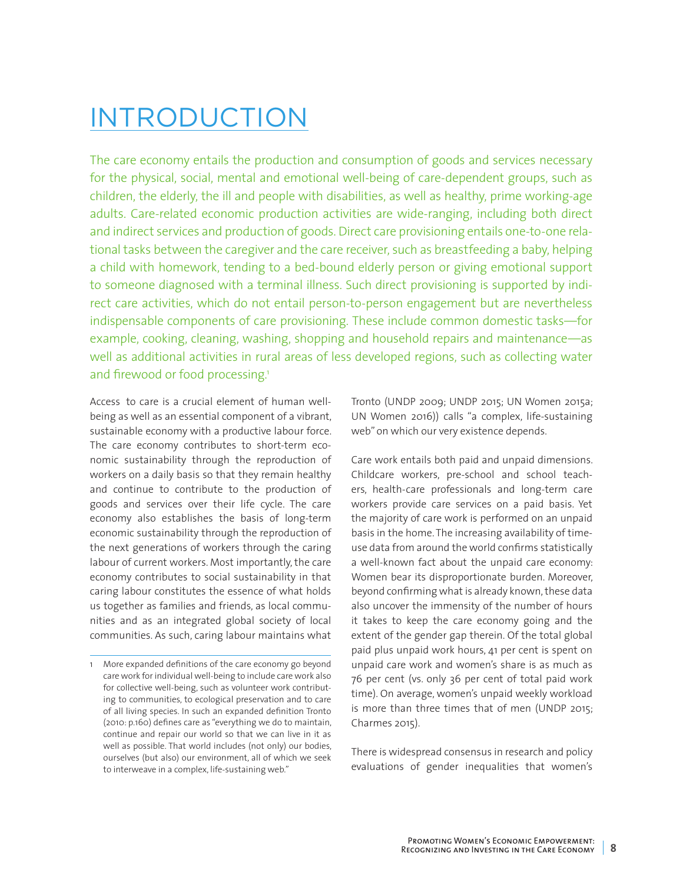# INTRODUCTION

The care economy entails the production and consumption of goods and services necessary for the physical, social, mental and emotional well-being of care-dependent groups, such as children, the elderly, the ill and people with disabilities, as well as healthy, prime working-age adults. Care-related economic production activities are wide-ranging, including both direct and indirect services and production of goods. Direct care provisioning entails one-to-one relational tasks between the caregiver and the care receiver, such as breastfeeding a baby, helping a child with homework, tending to a bed-bound elderly person or giving emotional support to someone diagnosed with a terminal illness. Such direct provisioning is supported by indirect care activities, which do not entail person-to-person engagement but are nevertheless indispensable components of care provisioning. These include common domestic tasks—for example, cooking, cleaning, washing, shopping and household repairs and maintenance—as well as additional activities in rural areas of less developed regions, such as collecting water and firewood or food processing.[1]

Access to care is a crucial element of human well-being as well as an essential component of a vibrant, sustainable economy with a productive labour force. The care economy contributes to short-term economic sustainability through the reproduction of workers on a daily basis so that they remain healthy and continue to contribute to the production of goods and services over their life cycle. The care economy also establishes the basis of long-term economic sustainability through the reproduction of the next generations of workers through the caring labour of current workers. Most importantly, the care economy contributes to social sustainability in that caring labour constitutes the essence of what holds us together as families and friends, as local communities and as an integrated global society of local communities. As such, caring labour maintains what Tronto (UNDP 2009; UNDP 2015; UN Women 2015a; UN Women 2016)) calls "a complex, life-sustaining web" on which our very existence depends.

Care work entails both paid and unpaid dimensions. Childcare workers, pre-school and school teachers, health-care professionals and long-term care workers provide care services on a paid basis. Yet the majority of care work is performed on an unpaid basis in the home. The increasing availability of time-use data from around the world confirms statistically a well-known fact about the unpaid care economy: Women bear its disproportionate burden. Moreover, beyond confirming what is already known, these data also uncover the immensity of the number of hours it takes to keep the care economy going and the extent of the gender gap therein. Of the total global paid plus unpaid work hours, 41 per cent is spent on unpaid care work and women's share is as much as 76 per cent (vs. only 36 per cent of total paid work time). On average, women's unpaid weekly workload is more than three times that of men (UNDP 2015; Charmes 2015).

There is widespread consensus in research and policy evaluations of gender inequalities that women's

---

1 More expanded definitions of the care economy go beyond care work for individual well-being to include care work also for collective well-being, such as volunteer work contributing to communities, to ecological preservation and to care of all living species. In such an expanded definition Tronto (2010: p.160) defines care as "everything we do to maintain, continue and repair our world so that we can live in it as well as possible. That world includes (not only) our bodies, ourselves (but also) our environment, all of which we seek to interweave in a complex, life-sustaining web."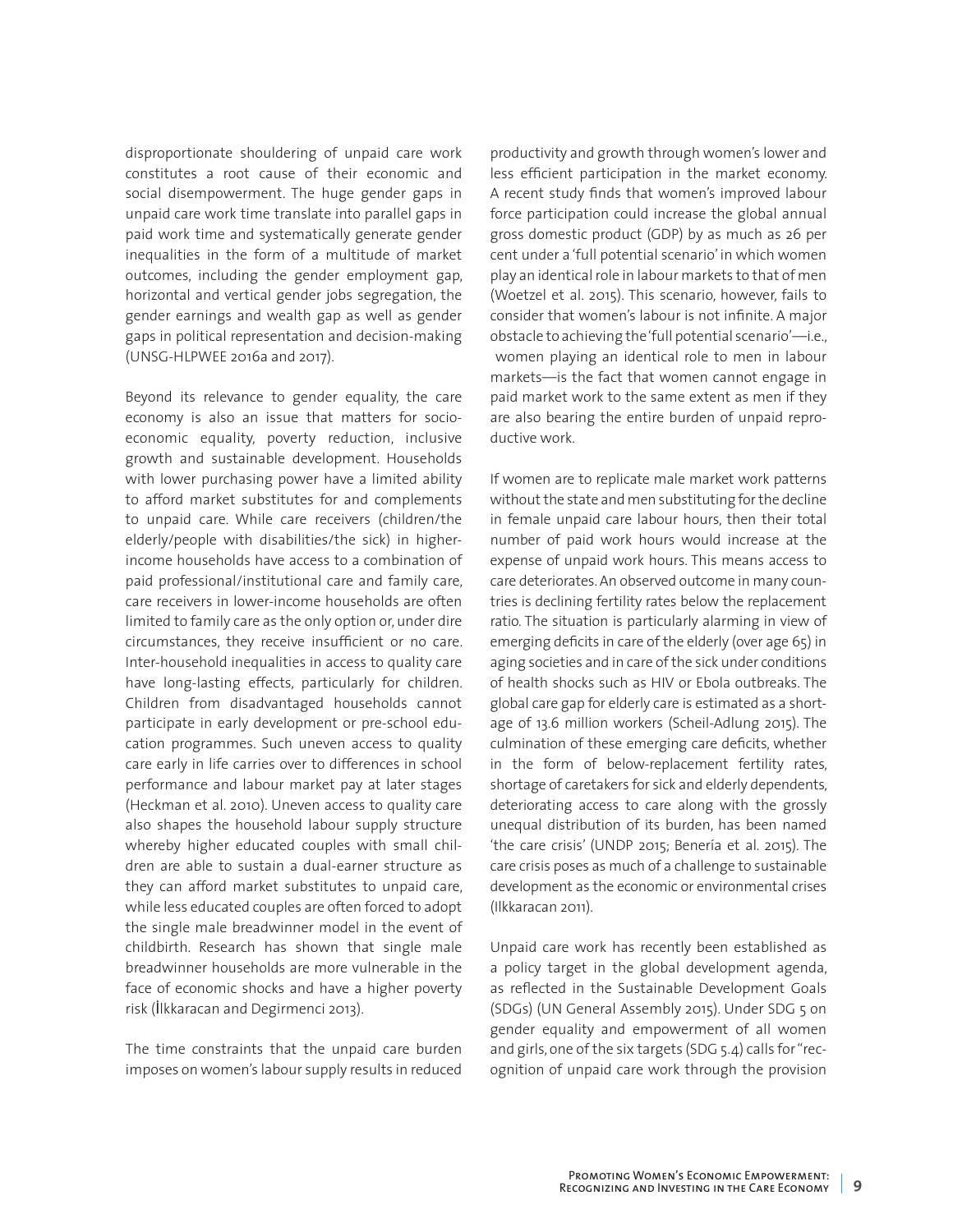disproportionate shouldering of unpaid care work constitutes a root cause of their economic and social disempowerment. The huge gender gaps in unpaid care work time translate into parallel gaps in paid work time and systematically generate gender inequalities in the form of a multitude of market outcomes, including the gender employment gap, horizontal and vertical gender jobs segregation, the gender earnings and wealth gap as well as gender gaps in political representation and decision-making (UNSG-HLPWEE 2016a and 2017).

Beyond its relevance to gender equality, the care economy is also an issue that matters for socio-economic equality, poverty reduction, inclusive growth and sustainable development. Households with lower purchasing power have a limited ability to afford market substitutes for and complements to unpaid care. While care receivers (children/the elderly/people with disabilities/the sick) in higher-income households have access to a combination of paid professional/institutional care and family care, care receivers in lower-income households are often limited to family care as the only option or, under dire circumstances, they receive insufficient or no care. Inter-household inequalities in access to quality care have long-lasting effects, particularly for children. Children from disadvantaged households cannot participate in early development or pre-school education programmes. Such uneven access to quality care early in life carries over to differences in school performance and labour market pay at later stages (Heckman et al. 2010). Uneven access to quality care also shapes the household labour supply structure whereby higher educated couples with small children are able to sustain a dual-earner structure as they can afford market substitutes to unpaid care, while less educated couples are often forced to adopt the single male breadwinner model in the event of childbirth. Research has shown that single male breadwinner households are more vulnerable in the face of economic shocks and have a higher poverty risk (İlkkaracan and Degirmenci 2013).

The time constraints that the unpaid care burden imposes on women's labour supply results in reduced productivity and growth through women's lower and less efficient participation in the market economy. A recent study finds that women's improved labour force participation could increase the global annual gross domestic product (GDP) by as much as 26 per cent under a 'full potential scenario' in which women play an identical role in labour markets to that of men (Woetzel et al. 2015). This scenario, however, fails to consider that women's labour is not infinite. A major obstacle to achieving the 'full potential scenario'—i.e., women playing an identical role to men in labour markets—is the fact that women cannot engage in paid market work to the same extent as men if they are also bearing the entire burden of unpaid reproductive work.

If women are to replicate male market work patterns without the state and men substituting for the decline in female unpaid care labour hours, then their total number of paid work hours would increase at the expense of unpaid work hours. This means access to care deteriorates. An observed outcome in many countries is declining fertility rates below the replacement ratio. The situation is particularly alarming in view of emerging deficits in care of the elderly (over age 65) in aging societies and in care of the sick under conditions of health shocks such as HIV or Ebola outbreaks. The global care gap for elderly care is estimated as a shortage of 13.6 million workers (Scheil-Adlung 2015). The culmination of these emerging care deficits, whether in the form of below-replacement fertility rates, shortage of caretakers for sick and elderly dependents, deteriorating access to care along with the grossly unequal distribution of its burden, has been named 'the care crisis' (UNDP 2015; Benería et al. 2015). The care crisis poses as much of a challenge to sustainable development as the economic or environmental crises (Ilkkaracan 2011).

Unpaid care work has recently been established as a policy target in the global development agenda, as reflected in the Sustainable Development Goals (SDGs) (UN General Assembly 2015). Under SDG 5 on gender equality and empowerment of all women and girls, one of the six targets (SDG 5.4) calls for "recognition of unpaid care work through the provision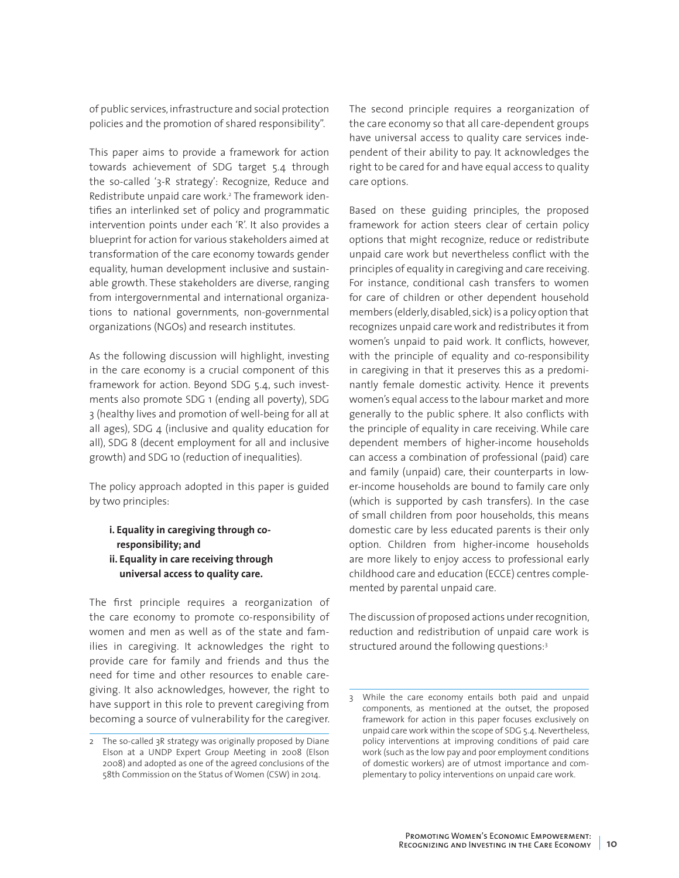of public services, infrastructure and social protection policies and the promotion of shared responsibility".

This paper aims to provide a framework for action towards achievement of SDG target 5.4 through the so-called '3-R strategy': Recognize, Reduce and Redistribute unpaid care work.[2] The framework identifies an interlinked set of policy and programmatic intervention points under each 'R'. It also provides a blueprint for action for various stakeholders aimed at transformation of the care economy towards gender equality, human development inclusive and sustainable growth. These stakeholders are diverse, ranging from intergovernmental and international organizations to national governments, non-governmental organizations (NGOs) and research institutes.

As the following discussion will highlight, investing in the care economy is a crucial component of this framework for action. Beyond SDG 5.4, such investments also promote SDG 1 (ending all poverty), SDG 3 (healthy lives and promotion of well-being for all at all ages), SDG 4 (inclusive and quality education for all), SDG 8 (decent employment for all and inclusive growth) and SDG 10 (reduction of inequalities).

The policy approach adopted in this paper is guided by two principles:

**i. Equality in caregiving through co-responsibility; and**
**ii. Equality in care receiving through universal access to quality care.**

The first principle requires a reorganization of the care economy to promote co-responsibility of women and men as well as of the state and families in caregiving. It acknowledges the right to provide care for family and friends and thus the need for time and other resources to enable caregiving. It also acknowledges, however, the right to have support in this role to prevent caregiving from becoming a source of vulnerability for the caregiver.

The second principle requires a reorganization of the care economy so that all care-dependent groups have universal access to quality care services independent of their ability to pay. It acknowledges the right to be cared for and have equal access to quality care options.

Based on these guiding principles, the proposed framework for action steers clear of certain policy options that might recognize, reduce or redistribute unpaid care work but nevertheless conflict with the principles of equality in caregiving and care receiving. For instance, conditional cash transfers to women for care of children or other dependent household members (elderly, disabled, sick) is a policy option that recognizes unpaid care work and redistributes it from women's unpaid to paid work. It conflicts, however, with the principle of equality and co-responsibility in caregiving in that it preserves this as a predominantly female domestic activity. Hence it prevents women's equal access to the labour market and more generally to the public sphere. It also conflicts with the principle of equality in care receiving. While care dependent members of higher-income households can access a combination of professional (paid) care and family (unpaid) care, their counterparts in lower-income households are bound to family care only (which is supported by cash transfers). In the case of small children from poor households, this means domestic care by less educated parents is their only option. Children from higher-income households are more likely to enjoy access to professional early childhood care and education (ECCE) centres complemented by parental unpaid care.

The discussion of proposed actions under recognition, reduction and redistribution of unpaid care work is structured around the following questions:[3]

---

2 The so-called 3R strategy was originally proposed by Diane Elson at a UNDP Expert Group Meeting in 2008 (Elson 2008) and adopted as one of the agreed conclusions of the 58th Commission on the Status of Women (CSW) in 2014.

3 While the care economy entails both paid and unpaid components, as mentioned at the outset, the proposed framework for action in this paper focuses exclusively on unpaid care work within the scope of SDG 5.4. Nevertheless, policy interventions at improving conditions of paid care work (such as the low pay and poor employment conditions of domestic workers) are of utmost importance and complementary to policy interventions on unpaid care work.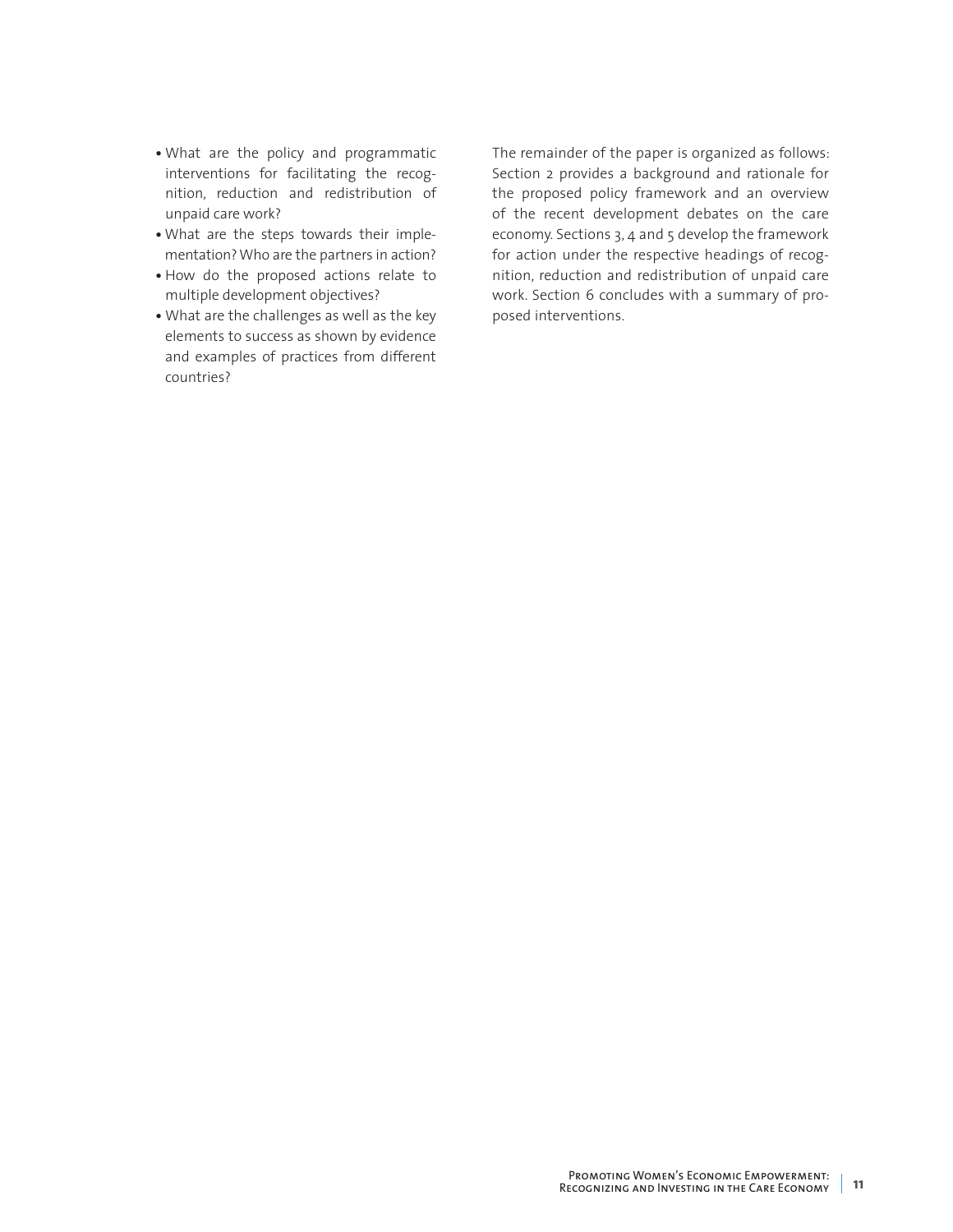- What are the policy and programmatic interventions for facilitating the recognition, reduction and redistribution of unpaid care work?
- What are the steps towards their implementation? Who are the partners in action?
- How do the proposed actions relate to multiple development objectives?
- What are the challenges as well as the key elements to success as shown by evidence and examples of practices from different countries?

The remainder of the paper is organized as follows: Section 2 provides a background and rationale for the proposed policy framework and an overview of the recent development debates on the care economy. Sections 3, 4 and 5 develop the framework for action under the respective headings of recognition, reduction and redistribution of unpaid care work. Section 6 concludes with a summary of proposed interventions.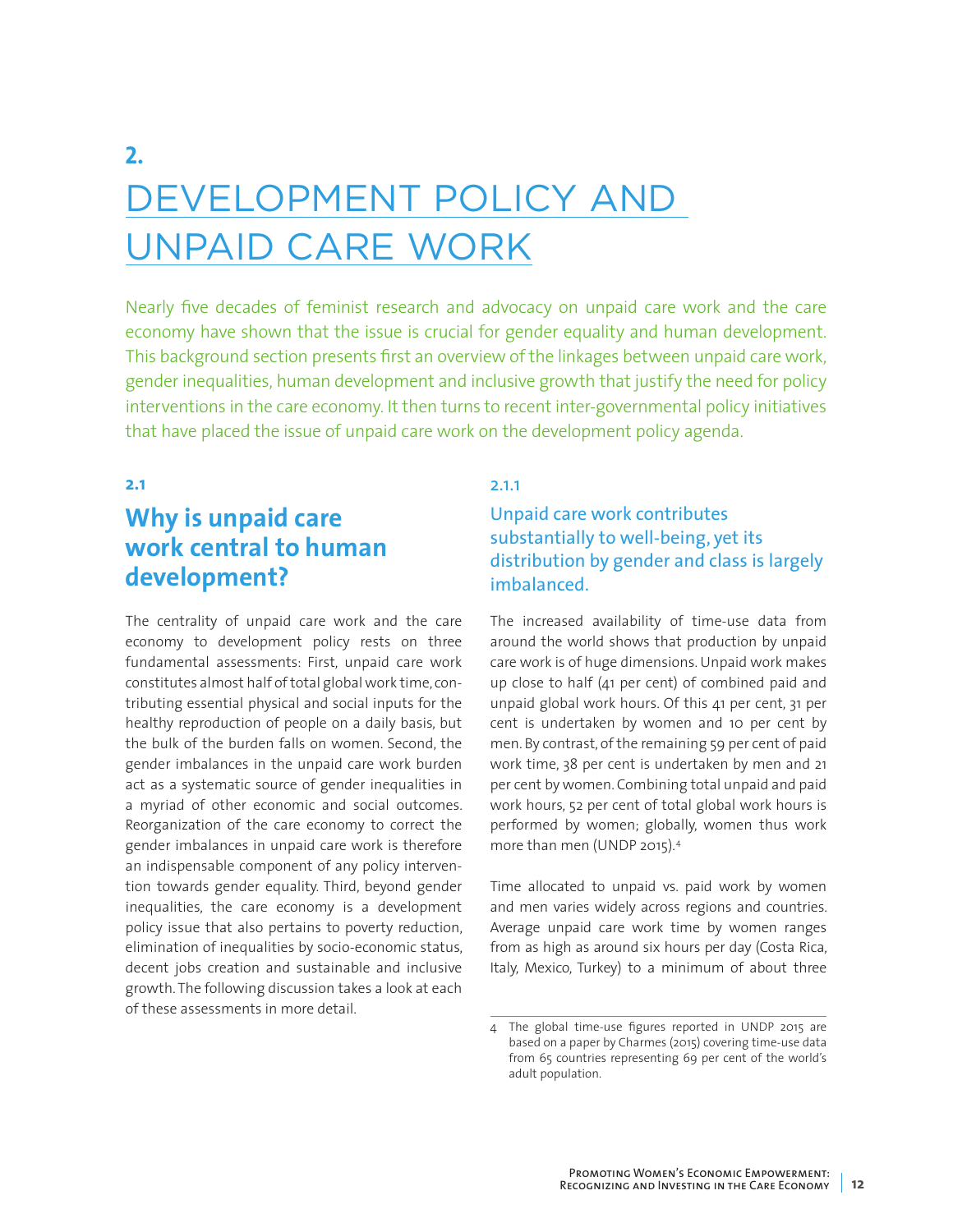# 2.

# DEVELOPMENT POLICY AND UNPAID CARE WORK

Nearly five decades of feminist research and advocacy on unpaid care work and the care economy have shown that the issue is crucial for gender equality and human development. This background section presents first an overview of the linkages between unpaid care work, gender inequalities, human development and inclusive growth that justify the need for policy interventions in the care economy. It then turns to recent inter-governmental policy initiatives that have placed the issue of unpaid care work on the development policy agenda.

## 2.1

## Why is unpaid care work central to human development?

The centrality of unpaid care work and the care economy to development policy rests on three fundamental assessments: First, unpaid care work constitutes almost half of total global work time, contributing essential physical and social inputs for the healthy reproduction of people on a daily basis, but the bulk of the burden falls on women. Second, the gender imbalances in the unpaid care work burden act as a systematic source of gender inequalities in a myriad of other economic and social outcomes. Reorganization of the care economy to correct the gender imbalances in unpaid care work is therefore an indispensable component of any policy intervention towards gender equality. Third, beyond gender inequalities, the care economy is a development policy issue that also pertains to poverty reduction, elimination of inequalities by socio-economic status, decent jobs creation and sustainable and inclusive growth. The following discussion takes a look at each of these assessments in more detail.

### 2.1.1

### Unpaid care work contributes substantially to well-being, yet its distribution by gender and class is largely imbalanced.

The increased availability of time-use data from around the world shows that production by unpaid care work is of huge dimensions. Unpaid work makes up close to half (41 per cent) of combined paid and unpaid global work hours. Of this 41 per cent, 31 per cent is undertaken by women and 10 per cent by men. By contrast, of the remaining 59 per cent of paid work time, 38 per cent is undertaken by men and 21 per cent by women. Combining total unpaid and paid work hours, 52 per cent of total global work hours is performed by women; globally, women thus work more than men (UNDP 2015).[4]

Time allocated to unpaid vs. paid work by women and men varies widely across regions and countries. Average unpaid care work time by women ranges from as high as around six hours per day (Costa Rica, Italy, Mexico, Turkey) to a minimum of about three

4 The global time-use figures reported in UNDP 2015 are based on a paper by Charmes (2015) covering time-use data from 65 countries representing 69 per cent of the world's adult population.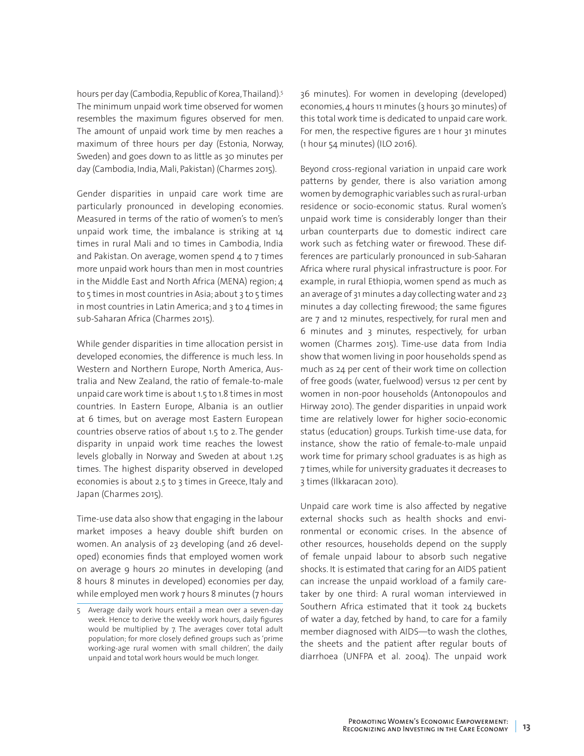hours per day (Cambodia, Republic of Korea, Thailand).[5] The minimum unpaid work time observed for women resembles the maximum figures observed for men. The amount of unpaid work time by men reaches a maximum of three hours per day (Estonia, Norway, Sweden) and goes down to as little as 30 minutes per day (Cambodia, India, Mali, Pakistan) (Charmes 2015).

Gender disparities in unpaid care work time are particularly pronounced in developing economies. Measured in terms of the ratio of women's to men's unpaid work time, the imbalance is striking at 14 times in rural Mali and 10 times in Cambodia, India and Pakistan. On average, women spend 4 to 7 times more unpaid work hours than men in most countries in the Middle East and North Africa (MENA) region; 4 to 5 times in most countries in Asia; about 3 to 5 times in most countries in Latin America; and 3 to 4 times in sub-Saharan Africa (Charmes 2015).

While gender disparities in time allocation persist in developed economies, the difference is much less. In Western and Northern Europe, North America, Australia and New Zealand, the ratio of female-to-male unpaid care work time is about 1.5 to 1.8 times in most countries. In Eastern Europe, Albania is an outlier at 6 times, but on average most Eastern European countries observe ratios of about 1.5 to 2. The gender disparity in unpaid work time reaches the lowest levels globally in Norway and Sweden at about 1.25 times. The highest disparity observed in developed economies is about 2.5 to 3 times in Greece, Italy and Japan (Charmes 2015).

Time-use data also show that engaging in the labour market imposes a heavy double shift burden on women. An analysis of 23 developing (and 26 developed) economies finds that employed women work on average 9 hours 20 minutes in developing (and 8 hours 8 minutes in developed) economies per day, while employed men work 7 hours 8 minutes (7 hours 36 minutes). For women in developing (developed) economies, 4 hours 11 minutes (3 hours 30 minutes) of this total work time is dedicated to unpaid care work. For men, the respective figures are 1 hour 31 minutes (1 hour 54 minutes) (ILO 2016).

Beyond cross-regional variation in unpaid care work patterns by gender, there is also variation among women by demographic variables such as rural-urban residence or socio-economic status. Rural women's unpaid work time is considerably longer than their urban counterparts due to domestic indirect care work such as fetching water or firewood. These differences are particularly pronounced in sub-Saharan Africa where rural physical infrastructure is poor. For example, in rural Ethiopia, women spend as much as an average of 31 minutes a day collecting water and 23 minutes a day collecting firewood; the same figures are 7 and 12 minutes, respectively, for rural men and 6 minutes and 3 minutes, respectively, for urban women (Charmes 2015). Time-use data from India show that women living in poor households spend as much as 24 per cent of their work time on collection of free goods (water, fuelwood) versus 12 per cent by women in non-poor households (Antonopoulos and Hirway 2010). The gender disparities in unpaid work time are relatively lower for higher socio-economic status (education) groups. Turkish time-use data, for instance, show the ratio of female-to-male unpaid work time for primary school graduates is as high as 7 times, while for university graduates it decreases to 3 times (Ilkkaracan 2010).

Unpaid care work time is also affected by negative external shocks such as health shocks and environmental or economic crises. In the absence of other resources, households depend on the supply of female unpaid labour to absorb such negative shocks. It is estimated that caring for an AIDS patient can increase the unpaid workload of a family caretaker by one third: A rural woman interviewed in Southern Africa estimated that it took 24 buckets of water a day, fetched by hand, to care for a family member diagnosed with AIDS—to wash the clothes, the sheets and the patient after regular bouts of diarrhoea (UNFPA et al. 2004). The unpaid work

---

5 Average daily work hours entail a mean over a seven-day week. Hence to derive the weekly work hours, daily figures would be multiplied by 7. The averages cover total adult population; for more closely defined groups such as 'prime working-age rural women with small children', the daily unpaid and total work hours would be much longer.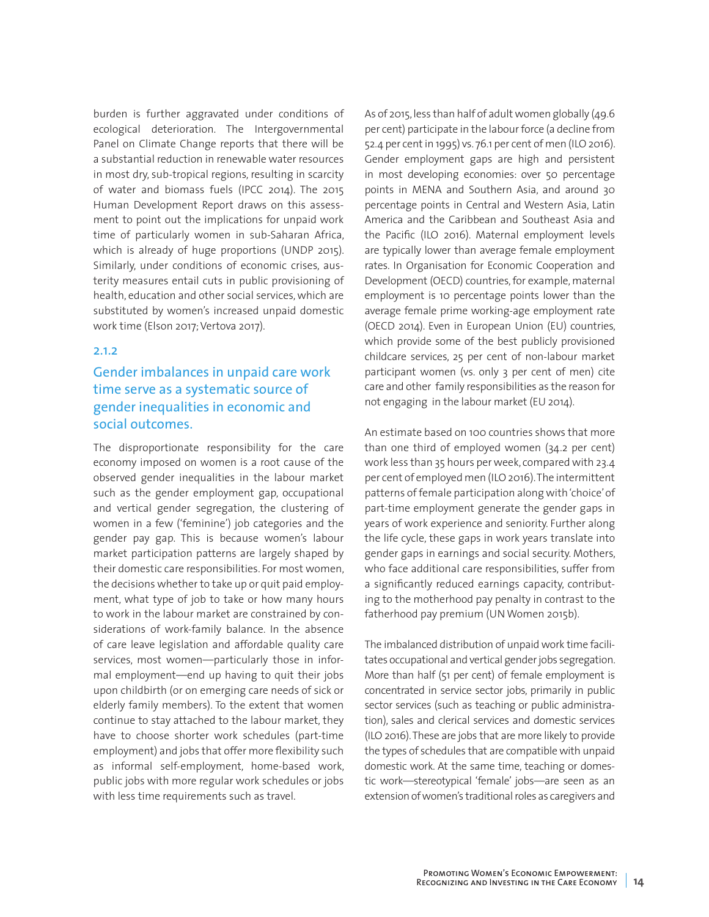burden is further aggravated under conditions of ecological deterioration. The Intergovernmental Panel on Climate Change reports that there will be a substantial reduction in renewable water resources in most dry, sub-tropical regions, resulting in scarcity of water and biomass fuels (IPCC 2014). The 2015 Human Development Report draws on this assessment to point out the implications for unpaid work time of particularly women in sub-Saharan Africa, which is already of huge proportions (UNDP 2015). Similarly, under conditions of economic crises, austerity measures entail cuts in public provisioning of health, education and other social services, which are substituted by women's increased unpaid domestic work time (Elson 2017; Vertova 2017).

### 2.1.2

### Gender imbalances in unpaid care work time serve as a systematic source of gender inequalities in economic and social outcomes.

The disproportionate responsibility for the care economy imposed on women is a root cause of the observed gender inequalities in the labour market such as the gender employment gap, occupational and vertical gender segregation, the clustering of women in a few ('feminine') job categories and the gender pay gap. This is because women's labour market participation patterns are largely shaped by their domestic care responsibilities. For most women, the decisions whether to take up or quit paid employment, what type of job to take or how many hours to work in the labour market are constrained by considerations of work-family balance. In the absence of care leave legislation and affordable quality care services, most women—particularly those in informal employment—end up having to quit their jobs upon childbirth (or on emerging care needs of sick or elderly family members). To the extent that women continue to stay attached to the labour market, they have to choose shorter work schedules (part-time employment) and jobs that offer more flexibility such as informal self-employment, home-based work, public jobs with more regular work schedules or jobs with less time requirements such as travel.

As of 2015, less than half of adult women globally (49.6 per cent) participate in the labour force (a decline from 52.4 per cent in 1995) vs. 76.1 per cent of men (ILO 2016). Gender employment gaps are high and persistent in most developing economies: over 50 percentage points in MENA and Southern Asia, and around 30 percentage points in Central and Western Asia, Latin America and the Caribbean and Southeast Asia and the Pacific (ILO 2016). Maternal employment levels are typically lower than average female employment rates. In Organisation for Economic Cooperation and Development (OECD) countries, for example, maternal employment is 10 percentage points lower than the average female prime working-age employment rate (OECD 2014). Even in European Union (EU) countries, which provide some of the best publicly provisioned childcare services, 25 per cent of non-labour market participant women (vs. only 3 per cent of men) cite care and other family responsibilities as the reason for not engaging in the labour market (EU 2014).

An estimate based on 100 countries shows that more than one third of employed women (34.2 per cent) work less than 35 hours per week, compared with 23.4 per cent of employed men (ILO 2016). The intermittent patterns of female participation along with 'choice' of part-time employment generate the gender gaps in years of work experience and seniority. Further along the life cycle, these gaps in work years translate into gender gaps in earnings and social security. Mothers, who face additional care responsibilities, suffer from a significantly reduced earnings capacity, contributing to the motherhood pay penalty in contrast to the fatherhood pay premium (UN Women 2015b).

The imbalanced distribution of unpaid work time facilitates occupational and vertical gender jobs segregation. More than half (51 per cent) of female employment is concentrated in service sector jobs, primarily in public sector services (such as teaching or public administration), sales and clerical services and domestic services (ILO 2016). These are jobs that are more likely to provide the types of schedules that are compatible with unpaid domestic work. At the same time, teaching or domestic work—stereotypical 'female' jobs—are seen as an extension of women's traditional roles as caregivers and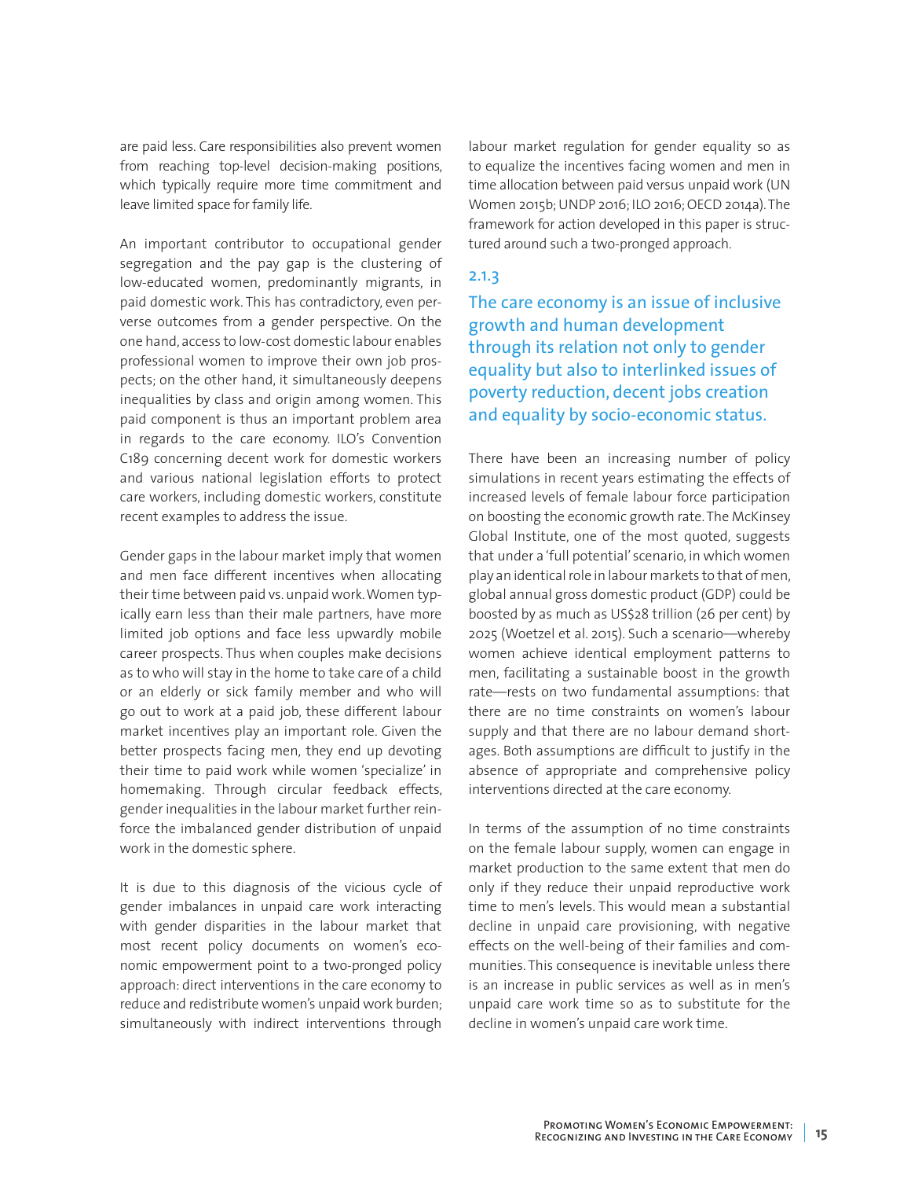are paid less. Care responsibilities also prevent women from reaching top-level decision-making positions, which typically require more time commitment and leave limited space for family life.

An important contributor to occupational gender segregation and the pay gap is the clustering of low-educated women, predominantly migrants, in paid domestic work. This has contradictory, even perverse outcomes from a gender perspective. On the one hand, access to low-cost domestic labour enables professional women to improve their own job prospects; on the other hand, it simultaneously deepens inequalities by class and origin among women. This paid component is thus an important problem area in regards to the care economy. ILO's Convention C189 concerning decent work for domestic workers and various national legislation efforts to protect care workers, including domestic workers, constitute recent examples to address the issue.

Gender gaps in the labour market imply that women and men face different incentives when allocating their time between paid vs. unpaid work. Women typically earn less than their male partners, have more limited job options and face less upwardly mobile career prospects. Thus when couples make decisions as to who will stay in the home to take care of a child or an elderly or sick family member and who will go out to work at a paid job, these different labour market incentives play an important role. Given the better prospects facing men, they end up devoting their time to paid work while women 'specialize' in homemaking. Through circular feedback effects, gender inequalities in the labour market further reinforce the imbalanced gender distribution of unpaid work in the domestic sphere.

It is due to this diagnosis of the vicious cycle of gender imbalances in unpaid care work interacting with gender disparities in the labour market that most recent policy documents on women's economic empowerment point to a two-pronged policy approach: direct interventions in the care economy to reduce and redistribute women's unpaid work burden; simultaneously with indirect interventions through labour market regulation for gender equality so as to equalize the incentives facing women and men in time allocation between paid versus unpaid work (UN Women 2015b; UNDP 2016; ILO 2016; OECD 2014a). The framework for action developed in this paper is structured around such a two-pronged approach.

### 2.1.3

### The care economy is an issue of inclusive growth and human development through its relation not only to gender equality but also to interlinked issues of poverty reduction, decent jobs creation and equality by socio-economic status.

There have been an increasing number of policy simulations in recent years estimating the effects of increased levels of female labour force participation on boosting the economic growth rate. The McKinsey Global Institute, one of the most quoted, suggests that under a 'full potential' scenario, in which women play an identical role in labour markets to that of men, global annual gross domestic product (GDP) could be boosted by as much as US$28 trillion (26 per cent) by 2025 (Woetzel et al. 2015). Such a scenario—whereby women achieve identical employment patterns to men, facilitating a sustainable boost in the growth rate—rests on two fundamental assumptions: that there are no time constraints on women's labour supply and that there are no labour demand shortages. Both assumptions are difficult to justify in the absence of appropriate and comprehensive policy interventions directed at the care economy.

In terms of the assumption of no time constraints on the female labour supply, women can engage in market production to the same extent that men do only if they reduce their unpaid reproductive work time to men's levels. This would mean a substantial decline in unpaid care provisioning, with negative effects on the well-being of their families and communities. This consequence is inevitable unless there is an increase in public services as well as in men's unpaid care work time so as to substitute for the decline in women's unpaid care work time.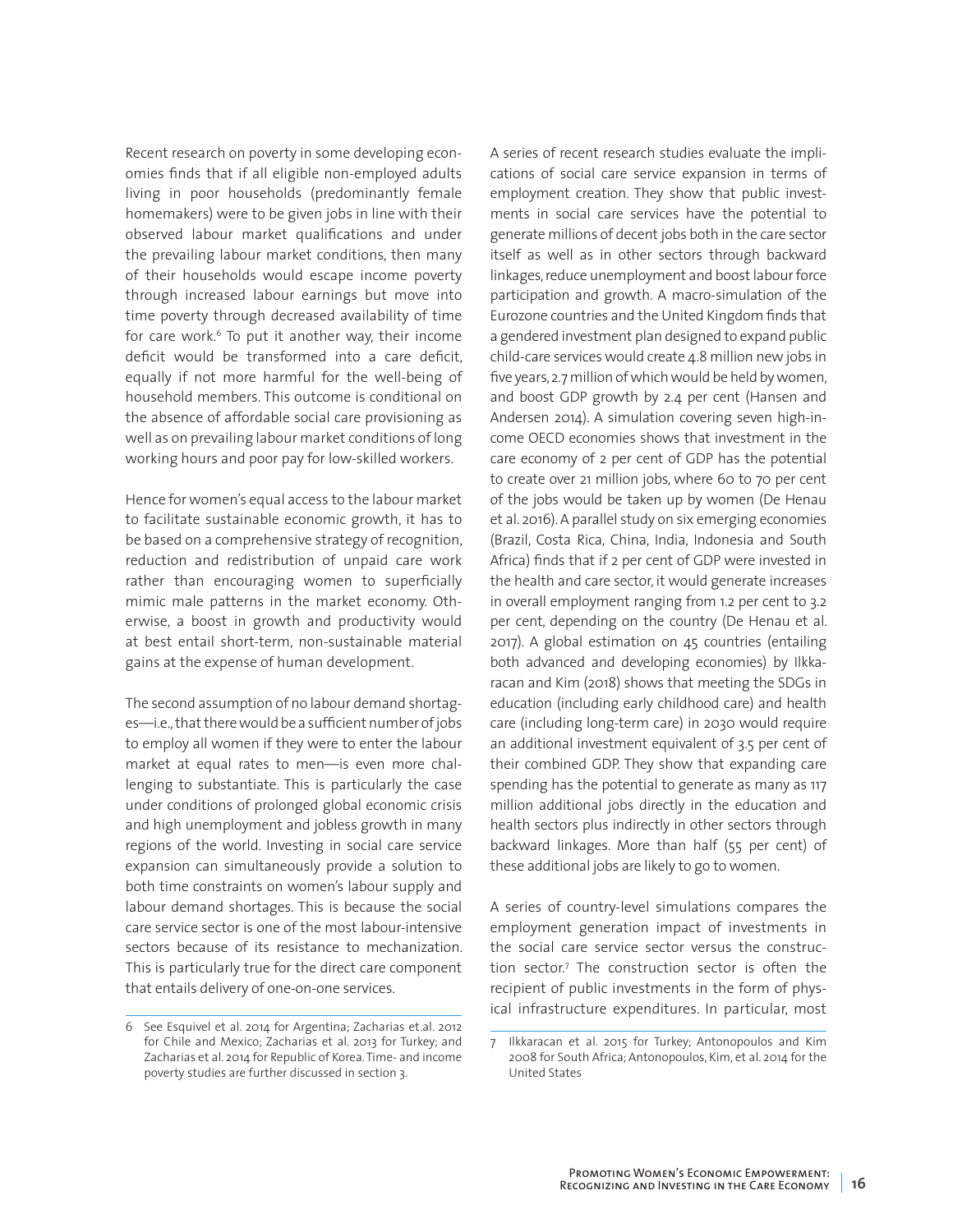Recent research on poverty in some developing economies finds that if all eligible non-employed adults living in poor households (predominantly female homemakers) were to be given jobs in line with their observed labour market qualifications and under the prevailing labour market conditions, then many of their households would escape income poverty through increased labour earnings but move into time poverty through decreased availability of time for care work.[6] To put it another way, their income deficit would be transformed into a care deficit, equally if not more harmful for the well-being of household members. This outcome is conditional on the absence of affordable social care provisioning as well as on prevailing labour market conditions of long working hours and poor pay for low-skilled workers.

Hence for women's equal access to the labour market to facilitate sustainable economic growth, it has to be based on a comprehensive strategy of recognition, reduction and redistribution of unpaid care work rather than encouraging women to superficially mimic male patterns in the market economy. Otherwise, a boost in growth and productivity would at best entail short-term, non-sustainable material gains at the expense of human development.

The second assumption of no labour demand shortages—i.e., that there would be a sufficient number of jobs to employ all women if they were to enter the labour market at equal rates to men—is even more challenging to substantiate. This is particularly the case under conditions of prolonged global economic crisis and high unemployment and jobless growth in many regions of the world. Investing in social care service expansion can simultaneously provide a solution to both time constraints on women's labour supply and labour demand shortages. This is because the social care service sector is one of the most labour-intensive sectors because of its resistance to mechanization. This is particularly true for the direct care component that entails delivery of one-on-one services.

A series of recent research studies evaluate the implications of social care service expansion in terms of employment creation. They show that public investments in social care services have the potential to generate millions of decent jobs both in the care sector itself as well as in other sectors through backward linkages, reduce unemployment and boost labour force participation and growth. A macro-simulation of the Eurozone countries and the United Kingdom finds that a gendered investment plan designed to expand public child-care services would create 4.8 million new jobs in five years, 2.7 million of which would be held by women, and boost GDP growth by 2.4 per cent (Hansen and Andersen 2014). A simulation covering seven high-income OECD economies shows that investment in the care economy of 2 per cent of GDP has the potential to create over 21 million jobs, where 60 to 70 per cent of the jobs would be taken up by women (De Henau et al. 2016). A parallel study on six emerging economies (Brazil, Costa Rica, China, India, Indonesia and South Africa) finds that if 2 per cent of GDP were invested in the health and care sector, it would generate increases in overall employment ranging from 1.2 per cent to 3.2 per cent, depending on the country (De Henau et al. 2017). A global estimation on 45 countries (entailing both advanced and developing economies) by Ilkkaracan and Kim (2018) shows that meeting the SDGs in education (including early childhood care) and health care (including long-term care) in 2030 would require an additional investment equivalent of 3.5 per cent of their combined GDP. They show that expanding care spending has the potential to generate as many as 117 million additional jobs directly in the education and health sectors plus indirectly in other sectors through backward linkages. More than half (55 per cent) of these additional jobs are likely to go to women.

A series of country-level simulations compares the employment generation impact of investments in the social care service sector versus the construction sector.[7] The construction sector is often the recipient of public investments in the form of physical infrastructure expenditures. In particular, most

6 See Esquivel et al. 2014 for Argentina; Zacharias et.al. 2012 for Chile and Mexico; Zacharias et al. 2013 for Turkey; and Zacharias et al. 2014 for Republic of Korea. Time- and income poverty studies are further discussed in section 3.

7 Ilkkaracan et al. 2015 for Turkey; Antonopoulos and Kim 2008 for South Africa; Antonopoulos, Kim, et al. 2014 for the United States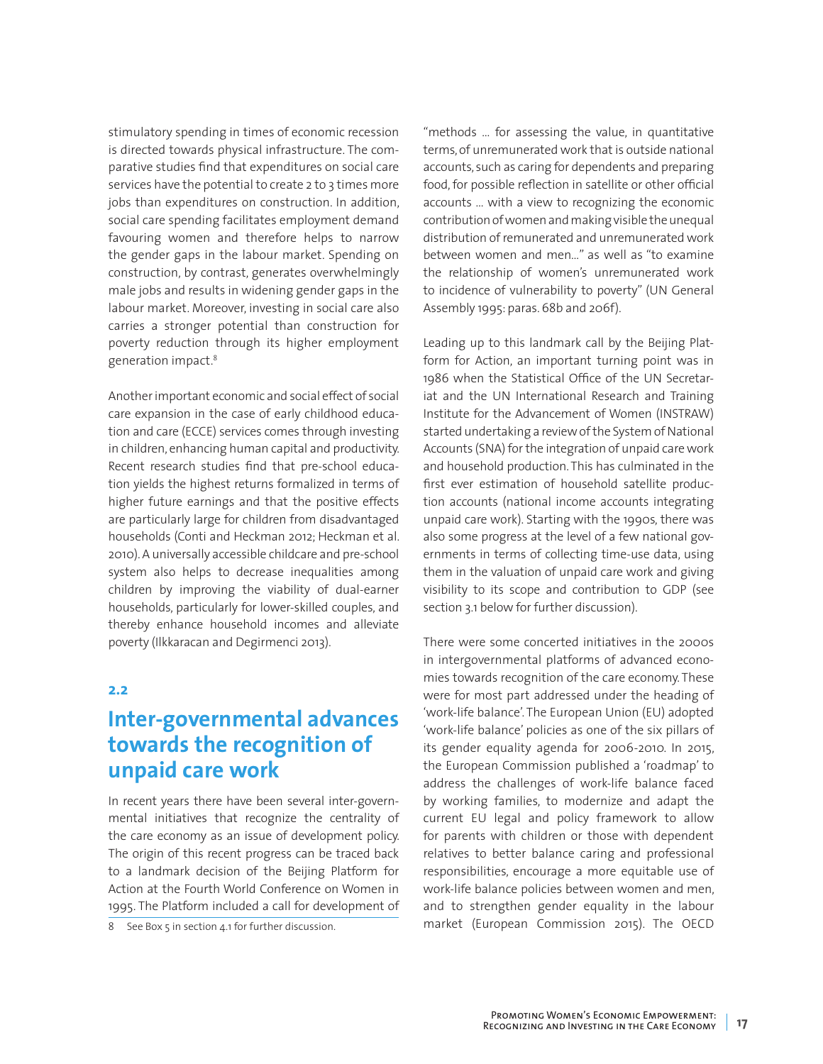stimulatory spending in times of economic recession is directed towards physical infrastructure. The comparative studies find that expenditures on social care services have the potential to create 2 to 3 times more jobs than expenditures on construction. In addition, social care spending facilitates employment demand favouring women and therefore helps to narrow the gender gaps in the labour market. Spending on construction, by contrast, generates overwhelmingly male jobs and results in widening gender gaps in the labour market. Moreover, investing in social care also carries a stronger potential than construction for poverty reduction through its higher employment generation impact.[8]

Another important economic and social effect of social care expansion in the case of early childhood education and care (ECCE) services comes through investing in children, enhancing human capital and productivity. Recent research studies find that pre-school education yields the highest returns formalized in terms of higher future earnings and that the positive effects are particularly large for children from disadvantaged households (Conti and Heckman 2012; Heckman et al. 2010). A universally accessible childcare and pre-school system also helps to decrease inequalities among children by improving the viability of dual-earner households, particularly for lower-skilled couples, and thereby enhance household incomes and alleviate poverty (Ilkkaracan and Degirmenci 2013).

**2.2**

## Inter-governmental advances towards the recognition of unpaid care work

In recent years there have been several inter-governmental initiatives that recognize the centrality of the care economy as an issue of development policy. The origin of this recent progress can be traced back to a landmark decision of the Beijing Platform for Action at the Fourth World Conference on Women in 1995. The Platform included a call for development of "methods ... for assessing the value, in quantitative terms, of unremunerated work that is outside national accounts, such as caring for dependents and preparing food, for possible reflection in satellite or other official accounts ... with a view to recognizing the economic contribution of women and making visible the unequal distribution of remunerated and unremunerated work between women and men..." as well as "to examine the relationship of women's unremunerated work to incidence of vulnerability to poverty" (UN General Assembly 1995: paras. 68b and 206f).

Leading up to this landmark call by the Beijing Platform for Action, an important turning point was in 1986 when the Statistical Office of the UN Secretariat and the UN International Research and Training Institute for the Advancement of Women (INSTRAW) started undertaking a review of the System of National Accounts (SNA) for the integration of unpaid care work and household production. This has culminated in the first ever estimation of household satellite production accounts (national income accounts integrating unpaid care work). Starting with the 1990s, there was also some progress at the level of a few national governments in terms of collecting time-use data, using them in the valuation of unpaid care work and giving visibility to its scope and contribution to GDP (see section 3.1 below for further discussion).

There were some concerted initiatives in the 2000s in intergovernmental platforms of advanced economies towards recognition of the care economy. These were for most part addressed under the heading of 'work-life balance'. The European Union (EU) adopted 'work-life balance' policies as one of the six pillars of its gender equality agenda for 2006-2010. In 2015, the European Commission published a 'roadmap' to address the challenges of work-life balance faced by working families, to modernize and adapt the current EU legal and policy framework to allow for parents with children or those with dependent relatives to better balance caring and professional responsibilities, encourage a more equitable use of work-life balance policies between women and men, and to strengthen gender equality in the labour market (European Commission 2015). The OECD

8 See Box 5 in section 4.1 for further discussion.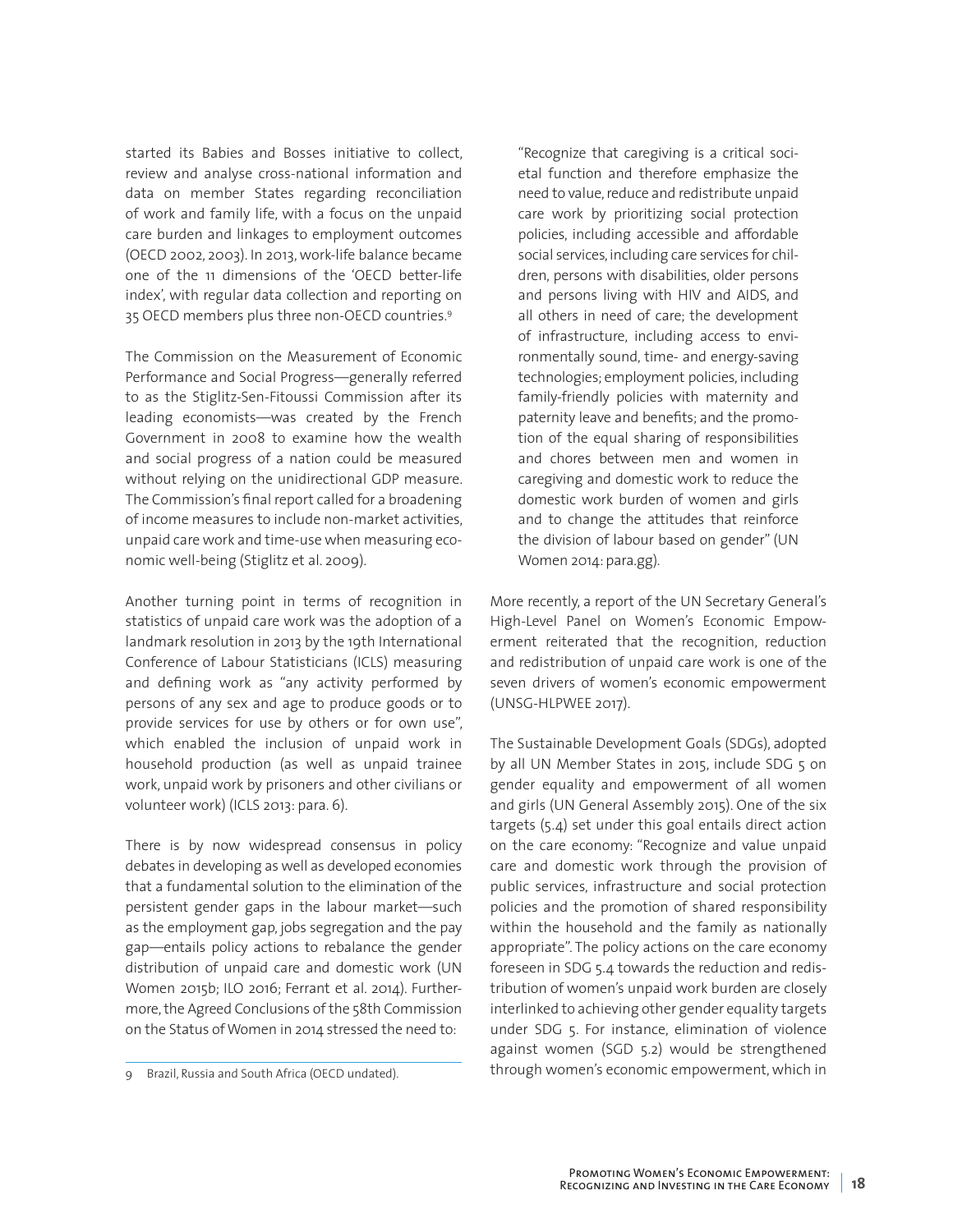started its Babies and Bosses initiative to collect, review and analyse cross-national information and data on member States regarding reconciliation of work and family life, with a focus on the unpaid care burden and linkages to employment outcomes (OECD 2002, 2003). In 2013, work-life balance became one of the 11 dimensions of the 'OECD better-life index', with regular data collection and reporting on 35 OECD members plus three non-OECD countries.[9]

The Commission on the Measurement of Economic Performance and Social Progress—generally referred to as the Stiglitz-Sen-Fitoussi Commission after its leading economists—was created by the French Government in 2008 to examine how the wealth and social progress of a nation could be measured without relying on the unidirectional GDP measure. The Commission's final report called for a broadening of income measures to include non-market activities, unpaid care work and time-use when measuring economic well-being (Stiglitz et al. 2009).

Another turning point in terms of recognition in statistics of unpaid care work was the adoption of a landmark resolution in 2013 by the 19th International Conference of Labour Statisticians (ICLS) measuring and defining work as "any activity performed by persons of any sex and age to produce goods or to provide services for use by others or for own use", which enabled the inclusion of unpaid work in household production (as well as unpaid trainee work, unpaid work by prisoners and other civilians or volunteer work) (ICLS 2013: para. 6).

There is by now widespread consensus in policy debates in developing as well as developed economies that a fundamental solution to the elimination of the persistent gender gaps in the labour market—such as the employment gap, jobs segregation and the pay gap—entails policy actions to rebalance the gender distribution of unpaid care and domestic work (UN Women 2015b; ILO 2016; Ferrant et al. 2014). Furthermore, the Agreed Conclusions of the 58th Commission on the Status of Women in 2014 stressed the need to:

> "Recognize that caregiving is a critical societal function and therefore emphasize the need to value, reduce and redistribute unpaid care work by prioritizing social protection policies, including accessible and affordable social services, including care services for children, persons with disabilities, older persons and persons living with HIV and AIDS, and all others in need of care; the development of infrastructure, including access to environmentally sound, time- and energy-saving technologies; employment policies, including family-friendly policies with maternity and paternity leave and benefits; and the promotion of the equal sharing of responsibilities and chores between men and women in caregiving and domestic work to reduce the domestic work burden of women and girls and to change the attitudes that reinforce the division of labour based on gender" (UN Women 2014: para.gg).

More recently, a report of the UN Secretary General's High-Level Panel on Women's Economic Empowerment reiterated that the recognition, reduction and redistribution of unpaid care work is one of the seven drivers of women's economic empowerment (UNSG-HLPWEE 2017).

The Sustainable Development Goals (SDGs), adopted by all UN Member States in 2015, include SDG 5 on gender equality and empowerment of all women and girls (UN General Assembly 2015). One of the six targets (5.4) set under this goal entails direct action on the care economy: "Recognize and value unpaid care and domestic work through the provision of public services, infrastructure and social protection policies and the promotion of shared responsibility within the household and the family as nationally appropriate". The policy actions on the care economy foreseen in SDG 5.4 towards the reduction and redistribution of women's unpaid work burden are closely interlinked to achieving other gender equality targets under SDG 5. For instance, elimination of violence against women (SGD 5.2) would be strengthened through women's economic empowerment, which in

---

9 Brazil, Russia and South Africa (OECD undated).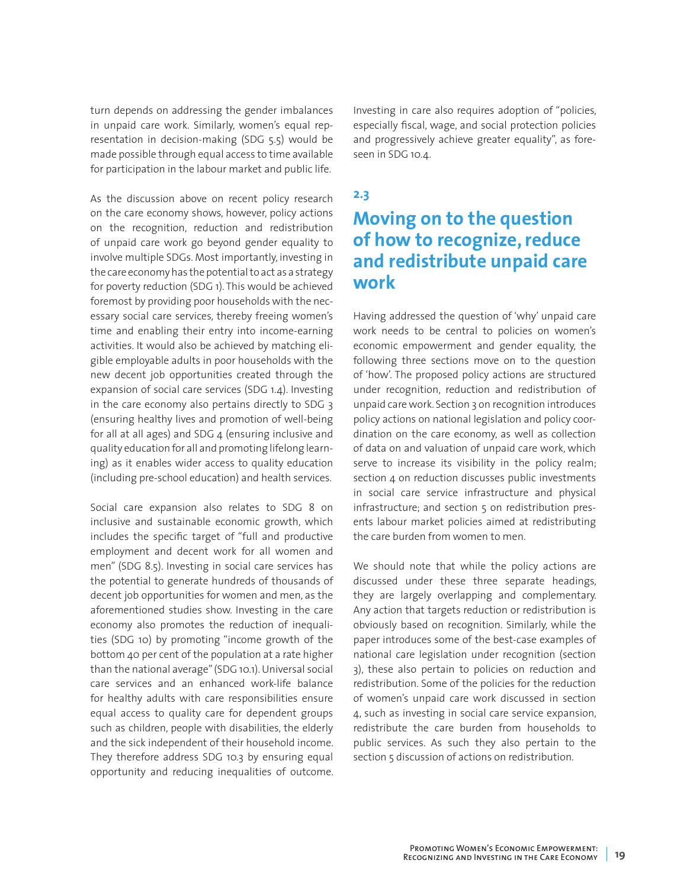turn depends on addressing the gender imbalances in unpaid care work. Similarly, women's equal representation in decision-making (SDG 5.5) would be made possible through equal access to time available for participation in the labour market and public life.

As the discussion above on recent policy research on the care economy shows, however, policy actions on the recognition, reduction and redistribution of unpaid care work go beyond gender equality to involve multiple SDGs. Most importantly, investing in the care economy has the potential to act as a strategy for poverty reduction (SDG 1). This would be achieved foremost by providing poor households with the necessary social care services, thereby freeing women's time and enabling their entry into income-earning activities. It would also be achieved by matching eligible employable adults in poor households with the new decent job opportunities created through the expansion of social care services (SDG 1.4). Investing in the care economy also pertains directly to SDG 3 (ensuring healthy lives and promotion of well-being for all at all ages) and SDG 4 (ensuring inclusive and quality education for all and promoting lifelong learning) as it enables wider access to quality education (including pre-school education) and health services.

Social care expansion also relates to SDG 8 on inclusive and sustainable economic growth, which includes the specific target of "full and productive employment and decent work for all women and men" (SDG 8.5). Investing in social care services has the potential to generate hundreds of thousands of decent job opportunities for women and men, as the aforementioned studies show. Investing in the care economy also promotes the reduction of inequalities (SDG 10) by promoting "income growth of the bottom 40 per cent of the population at a rate higher than the national average" (SDG 10.1). Universal social care services and an enhanced work-life balance for healthy adults with care responsibilities ensure equal access to quality care for dependent groups such as children, people with disabilities, the elderly and the sick independent of their household income. They therefore address SDG 10.3 by ensuring equal opportunity and reducing inequalities of outcome. Investing in care also requires adoption of "policies, especially fiscal, wage, and social protection policies and progressively achieve greater equality", as foreseen in SDG 10.4.

## 2.3 Moving on to the question of how to recognize, reduce and redistribute unpaid care work

Having addressed the question of 'why' unpaid care work needs to be central to policies on women's economic empowerment and gender equality, the following three sections move on to the question of 'how'. The proposed policy actions are structured under recognition, reduction and redistribution of unpaid care work. Section 3 on recognition introduces policy actions on national legislation and policy coordination on the care economy, as well as collection of data on and valuation of unpaid care work, which serve to increase its visibility in the policy realm; section 4 on reduction discusses public investments in social care service infrastructure and physical infrastructure; and section 5 on redistribution presents labour market policies aimed at redistributing the care burden from women to men.

We should note that while the policy actions are discussed under these three separate headings, they are largely overlapping and complementary. Any action that targets reduction or redistribution is obviously based on recognition. Similarly, while the paper introduces some of the best-case examples of national care legislation under recognition (section 3), these also pertain to policies on reduction and redistribution. Some of the policies for the reduction of women's unpaid care work discussed in section 4, such as investing in social care service expansion, redistribute the care burden from households to public services. As such they also pertain to the section 5 discussion of actions on redistribution.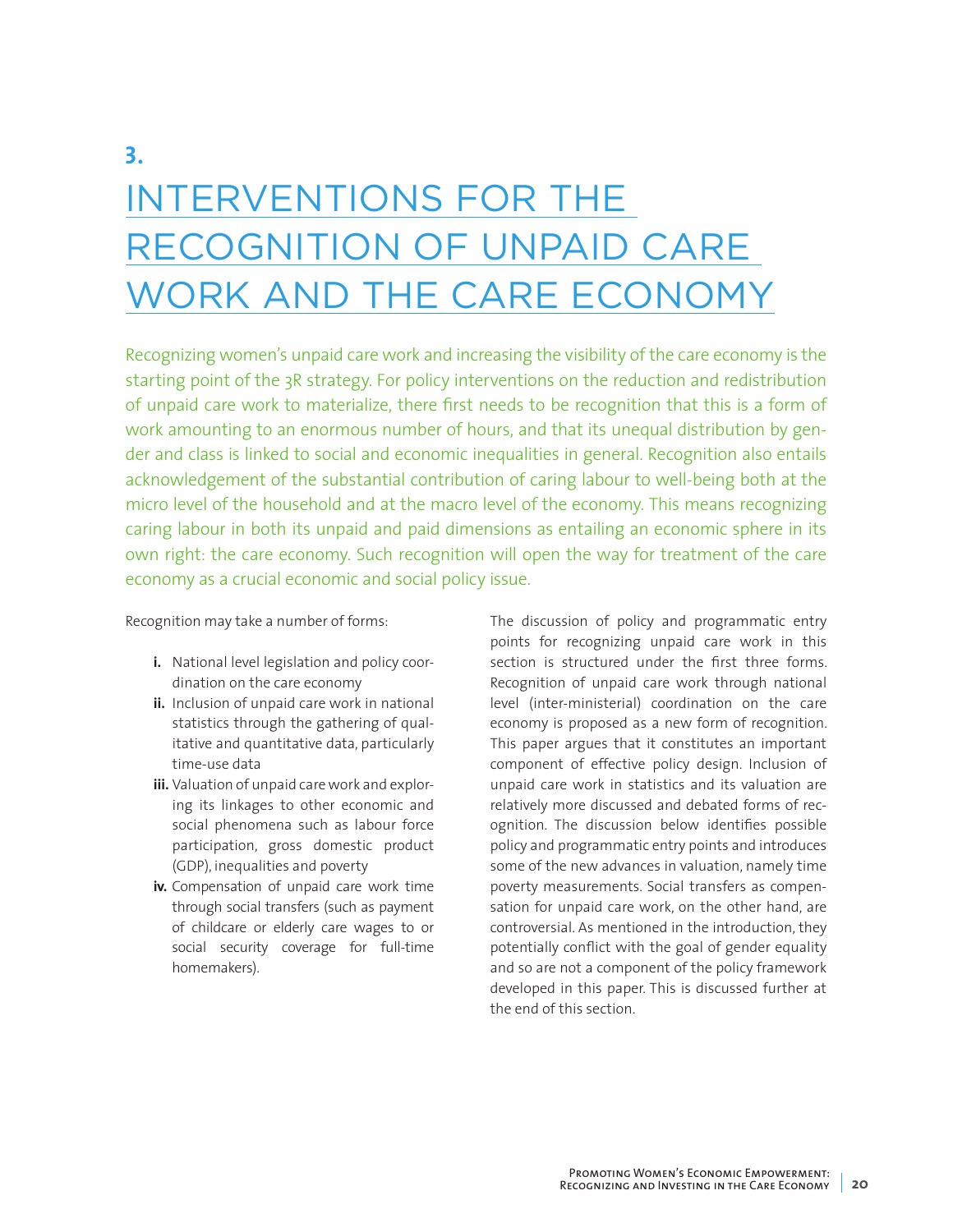# 3. INTERVENTIONS FOR THE RECOGNITION OF UNPAID CARE WORK AND THE CARE ECONOMY

Recognizing women's unpaid care work and increasing the visibility of the care economy is the starting point of the 3R strategy. For policy interventions on the reduction and redistribution of unpaid care work to materialize, there first needs to be recognition that this is a form of work amounting to an enormous number of hours, and that its unequal distribution by gender and class is linked to social and economic inequalities in general. Recognition also entails acknowledgement of the substantial contribution of caring labour to well-being both at the micro level of the household and at the macro level of the economy. This means recognizing caring labour in both its unpaid and paid dimensions as entailing an economic sphere in its own right: the care economy. Such recognition will open the way for treatment of the care economy as a crucial economic and social policy issue.

Recognition may take a number of forms:

- **i.** National level legislation and policy coordination on the care economy
- **ii.** Inclusion of unpaid care work in national statistics through the gathering of qualitative and quantitative data, particularly time-use data
- **iii.** Valuation of unpaid care work and exploring its linkages to other economic and social phenomena such as labour force participation, gross domestic product (GDP), inequalities and poverty
- **iv.** Compensation of unpaid care work time through social transfers (such as payment of childcare or elderly care wages to or social security coverage for full-time homemakers).

The discussion of policy and programmatic entry points for recognizing unpaid care work in this section is structured under the first three forms. Recognition of unpaid care work through national level (inter-ministerial) coordination on the care economy is proposed as a new form of recognition. This paper argues that it constitutes an important component of effective policy design. Inclusion of unpaid care work in statistics and its valuation are relatively more discussed and debated forms of recognition. The discussion below identifies possible policy and programmatic entry points and introduces some of the new advances in valuation, namely time poverty measurements. Social transfers as compensation for unpaid care work, on the other hand, are controversial. As mentioned in the introduction, they potentially conflict with the goal of gender equality and so are not a component of the policy framework developed in this paper. This is discussed further at the end of this section.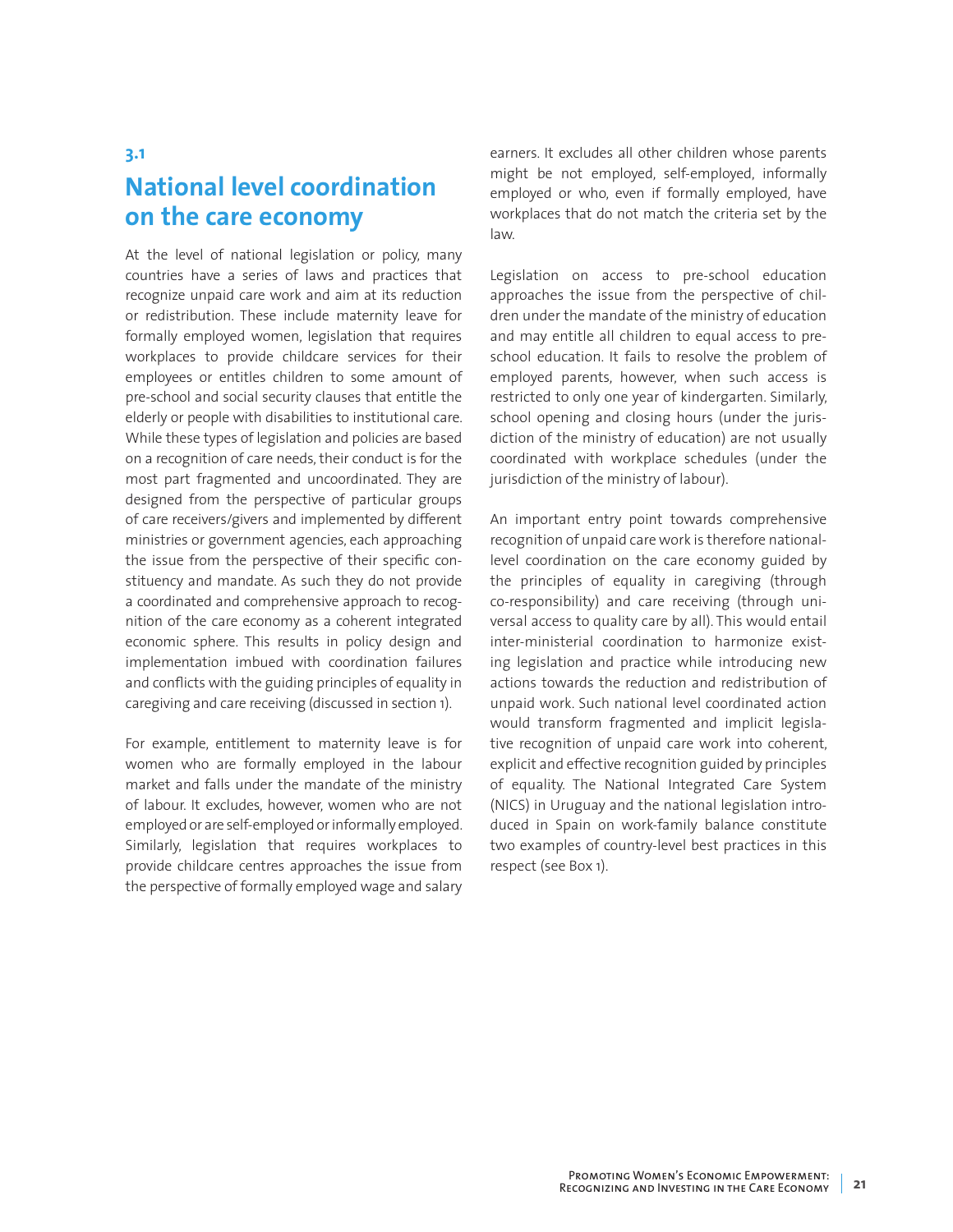## 3.1

## National level coordination on the care economy

At the level of national legislation or policy, many countries have a series of laws and practices that recognize unpaid care work and aim at its reduction or redistribution. These include maternity leave for formally employed women, legislation that requires workplaces to provide childcare services for their employees or entitles children to some amount of pre-school and social security clauses that entitle the elderly or people with disabilities to institutional care. While these types of legislation and policies are based on a recognition of care needs, their conduct is for the most part fragmented and uncoordinated. They are designed from the perspective of particular groups of care receivers/givers and implemented by different ministries or government agencies, each approaching the issue from the perspective of their specific constituency and mandate. As such they do not provide a coordinated and comprehensive approach to recognition of the care economy as a coherent integrated economic sphere. This results in policy design and implementation imbued with coordination failures and conflicts with the guiding principles of equality in caregiving and care receiving (discussed in section 1).

For example, entitlement to maternity leave is for women who are formally employed in the labour market and falls under the mandate of the ministry of labour. It excludes, however, women who are not employed or are self-employed or informally employed. Similarly, legislation that requires workplaces to provide childcare centres approaches the issue from the perspective of formally employed wage and salary earners. It excludes all other children whose parents might be not employed, self-employed, informally employed or who, even if formally employed, have workplaces that do not match the criteria set by the law.

Legislation on access to pre-school education approaches the issue from the perspective of children under the mandate of the ministry of education and may entitle all children to equal access to pre-school education. It fails to resolve the problem of employed parents, however, when such access is restricted to only one year of kindergarten. Similarly, school opening and closing hours (under the jurisdiction of the ministry of education) are not usually coordinated with workplace schedules (under the jurisdiction of the ministry of labour).

An important entry point towards comprehensive recognition of unpaid care work is therefore national-level coordination on the care economy guided by the principles of equality in caregiving (through co-responsibility) and care receiving (through universal access to quality care by all). This would entail inter-ministerial coordination to harmonize existing legislation and practice while introducing new actions towards the reduction and redistribution of unpaid work. Such national level coordinated action would transform fragmented and implicit legislative recognition of unpaid care work into coherent, explicit and effective recognition guided by principles of equality. The National Integrated Care System (NICS) in Uruguay and the national legislation introduced in Spain on work-family balance constitute two examples of country-level best practices in this respect (see Box 1).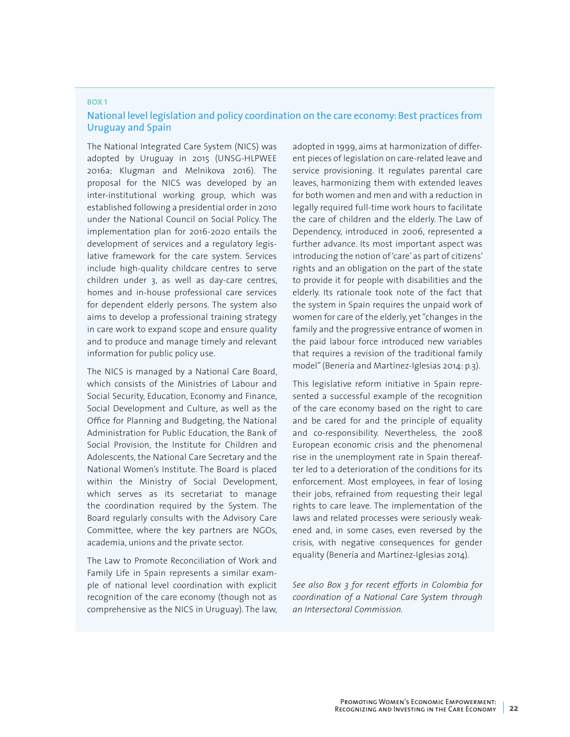**BOX 1**

## National level legislation and policy coordination on the care economy: Best practices from Uruguay and Spain

The National Integrated Care System (NICS) was adopted by Uruguay in 2015 (UNSG-HLPWEE 2016a; Klugman and Melnikova 2016). The proposal for the NICS was developed by an inter-institutional working group, which was established following a presidential order in 2010 under the National Council on Social Policy. The implementation plan for 2016-2020 entails the development of services and a regulatory legislative framework for the care system. Services include high-quality childcare centres to serve children under 3, as well as day-care centres, homes and in-house professional care services for dependent elderly persons. The system also aims to develop a professional training strategy in care work to expand scope and ensure quality and to produce and manage timely and relevant information for public policy use.

The NICS is managed by a National Care Board, which consists of the Ministries of Labour and Social Security, Education, Economy and Finance, Social Development and Culture, as well as the Office for Planning and Budgeting, the National Administration for Public Education, the Bank of Social Provision, the Institute for Children and Adolescents, the National Care Secretary and the National Women's Institute. The Board is placed within the Ministry of Social Development, which serves as its secretariat to manage the coordination required by the System. The Board regularly consults with the Advisory Care Committee, where the key partners are NGOs, academia, unions and the private sector.

The Law to Promote Reconciliation of Work and Family Life in Spain represents a similar example of national level coordination with explicit recognition of the care economy (though not as comprehensive as the NICS in Uruguay). The law, adopted in 1999, aims at harmonization of different pieces of legislation on care-related leave and service provisioning. It regulates parental care leaves, harmonizing them with extended leaves for both women and men and with a reduction in legally required full-time work hours to facilitate the care of children and the elderly. The Law of Dependency, introduced in 2006, represented a further advance. Its most important aspect was introducing the notion of 'care' as part of citizens' rights and an obligation on the part of the state to provide it for people with disabilities and the elderly. Its rationale took note of the fact that the system in Spain requires the unpaid work of women for care of the elderly, yet "changes in the family and the progressive entrance of women in the paid labour force introduced new variables that requires a revision of the traditional family model" (Benería and Martínez-Iglesias 2014: p.3).

This legislative reform initiative in Spain represented a successful example of the recognition of the care economy based on the right to care and be cared for and the principle of equality and co-responsibility. Nevertheless, the 2008 European economic crisis and the phenomenal rise in the unemployment rate in Spain thereafter led to a deterioration of the conditions for its enforcement. Most employees, in fear of losing their jobs, refrained from requesting their legal rights to care leave. The implementation of the laws and related processes were seriously weakened and, in some cases, even reversed by the crisis, with negative consequences for gender equality (Benería and Martínez-Iglesias 2014).

*See also Box 3 for recent efforts in Colombia for coordination of a National Care System through an Intersectoral Commission.*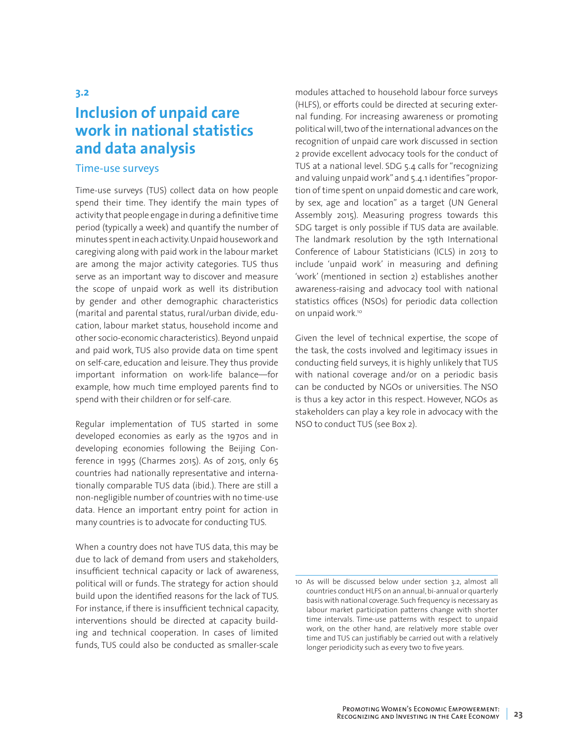## 3.2

# Inclusion of unpaid care work in national statistics and data analysis

### Time-use surveys

Time-use surveys (TUS) collect data on how people spend their time. They identify the main types of activity that people engage in during a definitive time period (typically a week) and quantify the number of minutes spent in each activity. Unpaid housework and caregiving along with paid work in the labour market are among the major activity categories. TUS thus serve as an important way to discover and measure the scope of unpaid work as well its distribution by gender and other demographic characteristics (marital and parental status, rural/urban divide, education, labour market status, household income and other socio-economic characteristics). Beyond unpaid and paid work, TUS also provide data on time spent on self-care, education and leisure. They thus provide important information on work-life balance—for example, how much time employed parents find to spend with their children or for self-care.

Regular implementation of TUS started in some developed economies as early as the 1970s and in developing economies following the Beijing Conference in 1995 (Charmes 2015). As of 2015, only 65 countries had nationally representative and internationally comparable TUS data (ibid.). There are still a non-negligible number of countries with no time-use data. Hence an important entry point for action in many countries is to advocate for conducting TUS.

When a country does not have TUS data, this may be due to lack of demand from users and stakeholders, insufficient technical capacity or lack of awareness, political will or funds. The strategy for action should build upon the identified reasons for the lack of TUS. For instance, if there is insufficient technical capacity, interventions should be directed at capacity building and technical cooperation. In cases of limited funds, TUS could also be conducted as smaller-scale modules attached to household labour force surveys (HLFS), or efforts could be directed at securing external funding. For increasing awareness or promoting political will, two of the international advances on the recognition of unpaid care work discussed in section 2 provide excellent advocacy tools for the conduct of TUS at a national level. SDG 5.4 calls for "recognizing and valuing unpaid work" and 5.4.1 identifies "proportion of time spent on unpaid domestic and care work, by sex, age and location" as a target (UN General Assembly 2015). Measuring progress towards this SDG target is only possible if TUS data are available. The landmark resolution by the 19th International Conference of Labour Statisticians (ICLS) in 2013 to include 'unpaid work' in measuring and defining 'work' (mentioned in section 2) establishes another awareness-raising and advocacy tool with national statistics offices (NSOs) for periodic data collection on unpaid work.[10]

Given the level of technical expertise, the scope of the task, the costs involved and legitimacy issues in conducting field surveys, it is highly unlikely that TUS with national coverage and/or on a periodic basis can be conducted by NGOs or universities. The NSO is thus a key actor in this respect. However, NGOs as stakeholders can play a key role in advocacy with the NSO to conduct TUS (see Box 2).

10 As will be discussed below under section 3.2, almost all countries conduct HLFS on an annual, bi-annual or quarterly basis with national coverage. Such frequency is necessary as labour market participation patterns change with shorter time intervals. Time-use patterns with respect to unpaid work, on the other hand, are relatively more stable over time and TUS can justifiably be carried out with a relatively longer periodicity such as every two to five years.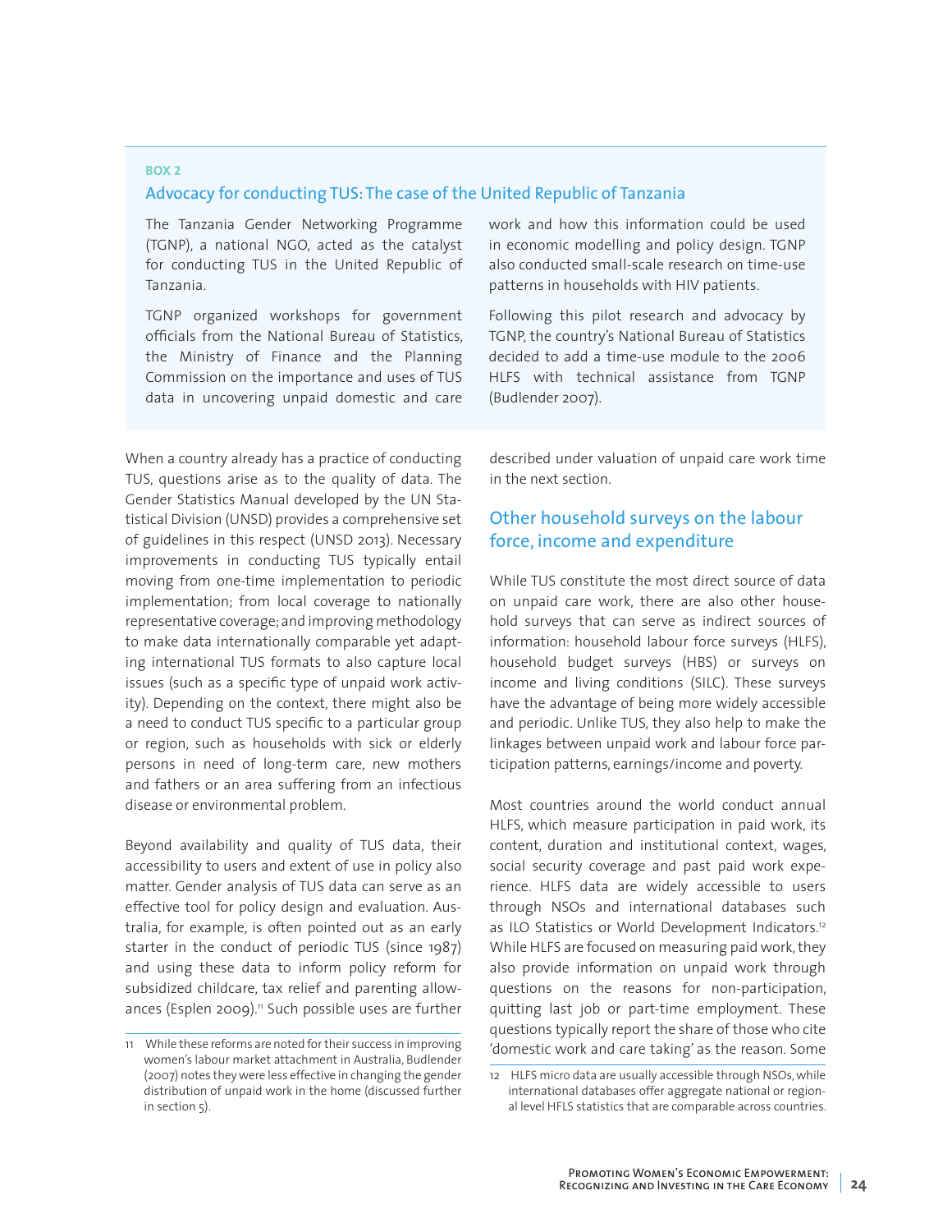**BOX 2**

### Advocacy for conducting TUS: The case of the United Republic of Tanzania

The Tanzania Gender Networking Programme (TGNP), a national NGO, acted as the catalyst for conducting TUS in the United Republic of Tanzania.

TGNP organized workshops for government officials from the National Bureau of Statistics, the Ministry of Finance and the Planning Commission on the importance and uses of TUS data in uncovering unpaid domestic and care work and how this information could be used in economic modelling and policy design. TGNP also conducted small-scale research on time-use patterns in households with HIV patients.

Following this pilot research and advocacy by TGNP, the country's National Bureau of Statistics decided to add a time-use module to the 2006 HLFS with technical assistance from TGNP (Budlender 2007).

---

When a country already has a practice of conducting TUS, questions arise as to the quality of data. The Gender Statistics Manual developed by the UN Statistical Division (UNSD) provides a comprehensive set of guidelines in this respect (UNSD 2013). Necessary improvements in conducting TUS typically entail moving from one-time implementation to periodic implementation; from local coverage to nationally representative coverage; and improving methodology to make data internationally comparable yet adapting international TUS formats to also capture local issues (such as a specific type of unpaid work activity). Depending on the context, there might also be a need to conduct TUS specific to a particular group or region, such as households with sick or elderly persons in need of long-term care, new mothers and fathers or an area suffering from an infectious disease or environmental problem.

Beyond availability and quality of TUS data, their accessibility to users and extent of use in policy also matter. Gender analysis of TUS data can serve as an effective tool for policy design and evaluation. Australia, for example, is often pointed out as an early starter in the conduct of periodic TUS (since 1987) and using these data to inform policy reform for subsidized childcare, tax relief and parenting allowances (Esplen 2009).[11] Such possible uses are further described under valuation of unpaid care work time in the next section.

## Other household surveys on the labour force, income and expenditure

While TUS constitute the most direct source of data on unpaid care work, there are also other household surveys that can serve as indirect sources of information: household labour force surveys (HLFS), household budget surveys (HBS) or surveys on income and living conditions (SILC). These surveys have the advantage of being more widely accessible and periodic. Unlike TUS, they also help to make the linkages between unpaid work and labour force participation patterns, earnings/income and poverty.

Most countries around the world conduct annual HLFS, which measure participation in paid work, its content, duration and institutional context, wages, social security coverage and past paid work experience. HLFS data are widely accessible to users through NSOs and international databases such as ILO Statistics or World Development Indicators.[12] While HLFS are focused on measuring paid work, they also provide information on unpaid work through questions on the reasons for non-participation, quitting last job or part-time employment. These questions typically report the share of those who cite 'domestic work and care taking' as the reason. Some

---

11 While these reforms are noted for their success in improving women's labour market attachment in Australia, Budlender (2007) notes they were less effective in changing the gender distribution of unpaid work in the home (discussed further in section 5).

12 HLFS micro data are usually accessible through NSOs, while international databases offer aggregate national or regional level HFLS statistics that are comparable across countries.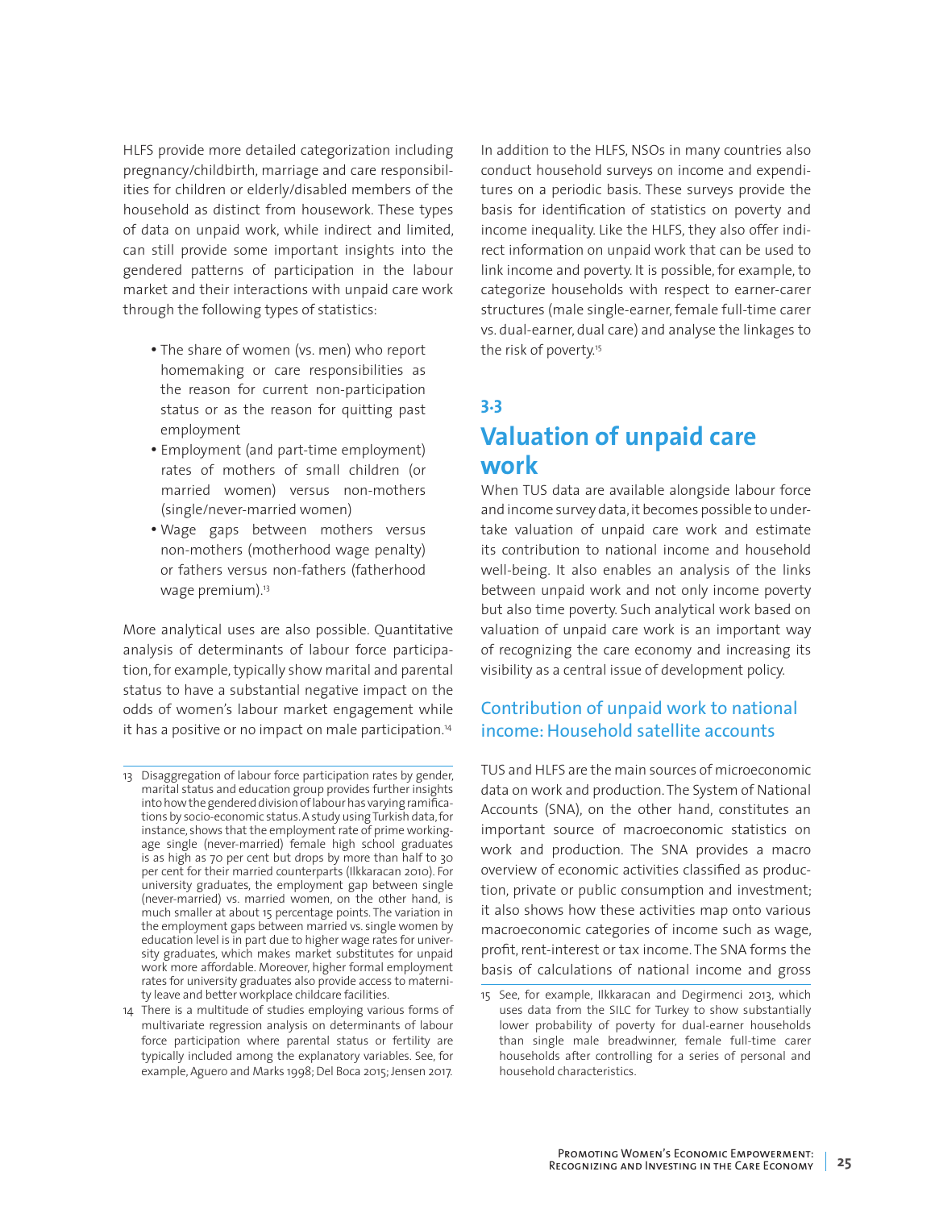HLFS provide more detailed categorization including pregnancy/childbirth, marriage and care responsibilities for children or elderly/disabled members of the household as distinct from housework. These types of data on unpaid work, while indirect and limited, can still provide some important insights into the gendered patterns of participation in the labour market and their interactions with unpaid care work through the following types of statistics:

- The share of women (vs. men) who report homemaking or care responsibilities as the reason for current non-participation status or as the reason for quitting past employment
- Employment (and part-time employment) rates of mothers of small children (or married women) versus non-mothers (single/never-married women)
- Wage gaps between mothers versus non-mothers (motherhood wage penalty) or fathers versus non-fathers (fatherhood wage premium).[13]

More analytical uses are also possible. Quantitative analysis of determinants of labour force participation, for example, typically show marital and parental status to have a substantial negative impact on the odds of women's labour market engagement while it has a positive or no impact on male participation.[14]

In addition to the HLFS, NSOs in many countries also conduct household surveys on income and expenditures on a periodic basis. These surveys provide the basis for identification of statistics on poverty and income inequality. Like the HLFS, they also offer indirect information on unpaid work that can be used to link income and poverty. It is possible, for example, to categorize households with respect to earner-carer structures (male single-earner, female full-time carer vs. dual-earner, dual care) and analyse the linkages to the risk of poverty.[15]

## 3.3 Valuation of unpaid care work

When TUS data are available alongside labour force and income survey data, it becomes possible to undertake valuation of unpaid care work and estimate its contribution to national income and household well-being. It also enables an analysis of the links between unpaid work and not only income poverty but also time poverty. Such analytical work based on valuation of unpaid care work is an important way of recognizing the care economy and increasing its visibility as a central issue of development policy.

### Contribution of unpaid work to national income: Household satellite accounts

TUS and HLFS are the main sources of microeconomic data on work and production. The System of National Accounts (SNA), on the other hand, constitutes an important source of macroeconomic statistics on work and production. The SNA provides a macro overview of economic activities classified as production, private or public consumption and investment; it also shows how these activities map onto various macroeconomic categories of income such as wage, profit, rent-interest or tax income. The SNA forms the basis of calculations of national income and gross

---

13 Disaggregation of labour force participation rates by gender, marital status and education group provides further insights into how the gendered division of labour has varying ramifications by socio-economic status. A study using Turkish data, for instance, shows that the employment rate of prime working-age single (never-married) female high school graduates is as high as 70 per cent but drops by more than half to 30 per cent for their married counterparts (Ilkkaracan 2010). For university graduates, the employment gap between single (never-married) vs. married women, on the other hand, is much smaller at about 15 percentage points. The variation in the employment gaps between married vs. single women by education level is in part due to higher wage rates for university graduates, which makes market substitutes for unpaid work more affordable. Moreover, higher formal employment rates for university graduates also provide access to maternity leave and better workplace childcare facilities.

14 There is a multitude of studies employing various forms of multivariate regression analysis on determinants of labour force participation where parental status or fertility are typically included among the explanatory variables. See, for example, Aguero and Marks 1998; Del Boca 2015; Jensen 2017.

15 See, for example, Ilkkaracan and Degirmenci 2013, which uses data from the SILC for Turkey to show substantially lower probability of poverty for dual-earner households than single male breadwinner, female full-time carer households after controlling for a series of personal and household characteristics.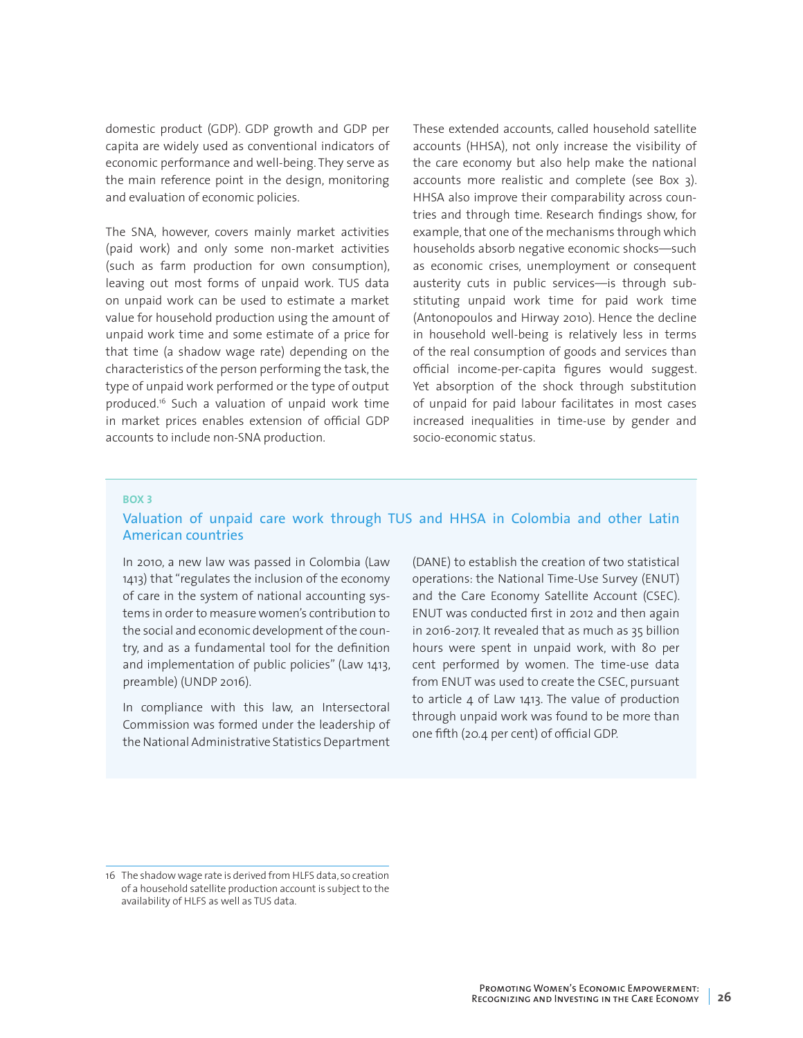domestic product (GDP). GDP growth and GDP per capita are widely used as conventional indicators of economic performance and well-being. They serve as the main reference point in the design, monitoring and evaluation of economic policies.

The SNA, however, covers mainly market activities (paid work) and only some non-market activities (such as farm production for own consumption), leaving out most forms of unpaid work. TUS data on unpaid work can be used to estimate a market value for household production using the amount of unpaid work time and some estimate of a price for that time (a shadow wage rate) depending on the characteristics of the person performing the task, the type of unpaid work performed or the type of output produced.[16] Such a valuation of unpaid work time in market prices enables extension of official GDP accounts to include non-SNA production.

These extended accounts, called household satellite accounts (HHSA), not only increase the visibility of the care economy but also help make the national accounts more realistic and complete (see Box 3). HHSA also improve their comparability across countries and through time. Research findings show, for example, that one of the mechanisms through which households absorb negative economic shocks—such as economic crises, unemployment or consequent austerity cuts in public services—is through substituting unpaid work time for paid work time (Antonopoulos and Hirway 2010). Hence the decline in household well-being is relatively less in terms of the real consumption of goods and services than official income-per-capita figures would suggest. Yet absorption of the shock through substitution of unpaid for paid labour facilitates in most cases increased inequalities in time-use by gender and socio-economic status.

**BOX 3**

### Valuation of unpaid care work through TUS and HHSA in Colombia and other Latin American countries

In 2010, a new law was passed in Colombia (Law 1413) that "regulates the inclusion of the economy of care in the system of national accounting systems in order to measure women's contribution to the social and economic development of the country, and as a fundamental tool for the definition and implementation of public policies" (Law 1413, preamble) (UNDP 2016).

In compliance with this law, an Intersectoral Commission was formed under the leadership of the National Administrative Statistics Department (DANE) to establish the creation of two statistical operations: the National Time-Use Survey (ENUT) and the Care Economy Satellite Account (CSEC). ENUT was conducted first in 2012 and then again in 2016-2017. It revealed that as much as 35 billion hours were spent in unpaid work, with 80 per cent performed by women. The time-use data from ENUT was used to create the CSEC, pursuant to article 4 of Law 1413. The value of production through unpaid work was found to be more than one fifth (20.4 per cent) of official GDP.

---

16 The shadow wage rate is derived from HLFS data, so creation of a household satellite production account is subject to the availability of HLFS as well as TUS data.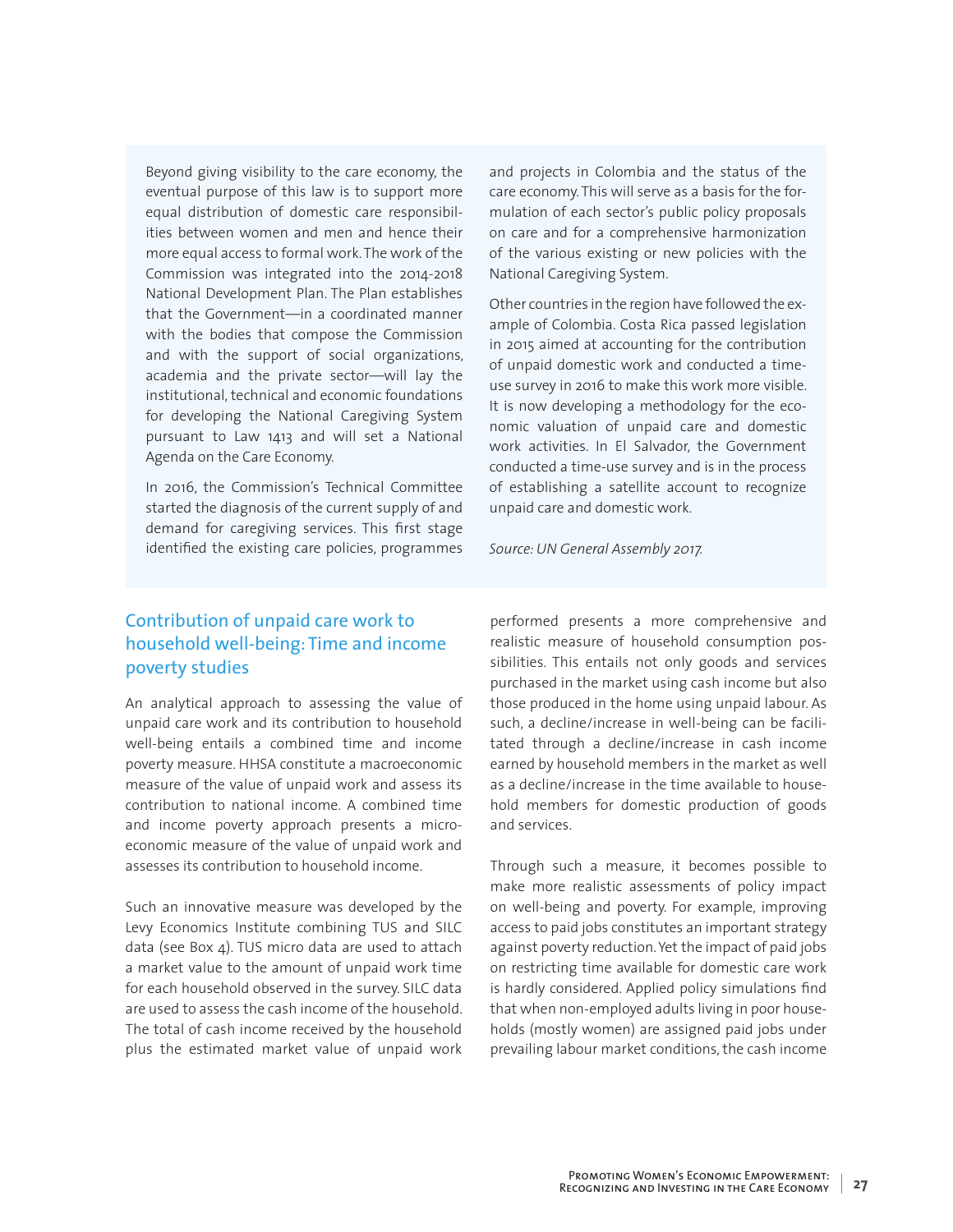Beyond giving visibility to the care economy, the eventual purpose of this law is to support more equal distribution of domestic care responsibilities between women and men and hence their more equal access to formal work. The work of the Commission was integrated into the 2014-2018 National Development Plan. The Plan establishes that the Government—in a coordinated manner with the bodies that compose the Commission and with the support of social organizations, academia and the private sector—will lay the institutional, technical and economic foundations for developing the National Caregiving System pursuant to Law 1413 and will set a National Agenda on the Care Economy.

In 2016, the Commission's Technical Committee started the diagnosis of the current supply of and demand for caregiving services. This first stage identified the existing care policies, programmes and projects in Colombia and the status of the care economy. This will serve as a basis for the formulation of each sector's public policy proposals on care and for a comprehensive harmonization of the various existing or new policies with the National Caregiving System.

Other countries in the region have followed the example of Colombia. Costa Rica passed legislation in 2015 aimed at accounting for the contribution of unpaid domestic work and conducted a time-use survey in 2016 to make this work more visible. It is now developing a methodology for the economic valuation of unpaid care and domestic work activities. In El Salvador, the Government conducted a time-use survey and is in the process of establishing a satellite account to recognize unpaid care and domestic work.

*Source: UN General Assembly 2017.*

## Contribution of unpaid care work to household well-being: Time and income poverty studies

An analytical approach to assessing the value of unpaid care work and its contribution to household well-being entails a combined time and income poverty measure. HHSA constitute a macroeconomic measure of the value of unpaid work and assess its contribution to national income. A combined time and income poverty approach presents a microeconomic measure of the value of unpaid work and assesses its contribution to household income.

Such an innovative measure was developed by the Levy Economics Institute combining TUS and SILC data (see Box 4). TUS micro data are used to attach a market value to the amount of unpaid work time for each household observed in the survey. SILC data are used to assess the cash income of the household. The total of cash income received by the household plus the estimated market value of unpaid work performed presents a more comprehensive and realistic measure of household consumption possibilities. This entails not only goods and services purchased in the market using cash income but also those produced in the home using unpaid labour. As such, a decline/increase in well-being can be facilitated through a decline/increase in cash income earned by household members in the market as well as a decline/increase in the time available to household members for domestic production of goods and services.

Through such a measure, it becomes possible to make more realistic assessments of policy impact on well-being and poverty. For example, improving access to paid jobs constitutes an important strategy against poverty reduction. Yet the impact of paid jobs on restricting time available for domestic care work is hardly considered. Applied policy simulations find that when non-employed adults living in poor households (mostly women) are assigned paid jobs under prevailing labour market conditions, the cash income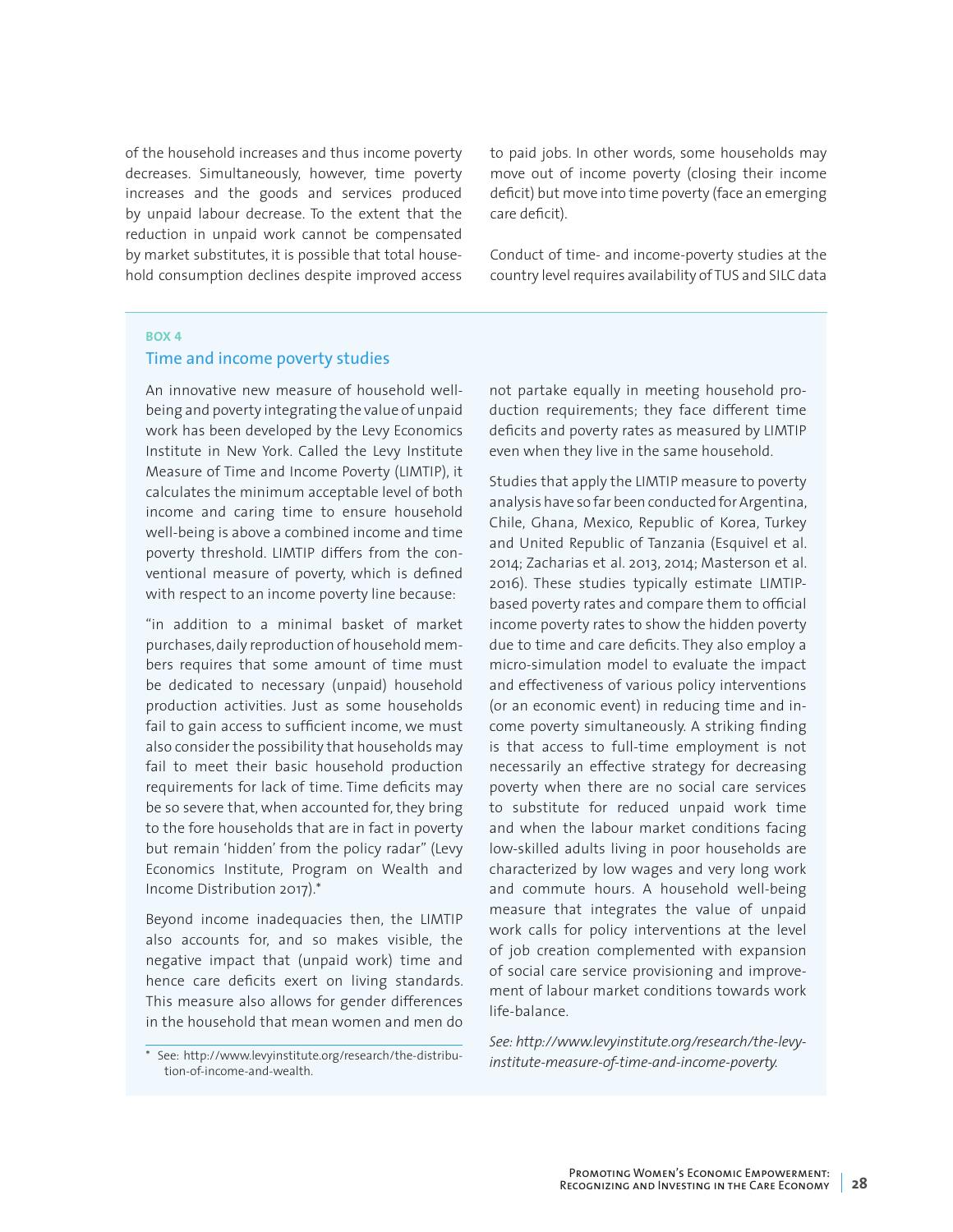of the household increases and thus income poverty decreases. Simultaneously, however, time poverty increases and the goods and services produced by unpaid labour decrease. To the extent that the reduction in unpaid work cannot be compensated by market substitutes, it is possible that total household consumption declines despite improved access to paid jobs. In other words, some households may move out of income poverty (closing their income deficit) but move into time poverty (face an emerging care deficit).

Conduct of time- and income-poverty studies at the country level requires availability of TUS and SILC data

---

**BOX 4**

### Time and income poverty studies

An innovative new measure of household well-being and poverty integrating the value of unpaid work has been developed by the Levy Economics Institute in New York. Called the Levy Institute Measure of Time and Income Poverty (LIMTIP), it calculates the minimum acceptable level of both income and caring time to ensure household well-being is above a combined income and time poverty threshold. LIMTIP differs from the conventional measure of poverty, which is defined with respect to an income poverty line because:

"in addition to a minimal basket of market purchases, daily reproduction of household members requires that some amount of time must be dedicated to necessary (unpaid) household production activities. Just as some households fail to gain access to sufficient income, we must also consider the possibility that households may fail to meet their basic household production requirements for lack of time. Time deficits may be so severe that, when accounted for, they bring to the fore households that are in fact in poverty but remain 'hidden' from the policy radar" (Levy Economics Institute, Program on Wealth and Income Distribution 2017).*

Beyond income inadequacies then, the LIMTIP also accounts for, and so makes visible, the negative impact that (unpaid work) time and hence care deficits exert on living standards. This measure also allows for gender differences in the household that mean women and men do not partake equally in meeting household production requirements; they face different time deficits and poverty rates as measured by LIMTIP even when they live in the same household.

Studies that apply the LIMTIP measure to poverty analysis have so far been conducted for Argentina, Chile, Ghana, Mexico, Republic of Korea, Turkey and United Republic of Tanzania (Esquivel et al. 2014; Zacharias et al. 2013, 2014; Masterson et al. 2016). These studies typically estimate LIMTIP-based poverty rates and compare them to official income poverty rates to show the hidden poverty due to time and care deficits. They also employ a micro-simulation model to evaluate the impact and effectiveness of various policy interventions (or an economic event) in reducing time and income poverty simultaneously. A striking finding is that access to full-time employment is not necessarily an effective strategy for decreasing poverty when there are no social care services to substitute for reduced unpaid work time and when the labour market conditions facing low-skilled adults living in poor households are characterized by low wages and very long work and commute hours. A household well-being measure that integrates the value of unpaid work calls for policy interventions at the level of job creation complemented with expansion of social care service provisioning and improvement of labour market conditions towards work life-balance.

*See: http://www.levyinstitute.org/research/the-levy-institute-measure-of-time-and-income-poverty.*

\* See: http://www.levyinstitute.org/research/the-distribution-of-income-and-wealth.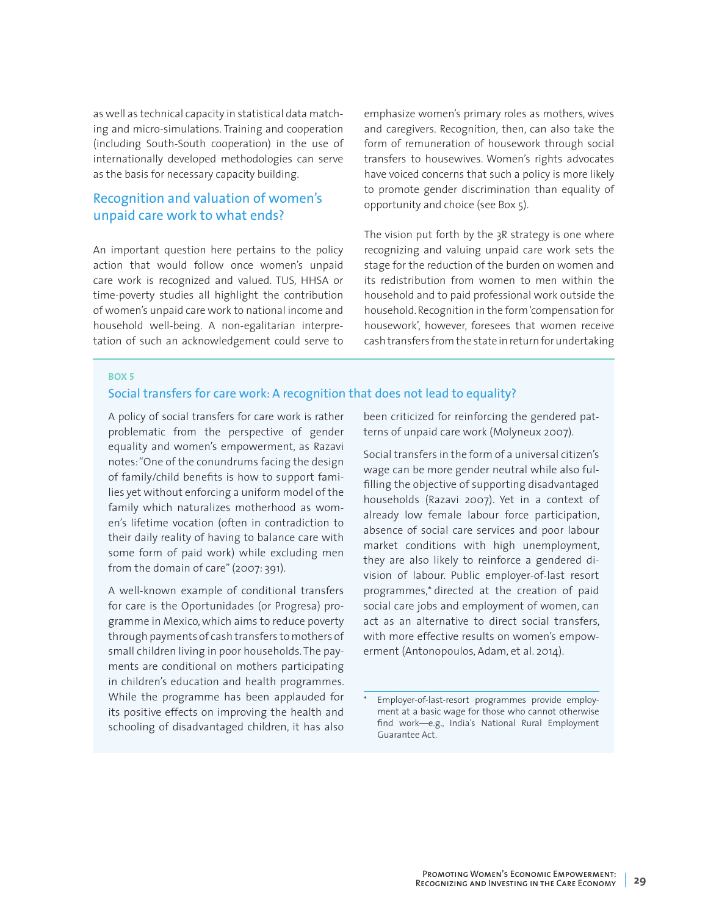as well as technical capacity in statistical data matching and micro-simulations. Training and cooperation (including South-South cooperation) in the use of internationally developed methodologies can serve as the basis for necessary capacity building.

## Recognition and valuation of women's unpaid care work to what ends?

An important question here pertains to the policy action that would follow once women's unpaid care work is recognized and valued. TUS, HHSA or time-poverty studies all highlight the contribution of women's unpaid care work to national income and household well-being. A non-egalitarian interpretation of such an acknowledgement could serve to emphasize women's primary roles as mothers, wives and caregivers. Recognition, then, can also take the form of remuneration of housework through social transfers to housewives. Women's rights advocates have voiced concerns that such a policy is more likely to promote gender discrimination than equality of opportunity and choice (see Box 5).

The vision put forth by the 3R strategy is one where recognizing and valuing unpaid care work sets the stage for the reduction of the burden on women and its redistribution from women to men within the household and to paid professional work outside the household. Recognition in the form 'compensation for housework', however, foresees that women receive cash transfers from the state in return for undertaking

---

**BOX 5**

### Social transfers for care work: A recognition that does not lead to equality?

A policy of social transfers for care work is rather problematic from the perspective of gender equality and women's empowerment, as Razavi notes: "One of the conundrums facing the design of family/child benefits is how to support families yet without enforcing a uniform model of the family which naturalizes motherhood as women's lifetime vocation (often in contradiction to their daily reality of having to balance care with some form of paid work) while excluding men from the domain of care" (2007: 391).

A well-known example of conditional transfers for care is the Oportunidades (or Progresa) programme in Mexico, which aims to reduce poverty through payments of cash transfers to mothers of small children living in poor households. The payments are conditional on mothers participating in children's education and health programmes. While the programme has been applauded for its positive effects on improving the health and schooling of disadvantaged children, it has also been criticized for reinforcing the gendered patterns of unpaid care work (Molyneux 2007).

Social transfers in the form of a universal citizen's wage can be more gender neutral while also fulfilling the objective of supporting disadvantaged households (Razavi 2007). Yet in a context of already low female labour force participation, absence of social care services and poor labour market conditions with high unemployment, they are also likely to reinforce a gendered division of labour. Public employer-of-last resort programmes,* directed at the creation of paid social care jobs and employment of women, can act as an alternative to direct social transfers, with more effective results on women's empowerment (Antonopoulos, Adam, et al. 2014).

\* Employer-of-last-resort programmes provide employment at a basic wage for those who cannot otherwise find work—e.g., India's National Rural Employment Guarantee Act.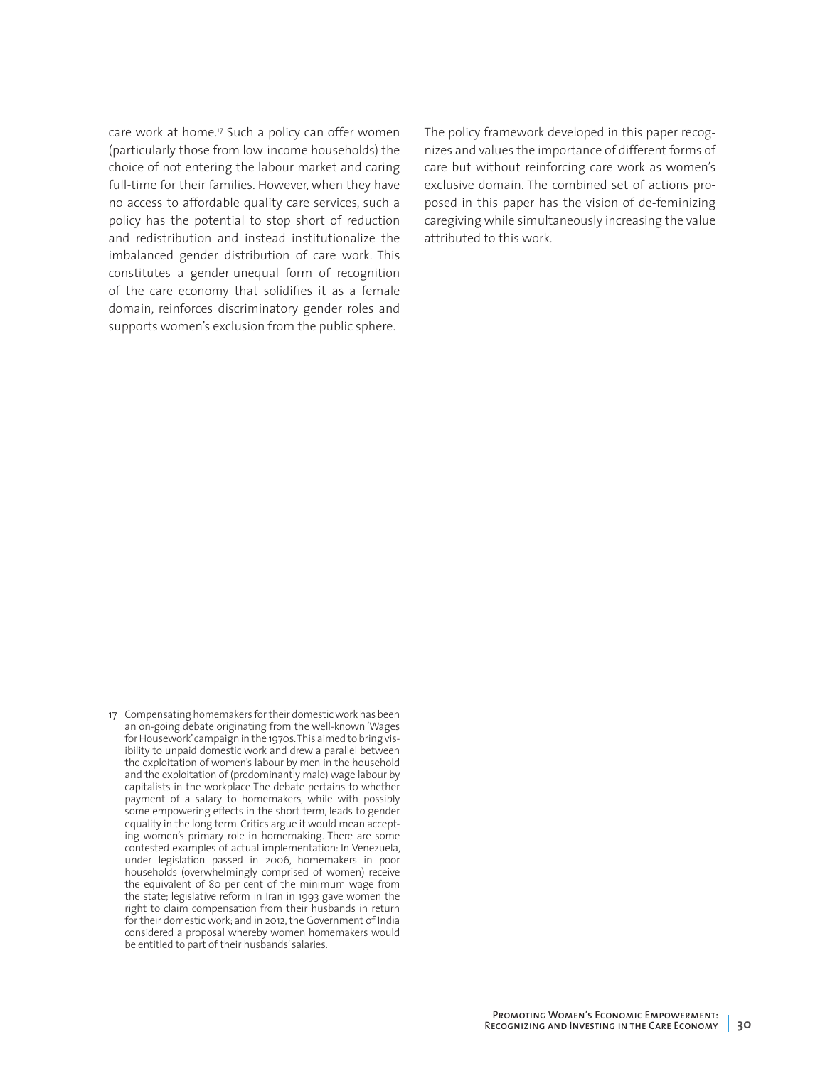care work at home.[17] Such a policy can offer women (particularly those from low-income households) the choice of not entering the labour market and caring full-time for their families. However, when they have no access to affordable quality care services, such a policy has the potential to stop short of reduction and redistribution and instead institutionalize the imbalanced gender distribution of care work. This constitutes a gender-unequal form of recognition of the care economy that solidifies it as a female domain, reinforces discriminatory gender roles and supports women's exclusion from the public sphere.

The policy framework developed in this paper recognizes and values the importance of different forms of care but without reinforcing care work as women's exclusive domain. The combined set of actions proposed in this paper has the vision of de-feminizing caregiving while simultaneously increasing the value attributed to this work.

---

17 Compensating homemakers for their domestic work has been an on-going debate originating from the well-known 'Wages for Housework' campaign in the 1970s. This aimed to bring visibility to unpaid domestic work and drew a parallel between the exploitation of women's labour by men in the household and the exploitation of (predominantly male) wage labour by capitalists in the workplace The debate pertains to whether payment of a salary to homemakers, while with possibly some empowering effects in the short term, leads to gender equality in the long term. Critics argue it would mean accepting women's primary role in homemaking. There are some contested examples of actual implementation: In Venezuela, under legislation passed in 2006, homemakers in poor households (overwhelmingly comprised of women) receive the equivalent of 80 per cent of the minimum wage from the state; legislative reform in Iran in 1993 gave women the right to claim compensation from their husbands in return for their domestic work; and in 2012, the Government of India considered a proposal whereby women homemakers would be entitled to part of their husbands' salaries.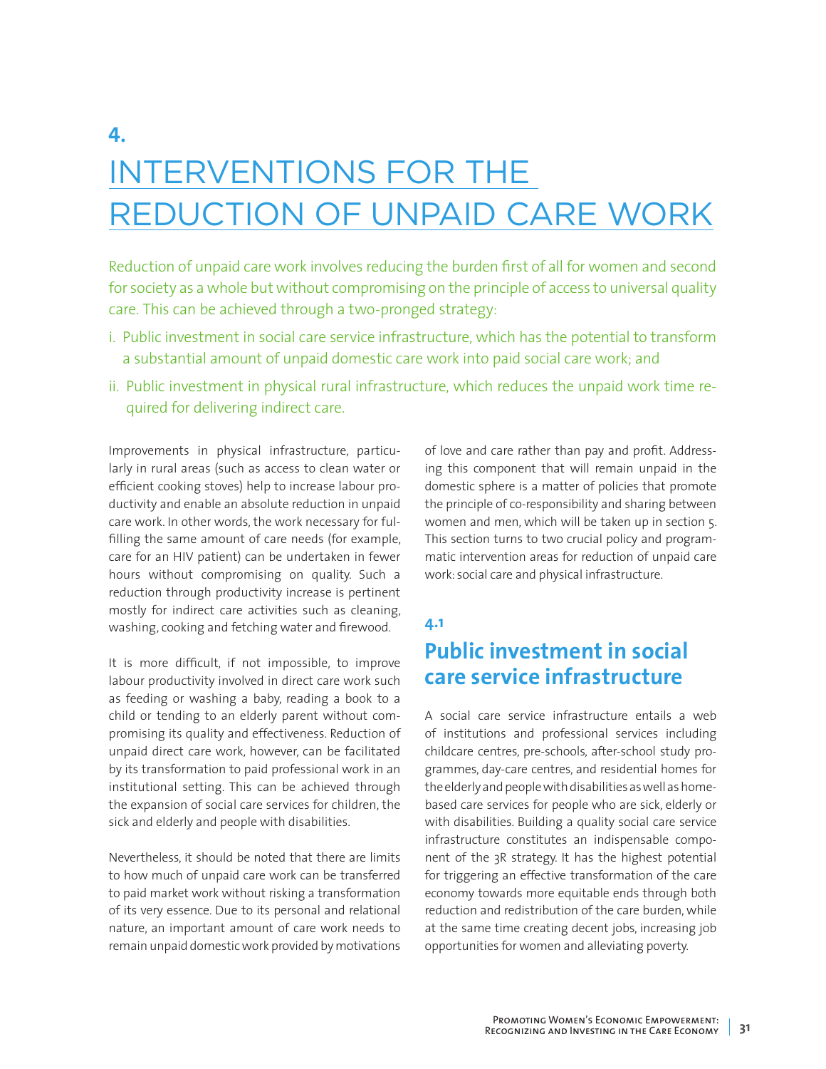# 4. INTERVENTIONS FOR THE REDUCTION OF UNPAID CARE WORK

Reduction of unpaid care work involves reducing the burden first of all for women and second for society as a whole but without compromising on the principle of access to universal quality care. This can be achieved through a two-pronged strategy:

i. Public investment in social care service infrastructure, which has the potential to transform a substantial amount of unpaid domestic care work into paid social care work; and

ii. Public investment in physical rural infrastructure, which reduces the unpaid work time required for delivering indirect care.

Improvements in physical infrastructure, particularly in rural areas (such as access to clean water or efficient cooking stoves) help to increase labour productivity and enable an absolute reduction in unpaid care work. In other words, the work necessary for fulfilling the same amount of care needs (for example, care for an HIV patient) can be undertaken in fewer hours without compromising on quality. Such a reduction through productivity increase is pertinent mostly for indirect care activities such as cleaning, washing, cooking and fetching water and firewood.

It is more difficult, if not impossible, to improve labour productivity involved in direct care work such as feeding or washing a baby, reading a book to a child or tending to an elderly parent without compromising its quality and effectiveness. Reduction of unpaid direct care work, however, can be facilitated by its transformation to paid professional work in an institutional setting. This can be achieved through the expansion of social care services for children, the sick and elderly and people with disabilities.

Nevertheless, it should be noted that there are limits to how much of unpaid care work can be transferred to paid market work without risking a transformation of its very essence. Due to its personal and relational nature, an important amount of care work needs to remain unpaid domestic work provided by motivations of love and care rather than pay and profit. Addressing this component that will remain unpaid in the domestic sphere is a matter of policies that promote the principle of co-responsibility and sharing between women and men, which will be taken up in section 5. This section turns to two crucial policy and programmatic intervention areas for reduction of unpaid care work: social care and physical infrastructure.

## 4.1 Public investment in social care service infrastructure

A social care service infrastructure entails a web of institutions and professional services including childcare centres, pre-schools, after-school study programmes, day-care centres, and residential homes for the elderly and people with disabilities as well as home-based care services for people who are sick, elderly or with disabilities. Building a quality social care service infrastructure constitutes an indispensable component of the 3R strategy. It has the highest potential for triggering an effective transformation of the care economy towards more equitable ends through both reduction and redistribution of the care burden, while at the same time creating decent jobs, increasing job opportunities for women and alleviating poverty.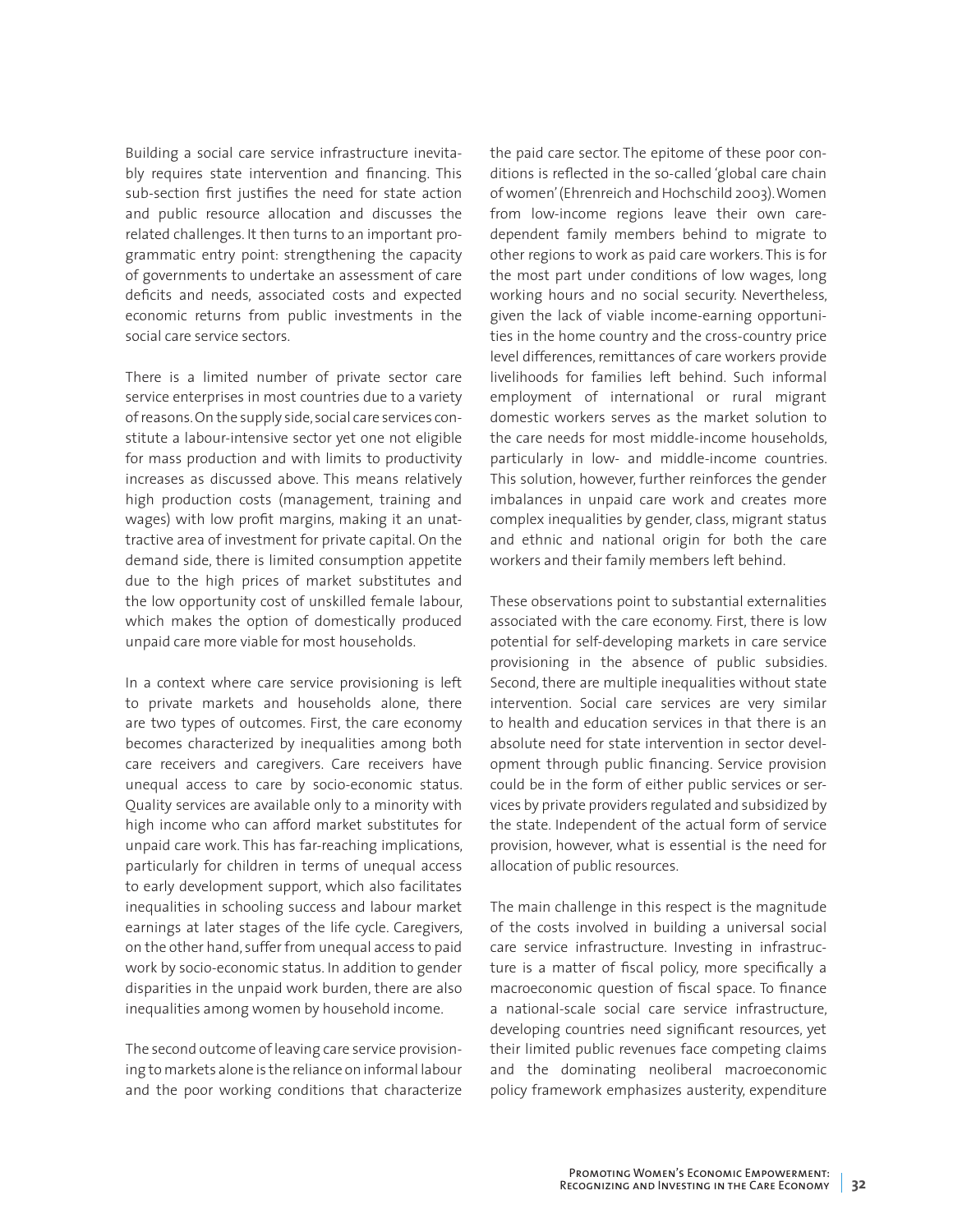Building a social care service infrastructure inevitably requires state intervention and financing. This sub-section first justifies the need for state action and public resource allocation and discusses the related challenges. It then turns to an important programmatic entry point: strengthening the capacity of governments to undertake an assessment of care deficits and needs, associated costs and expected economic returns from public investments in the social care service sectors.

There is a limited number of private sector care service enterprises in most countries due to a variety of reasons. On the supply side, social care services constitute a labour-intensive sector yet one not eligible for mass production and with limits to productivity increases as discussed above. This means relatively high production costs (management, training and wages) with low profit margins, making it an unattractive area of investment for private capital. On the demand side, there is limited consumption appetite due to the high prices of market substitutes and the low opportunity cost of unskilled female labour, which makes the option of domestically produced unpaid care more viable for most households.

In a context where care service provisioning is left to private markets and households alone, there are two types of outcomes. First, the care economy becomes characterized by inequalities among both care receivers and caregivers. Care receivers have unequal access to care by socio-economic status. Quality services are available only to a minority with high income who can afford market substitutes for unpaid care work. This has far-reaching implications, particularly for children in terms of unequal access to early development support, which also facilitates inequalities in schooling success and labour market earnings at later stages of the life cycle. Caregivers, on the other hand, suffer from unequal access to paid work by socio-economic status. In addition to gender disparities in the unpaid work burden, there are also inequalities among women by household income.

The second outcome of leaving care service provisioning to markets alone is the reliance on informal labour and the poor working conditions that characterize the paid care sector. The epitome of these poor conditions is reflected in the so-called 'global care chain of women' (Ehrenreich and Hochschild 2003). Women from low-income regions leave their own care-dependent family members behind to migrate to other regions to work as paid care workers. This is for the most part under conditions of low wages, long working hours and no social security. Nevertheless, given the lack of viable income-earning opportunities in the home country and the cross-country price level differences, remittances of care workers provide livelihoods for families left behind. Such informal employment of international or rural migrant domestic workers serves as the market solution to the care needs for most middle-income households, particularly in low- and middle-income countries. This solution, however, further reinforces the gender imbalances in unpaid care work and creates more complex inequalities by gender, class, migrant status and ethnic and national origin for both the care workers and their family members left behind.

These observations point to substantial externalities associated with the care economy. First, there is low potential for self-developing markets in care service provisioning in the absence of public subsidies. Second, there are multiple inequalities without state intervention. Social care services are very similar to health and education services in that there is an absolute need for state intervention in sector development through public financing. Service provision could be in the form of either public services or services by private providers regulated and subsidized by the state. Independent of the actual form of service provision, however, what is essential is the need for allocation of public resources.

The main challenge in this respect is the magnitude of the costs involved in building a universal social care service infrastructure. Investing in infrastructure is a matter of fiscal policy, more specifically a macroeconomic question of fiscal space. To finance a national-scale social care service infrastructure, developing countries need significant resources, yet their limited public revenues face competing claims and the dominating neoliberal macroeconomic policy framework emphasizes austerity, expenditure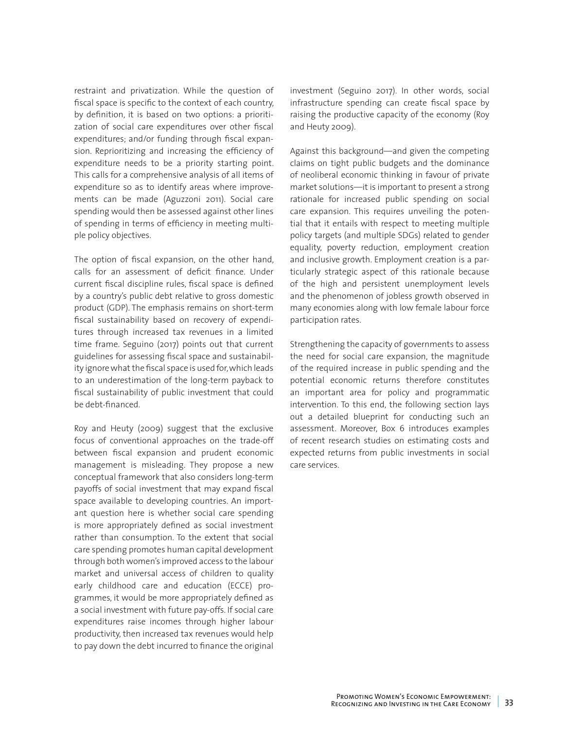restraint and privatization. While the question of fiscal space is specific to the context of each country, by definition, it is based on two options: a prioritization of social care expenditures over other fiscal expenditures; and/or funding through fiscal expansion. Reprioritizing and increasing the efficiency of expenditure needs to be a priority starting point. This calls for a comprehensive analysis of all items of expenditure so as to identify areas where improvements can be made (Aguzzoni 2011). Social care spending would then be assessed against other lines of spending in terms of efficiency in meeting multiple policy objectives.

The option of fiscal expansion, on the other hand, calls for an assessment of deficit finance. Under current fiscal discipline rules, fiscal space is defined by a country's public debt relative to gross domestic product (GDP). The emphasis remains on short-term fiscal sustainability based on recovery of expenditures through increased tax revenues in a limited time frame. Seguino (2017) points out that current guidelines for assessing fiscal space and sustainability ignore what the fiscal space is used for, which leads to an underestimation of the long-term payback to fiscal sustainability of public investment that could be debt-financed.

Roy and Heuty (2009) suggest that the exclusive focus of conventional approaches on the trade-off between fiscal expansion and prudent economic management is misleading. They propose a new conceptual framework that also considers long-term payoffs of social investment that may expand fiscal space available to developing countries. An important question here is whether social care spending is more appropriately defined as social investment rather than consumption. To the extent that social care spending promotes human capital development through both women's improved access to the labour market and universal access of children to quality early childhood care and education (ECCE) programmes, it would be more appropriately defined as a social investment with future pay-offs. If social care expenditures raise incomes through higher labour productivity, then increased tax revenues would help to pay down the debt incurred to finance the original investment (Seguino 2017). In other words, social infrastructure spending can create fiscal space by raising the productive capacity of the economy (Roy and Heuty 2009).

Against this background—and given the competing claims on tight public budgets and the dominance of neoliberal economic thinking in favour of private market solutions—it is important to present a strong rationale for increased public spending on social care expansion. This requires unveiling the potential that it entails with respect to meeting multiple policy targets (and multiple SDGs) related to gender equality, poverty reduction, employment creation and inclusive growth. Employment creation is a particularly strategic aspect of this rationale because of the high and persistent unemployment levels and the phenomenon of jobless growth observed in many economies along with low female labour force participation rates.

Strengthening the capacity of governments to assess the need for social care expansion, the magnitude of the required increase in public spending and the potential economic returns therefore constitutes an important area for policy and programmatic intervention. To this end, the following section lays out a detailed blueprint for conducting such an assessment. Moreover, Box 6 introduces examples of recent research studies on estimating costs and expected returns from public investments in social care services.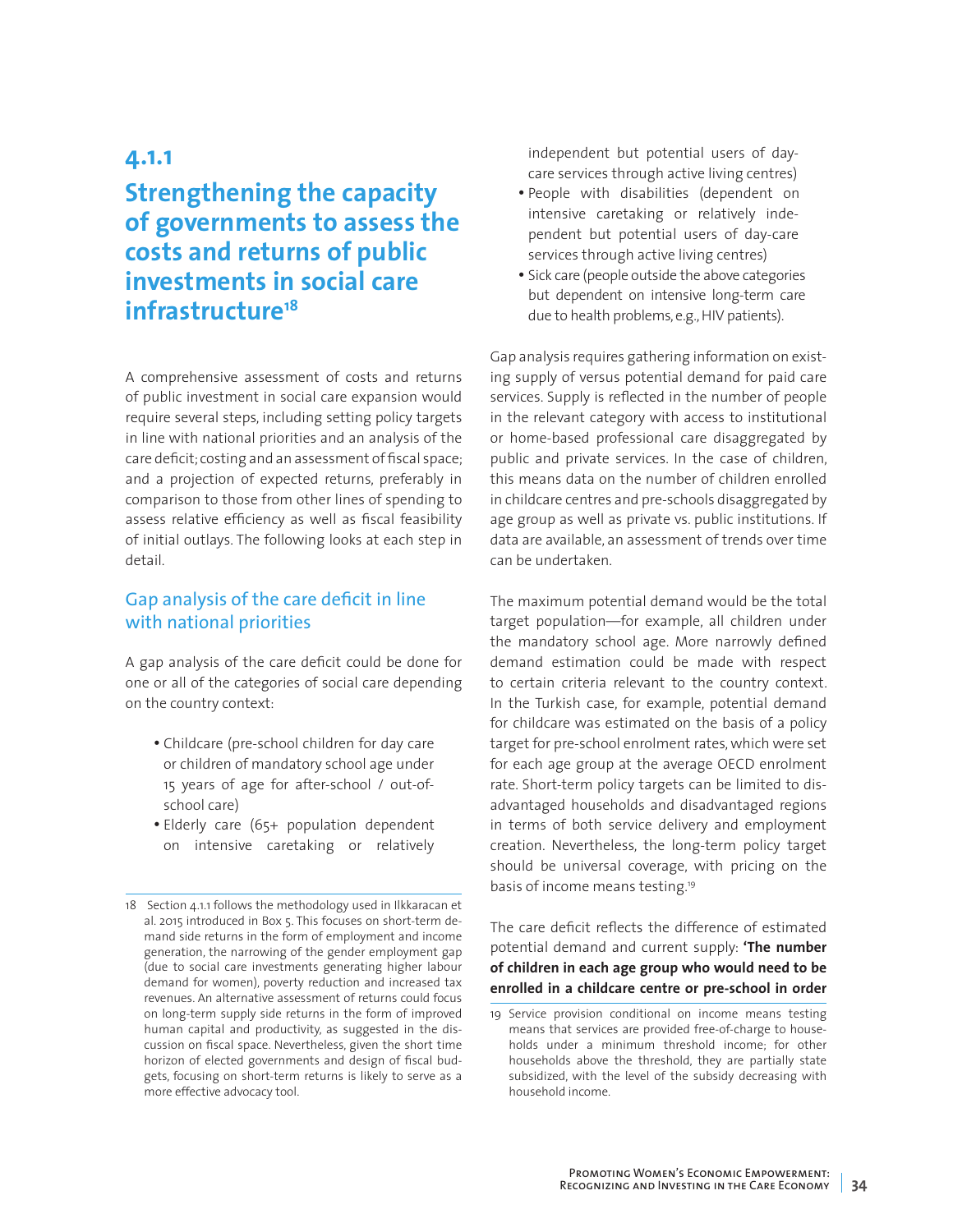## 4.1.1

## Strengthening the capacity of governments to assess the costs and returns of public investments in social care infrastructure[18]

A comprehensive assessment of costs and returns of public investment in social care expansion would require several steps, including setting policy targets in line with national priorities and an analysis of the care deficit; costing and an assessment of fiscal space; and a projection of expected returns, preferably in comparison to those from other lines of spending to assess relative efficiency as well as fiscal feasibility of initial outlays. The following looks at each step in detail.

### Gap analysis of the care deficit in line with national priorities

A gap analysis of the care deficit could be done for one or all of the categories of social care depending on the country context:

- Childcare (pre-school children for day care or children of mandatory school age under 15 years of age for after-school / out-of-school care)
- Elderly care (65+ population dependent on intensive caretaking or relatively independent but potential users of day-care services through active living centres)
- People with disabilities (dependent on intensive caretaking or relatively independent but potential users of day-care services through active living centres)
- Sick care (people outside the above categories but dependent on intensive long-term care due to health problems, e.g., HIV patients).

Gap analysis requires gathering information on existing supply of versus potential demand for paid care services. Supply is reflected in the number of people in the relevant category with access to institutional or home-based professional care disaggregated by public and private services. In the case of children, this means data on the number of children enrolled in childcare centres and pre-schools disaggregated by age group as well as private vs. public institutions. If data are available, an assessment of trends over time can be undertaken.

The maximum potential demand would be the total target population—for example, all children under the mandatory school age. More narrowly defined demand estimation could be made with respect to certain criteria relevant to the country context. In the Turkish case, for example, potential demand for childcare was estimated on the basis of a policy target for pre-school enrolment rates, which were set for each age group at the average OECD enrolment rate. Short-term policy targets can be limited to disadvantaged households and disadvantaged regions in terms of both service delivery and employment creation. Nevertheless, the long-term policy target should be universal coverage, with pricing on the basis of income means testing.[19]

The care deficit reflects the difference of estimated potential demand and current supply: **'The number of children in each age group who would need to be enrolled in a childcare centre or pre-school in order**

---

18 Section 4.1.1 follows the methodology used in Ilkkaracan et al. 2015 introduced in Box 5. This focuses on short-term demand side returns in the form of employment and income generation, the narrowing of the gender employment gap (due to social care investments generating higher labour demand for women), poverty reduction and increased tax revenues. An alternative assessment of returns could focus on long-term supply side returns in the form of improved human capital and productivity, as suggested in the discussion on fiscal space. Nevertheless, given the short time horizon of elected governments and design of fiscal budgets, focusing on short-term returns is likely to serve as a more effective advocacy tool.

19 Service provision conditional on income means testing means that services are provided free-of-charge to households under a minimum threshold income; for other households above the threshold, they are partially state subsidized, with the level of the subsidy decreasing with household income.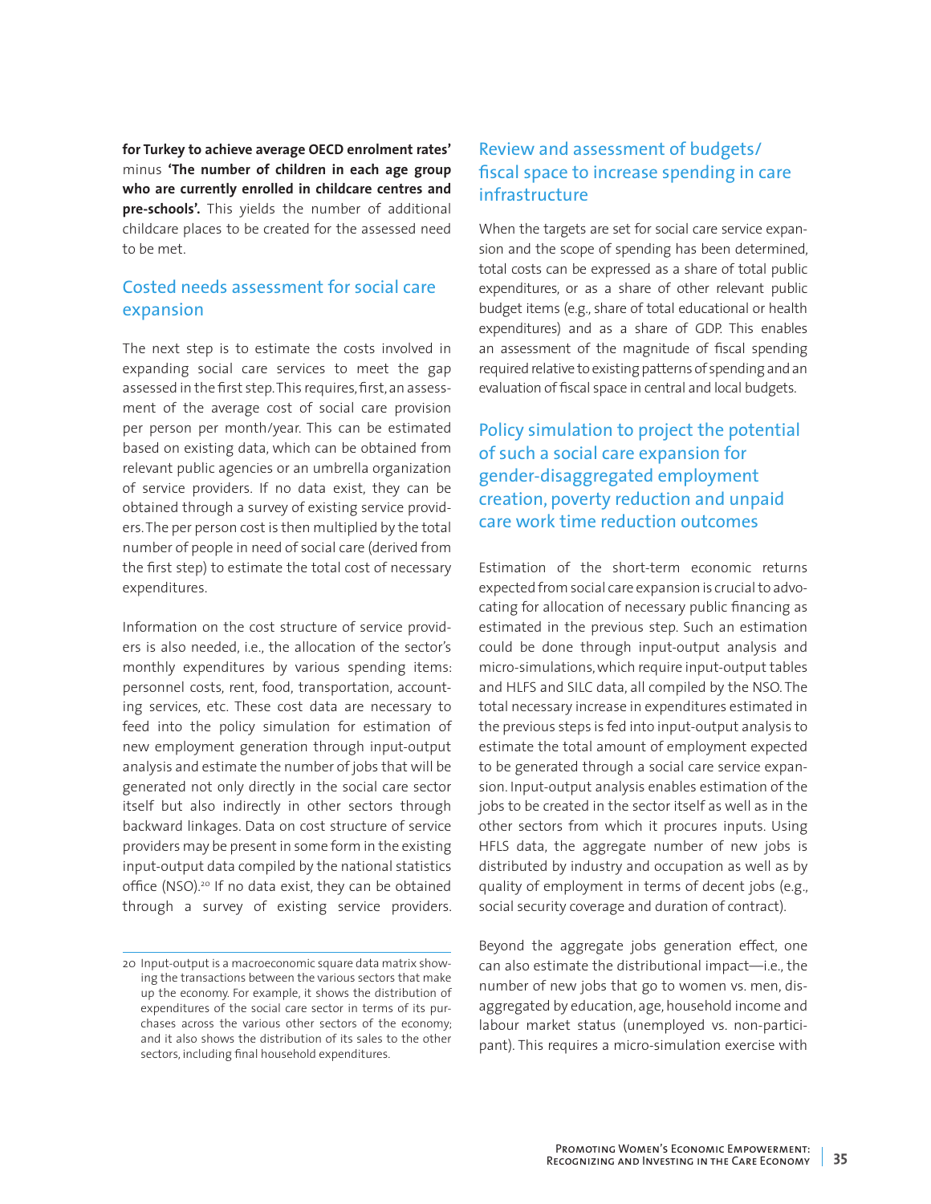**for Turkey to achieve average OECD enrolment rates'** minus **'The number of children in each age group who are currently enrolled in childcare centres and pre-schools'.** This yields the number of additional childcare places to be created for the assessed need to be met.

## Costed needs assessment for social care expansion

The next step is to estimate the costs involved in expanding social care services to meet the gap assessed in the first step. This requires, first, an assessment of the average cost of social care provision per person per month/year. This can be estimated based on existing data, which can be obtained from relevant public agencies or an umbrella organization of service providers. If no data exist, they can be obtained through a survey of existing service providers. The per person cost is then multiplied by the total number of people in need of social care (derived from the first step) to estimate the total cost of necessary expenditures.

Information on the cost structure of service providers is also needed, i.e., the allocation of the sector's monthly expenditures by various spending items: personnel costs, rent, food, transportation, accounting services, etc. These cost data are necessary to feed into the policy simulation for estimation of new employment generation through input-output analysis and estimate the number of jobs that will be generated not only directly in the social care sector itself but also indirectly in other sectors through backward linkages. Data on cost structure of service providers may be present in some form in the existing input-output data compiled by the national statistics office (NSO).[20] If no data exist, they can be obtained through a survey of existing service providers.

## Review and assessment of budgets/ fiscal space to increase spending in care infrastructure

When the targets are set for social care service expansion and the scope of spending has been determined, total costs can be expressed as a share of total public expenditures, or as a share of other relevant public budget items (e.g., share of total educational or health expenditures) and as a share of GDP. This enables an assessment of the magnitude of fiscal spending required relative to existing patterns of spending and an evaluation of fiscal space in central and local budgets.

## Policy simulation to project the potential of such a social care expansion for gender-disaggregated employment creation, poverty reduction and unpaid care work time reduction outcomes

Estimation of the short-term economic returns expected from social care expansion is crucial to advocating for allocation of necessary public financing as estimated in the previous step. Such an estimation could be done through input-output analysis and micro-simulations, which require input-output tables and HLFS and SILC data, all compiled by the NSO. The total necessary increase in expenditures estimated in the previous steps is fed into input-output analysis to estimate the total amount of employment expected to be generated through a social care service expansion. Input-output analysis enables estimation of the jobs to be created in the sector itself as well as in the other sectors from which it procures inputs. Using HFLS data, the aggregate number of new jobs is distributed by industry and occupation as well as by quality of employment in terms of decent jobs (e.g., social security coverage and duration of contract).

Beyond the aggregate jobs generation effect, one can also estimate the distributional impact—i.e., the number of new jobs that go to women vs. men, disaggregated by education, age, household income and labour market status (unemployed vs. non-participant). This requires a micro-simulation exercise with

---

20 Input-output is a macroeconomic square data matrix showing the transactions between the various sectors that make up the economy. For example, it shows the distribution of expenditures of the social care sector in terms of its purchases across the various other sectors of the economy; and it also shows the distribution of its sales to the other sectors, including final household expenditures.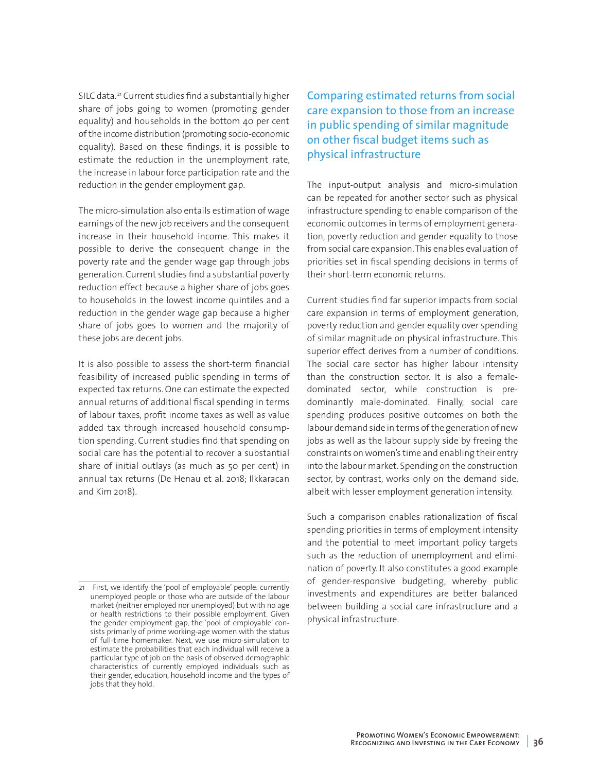SILC data.[21] Current studies find a substantially higher share of jobs going to women (promoting gender equality) and households in the bottom 40 per cent of the income distribution (promoting socio-economic equality). Based on these findings, it is possible to estimate the reduction in the unemployment rate, the increase in labour force participation rate and the reduction in the gender employment gap.

The micro-simulation also entails estimation of wage earnings of the new job receivers and the consequent increase in their household income. This makes it possible to derive the consequent change in the poverty rate and the gender wage gap through jobs generation. Current studies find a substantial poverty reduction effect because a higher share of jobs goes to households in the lowest income quintiles and a reduction in the gender wage gap because a higher share of jobs goes to women and the majority of these jobs are decent jobs.

It is also possible to assess the short-term financial feasibility of increased public spending in terms of expected tax returns. One can estimate the expected annual returns of additional fiscal spending in terms of labour taxes, profit income taxes as well as value added tax through increased household consumption spending. Current studies find that spending on social care has the potential to recover a substantial share of initial outlays (as much as 50 per cent) in annual tax returns (De Henau et al. 2018; Ilkkaracan and Kim 2018).

## Comparing estimated returns from social care expansion to those from an increase in public spending of similar magnitude on other fiscal budget items such as physical infrastructure

The input-output analysis and micro-simulation can be repeated for another sector such as physical infrastructure spending to enable comparison of the economic outcomes in terms of employment generation, poverty reduction and gender equality to those from social care expansion. This enables evaluation of priorities set in fiscal spending decisions in terms of their short-term economic returns.

Current studies find far superior impacts from social care expansion in terms of employment generation, poverty reduction and gender equality over spending of similar magnitude on physical infrastructure. This superior effect derives from a number of conditions. The social care sector has higher labour intensity than the construction sector. It is also a female-dominated sector, while construction is predominantly male-dominated. Finally, social care spending produces positive outcomes on both the labour demand side in terms of the generation of new jobs as well as the labour supply side by freeing the constraints on women's time and enabling their entry into the labour market. Spending on the construction sector, by contrast, works only on the demand side, albeit with lesser employment generation intensity.

Such a comparison enables rationalization of fiscal spending priorities in terms of employment intensity and the potential to meet important policy targets such as the reduction of unemployment and elimination of poverty. It also constitutes a good example of gender-responsive budgeting, whereby public investments and expenditures are better balanced between building a social care infrastructure and a physical infrastructure.

---

21 First, we identify the 'pool of employable' people: currently unemployed people or those who are outside of the labour market (neither employed nor unemployed) but with no age or health restrictions to their possible employment. Given the gender employment gap, the 'pool of employable' consists primarily of prime working-age women with the status of full-time homemaker. Next, we use micro-simulation to estimate the probabilities that each individual will receive a particular type of job on the basis of observed demographic characteristics of currently employed individuals such as their gender, education, household income and the types of jobs that they hold.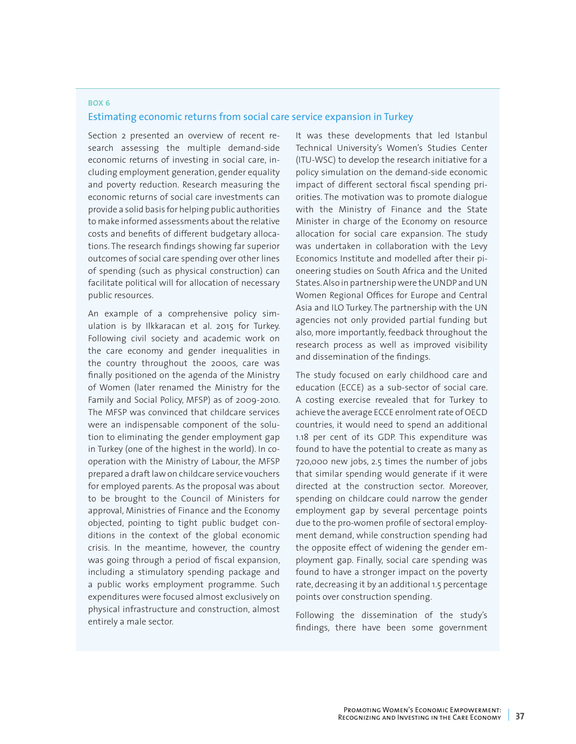**BOX 6**

## Estimating economic returns from social care service expansion in Turkey

Section 2 presented an overview of recent research assessing the multiple demand-side economic returns of investing in social care, including employment generation, gender equality and poverty reduction. Research measuring the economic returns of social care investments can provide a solid basis for helping public authorities to make informed assessments about the relative costs and benefits of different budgetary allocations. The research findings showing far superior outcomes of social care spending over other lines of spending (such as physical construction) can facilitate political will for allocation of necessary public resources.

An example of a comprehensive policy simulation is by Ilkkaracan et al. 2015 for Turkey. Following civil society and academic work on the care economy and gender inequalities in the country throughout the 2000s, care was finally positioned on the agenda of the Ministry of Women (later renamed the Ministry for the Family and Social Policy, MFSP) as of 2009-2010. The MFSP was convinced that childcare services were an indispensable component of the solution to eliminating the gender employment gap in Turkey (one of the highest in the world). In cooperation with the Ministry of Labour, the MFSP prepared a draft law on childcare service vouchers for employed parents. As the proposal was about to be brought to the Council of Ministers for approval, Ministries of Finance and the Economy objected, pointing to tight public budget conditions in the context of the global economic crisis. In the meantime, however, the country was going through a period of fiscal expansion, including a stimulatory spending package and a public works employment programme. Such expenditures were focused almost exclusively on physical infrastructure and construction, almost entirely a male sector.

It was these developments that led Istanbul Technical University's Women's Studies Center (ITU-WSC) to develop the research initiative for a policy simulation on the demand-side economic impact of different sectoral fiscal spending priorities. The motivation was to promote dialogue with the Ministry of Finance and the State Minister in charge of the Economy on resource allocation for social care expansion. The study was undertaken in collaboration with the Levy Economics Institute and modelled after their pioneering studies on South Africa and the United States. Also in partnership were the UNDP and UN Women Regional Offices for Europe and Central Asia and ILO Turkey. The partnership with the UN agencies not only provided partial funding but also, more importantly, feedback throughout the research process as well as improved visibility and dissemination of the findings.

The study focused on early childhood care and education (ECCE) as a sub-sector of social care. A costing exercise revealed that for Turkey to achieve the average ECCE enrolment rate of OECD countries, it would need to spend an additional 1.18 per cent of its GDP. This expenditure was found to have the potential to create as many as 720,000 new jobs, 2.5 times the number of jobs that similar spending would generate if it were directed at the construction sector. Moreover, spending on childcare could narrow the gender employment gap by several percentage points due to the pro-women profile of sectoral employment demand, while construction spending had the opposite effect of widening the gender employment gap. Finally, social care spending was found to have a stronger impact on the poverty rate, decreasing it by an additional 1.5 percentage points over construction spending.

Following the dissemination of the study's findings, there have been some government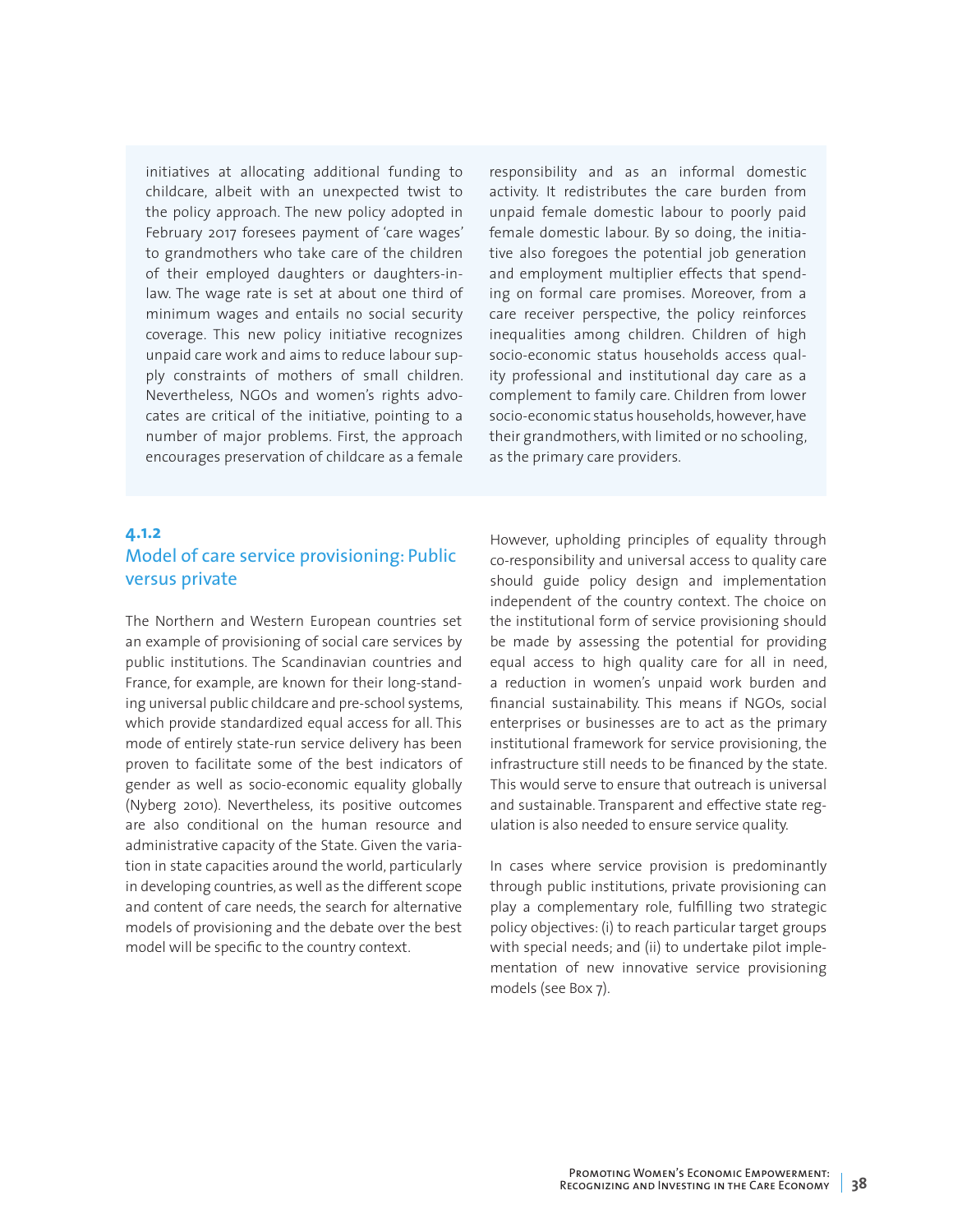initiatives at allocating additional funding to childcare, albeit with an unexpected twist to the policy approach. The new policy adopted in February 2017 foresees payment of 'care wages' to grandmothers who take care of the children of their employed daughters or daughters-in-law. The wage rate is set at about one third of minimum wages and entails no social security coverage. This new policy initiative recognizes unpaid care work and aims to reduce labour supply constraints of mothers of small children. Nevertheless, NGOs and women's rights advocates are critical of the initiative, pointing to a number of major problems. First, the approach encourages preservation of childcare as a female responsibility and as an informal domestic activity. It redistributes the care burden from unpaid female domestic labour to poorly paid female domestic labour. By so doing, the initiative also foregoes the potential job generation and employment multiplier effects that spending on formal care promises. Moreover, from a care receiver perspective, the policy reinforces inequalities among children. Children of high socio-economic status households access quality professional and institutional day care as a complement to family care. Children from lower socio-economic status households, however, have their grandmothers, with limited or no schooling, as the primary care providers.

### 4.1.2 Model of care service provisioning: Public versus private

The Northern and Western European countries set an example of provisioning of social care services by public institutions. The Scandinavian countries and France, for example, are known for their long-standing universal public childcare and pre-school systems, which provide standardized equal access for all. This mode of entirely state-run service delivery has been proven to facilitate some of the best indicators of gender as well as socio-economic equality globally (Nyberg 2010). Nevertheless, its positive outcomes are also conditional on the human resource and administrative capacity of the State. Given the variation in state capacities around the world, particularly in developing countries, as well as the different scope and content of care needs, the search for alternative models of provisioning and the debate over the best model will be specific to the country context.

However, upholding principles of equality through co-responsibility and universal access to quality care should guide policy design and implementation independent of the country context. The choice on the institutional form of service provisioning should be made by assessing the potential for providing equal access to high quality care for all in need, a reduction in women's unpaid work burden and financial sustainability. This means if NGOs, social enterprises or businesses are to act as the primary institutional framework for service provisioning, the infrastructure still needs to be financed by the state. This would serve to ensure that outreach is universal and sustainable. Transparent and effective state regulation is also needed to ensure service quality.

In cases where service provision is predominantly through public institutions, private provisioning can play a complementary role, fulfilling two strategic policy objectives: (i) to reach particular target groups with special needs; and (ii) to undertake pilot implementation of new innovative service provisioning models (see Box 7).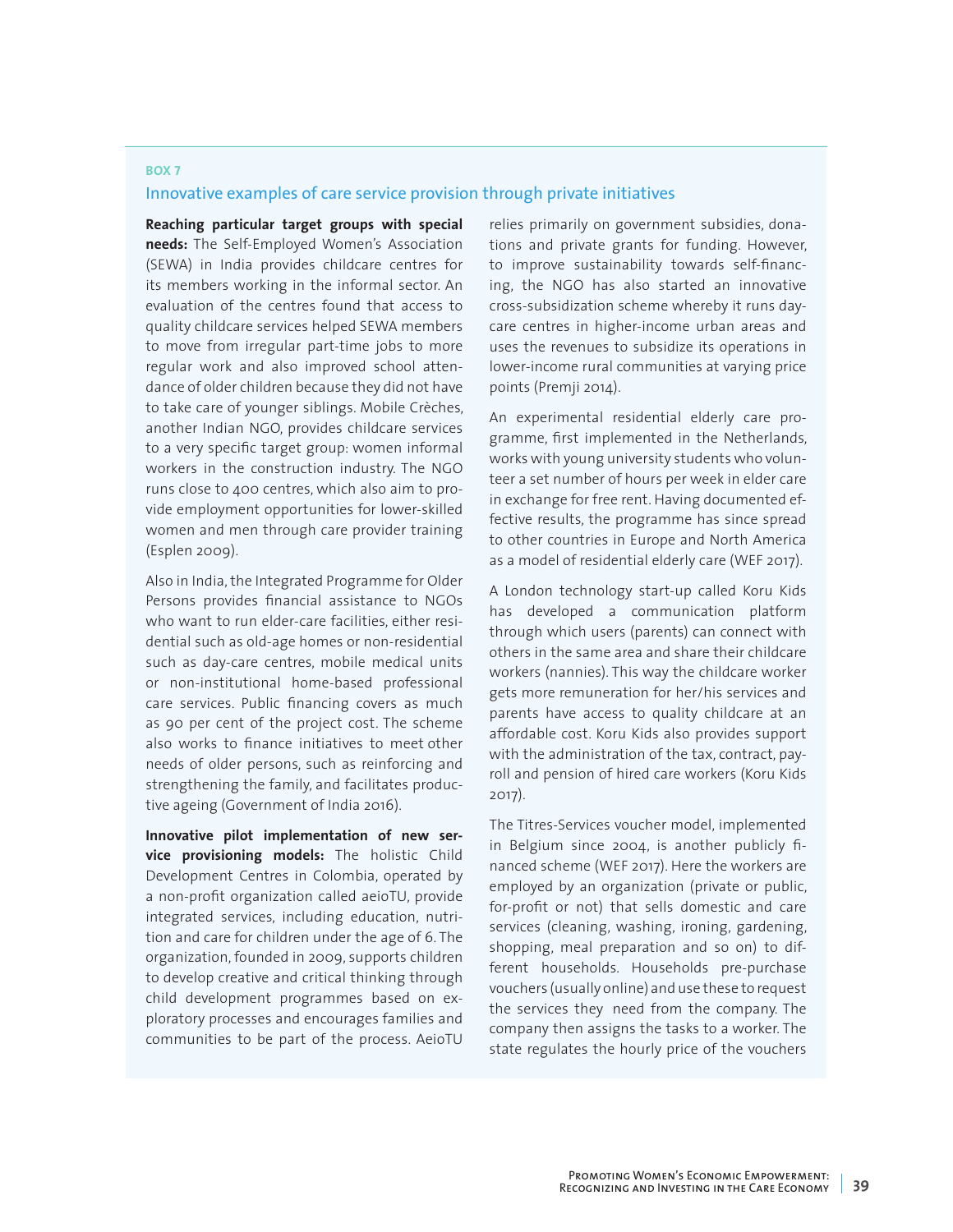BOX 7

### Innovative examples of care service provision through private initiatives

**Reaching particular target groups with special needs:** The Self-Employed Women's Association (SEWA) in India provides childcare centres for its members working in the informal sector. An evaluation of the centres found that access to quality childcare services helped SEWA members to move from irregular part-time jobs to more regular work and also improved school attendance of older children because they did not have to take care of younger siblings. Mobile Crèches, another Indian NGO, provides childcare services to a very specific target group: women informal workers in the construction industry. The NGO runs close to 400 centres, which also aim to provide employment opportunities for lower-skilled women and men through care provider training (Esplen 2009).

Also in India, the Integrated Programme for Older Persons provides financial assistance to NGOs who want to run elder-care facilities, either residential such as old-age homes or non-residential such as day-care centres, mobile medical units or non-institutional home-based professional care services. Public financing covers as much as 90 per cent of the project cost. The scheme also works to finance initiatives to meet other needs of older persons, such as reinforcing and strengthening the family, and facilitates productive ageing (Government of India 2016).

**Innovative pilot implementation of new service provisioning models:** The holistic Child Development Centres in Colombia, operated by a non-profit organization called aeioTU, provide integrated services, including education, nutrition and care for children under the age of 6. The organization, founded in 2009, supports children to develop creative and critical thinking through child development programmes based on exploratory processes and encourages families and communities to be part of the process. AeioTU relies primarily on government subsidies, donations and private grants for funding. However, to improve sustainability towards self-financing, the NGO has also started an innovative cross-subsidization scheme whereby it runs day-care centres in higher-income urban areas and uses the revenues to subsidize its operations in lower-income rural communities at varying price points (Premji 2014).

An experimental residential elderly care programme, first implemented in the Netherlands, works with young university students who volunteer a set number of hours per week in elder care in exchange for free rent. Having documented effective results, the programme has since spread to other countries in Europe and North America as a model of residential elderly care (WEF 2017).

A London technology start-up called Koru Kids has developed a communication platform through which users (parents) can connect with others in the same area and share their childcare workers (nannies). This way the childcare worker gets more remuneration for her/his services and parents have access to quality childcare at an affordable cost. Koru Kids also provides support with the administration of the tax, contract, payroll and pension of hired care workers (Koru Kids 2017).

The Titres-Services voucher model, implemented in Belgium since 2004, is another publicly financed scheme (WEF 2017). Here the workers are employed by an organization (private or public, for-profit or not) that sells domestic and care services (cleaning, washing, ironing, gardening, shopping, meal preparation and so on) to different households. Households pre-purchase vouchers (usually online) and use these to request the services they need from the company. The company then assigns the tasks to a worker. The state regulates the hourly price of the vouchers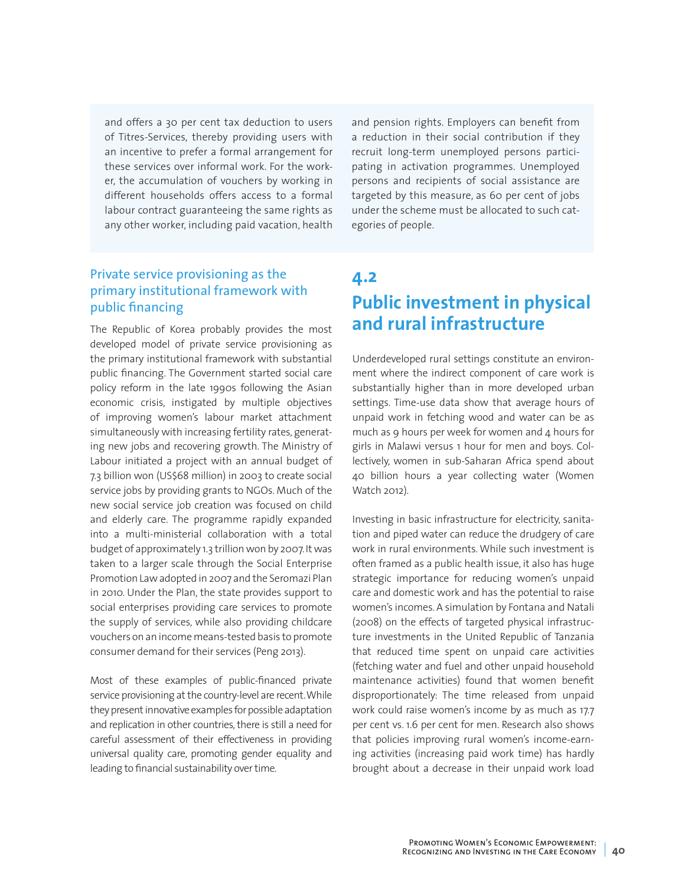and offers a 30 per cent tax deduction to users of Titres-Services, thereby providing users with an incentive to prefer a formal arrangement for these services over informal work. For the worker, the accumulation of vouchers by working in different households offers access to a formal labour contract guaranteeing the same rights as any other worker, including paid vacation, health and pension rights. Employers can benefit from a reduction in their social contribution if they recruit long-term unemployed persons participating in activation programmes. Unemployed persons and recipients of social assistance are targeted by this measure, as 60 per cent of jobs under the scheme must be allocated to such categories of people.

### Private service provisioning as the primary institutional framework with public financing

The Republic of Korea probably provides the most developed model of private service provisioning as the primary institutional framework with substantial public financing. The Government started social care policy reform in the late 1990s following the Asian economic crisis, instigated by multiple objectives of improving women's labour market attachment simultaneously with increasing fertility rates, generating new jobs and recovering growth. The Ministry of Labour initiated a project with an annual budget of 7.3 billion won (US$68 million) in 2003 to create social service jobs by providing grants to NGOs. Much of the new social service job creation was focused on child and elderly care. The programme rapidly expanded into a multi-ministerial collaboration with a total budget of approximately 1.3 trillion won by 2007. It was taken to a larger scale through the Social Enterprise Promotion Law adopted in 2007 and the Seromazi Plan in 2010. Under the Plan, the state provides support to social enterprises providing care services to promote the supply of services, while also providing childcare vouchers on an income means-tested basis to promote consumer demand for their services (Peng 2013).

Most of these examples of public-financed private service provisioning at the country-level are recent. While they present innovative examples for possible adaptation and replication in other countries, there is still a need for careful assessment of their effectiveness in providing universal quality care, promoting gender equality and leading to financial sustainability over time.

## 4.2 Public investment in physical and rural infrastructure

Underdeveloped rural settings constitute an environment where the indirect component of care work is substantially higher than in more developed urban settings. Time-use data show that average hours of unpaid work in fetching wood and water can be as much as 9 hours per week for women and 4 hours for girls in Malawi versus 1 hour for men and boys. Collectively, women in sub-Saharan Africa spend about 40 billion hours a year collecting water (Women Watch 2012).

Investing in basic infrastructure for electricity, sanitation and piped water can reduce the drudgery of care work in rural environments. While such investment is often framed as a public health issue, it also has huge strategic importance for reducing women's unpaid care and domestic work and has the potential to raise women's incomes. A simulation by Fontana and Natali (2008) on the effects of targeted physical infrastructure investments in the United Republic of Tanzania that reduced time spent on unpaid care activities (fetching water and fuel and other unpaid household maintenance activities) found that women benefit disproportionately: The time released from unpaid work could raise women's income by as much as 17.7 per cent vs. 1.6 per cent for men. Research also shows that policies improving rural women's income-earning activities (increasing paid work time) has hardly brought about a decrease in their unpaid work load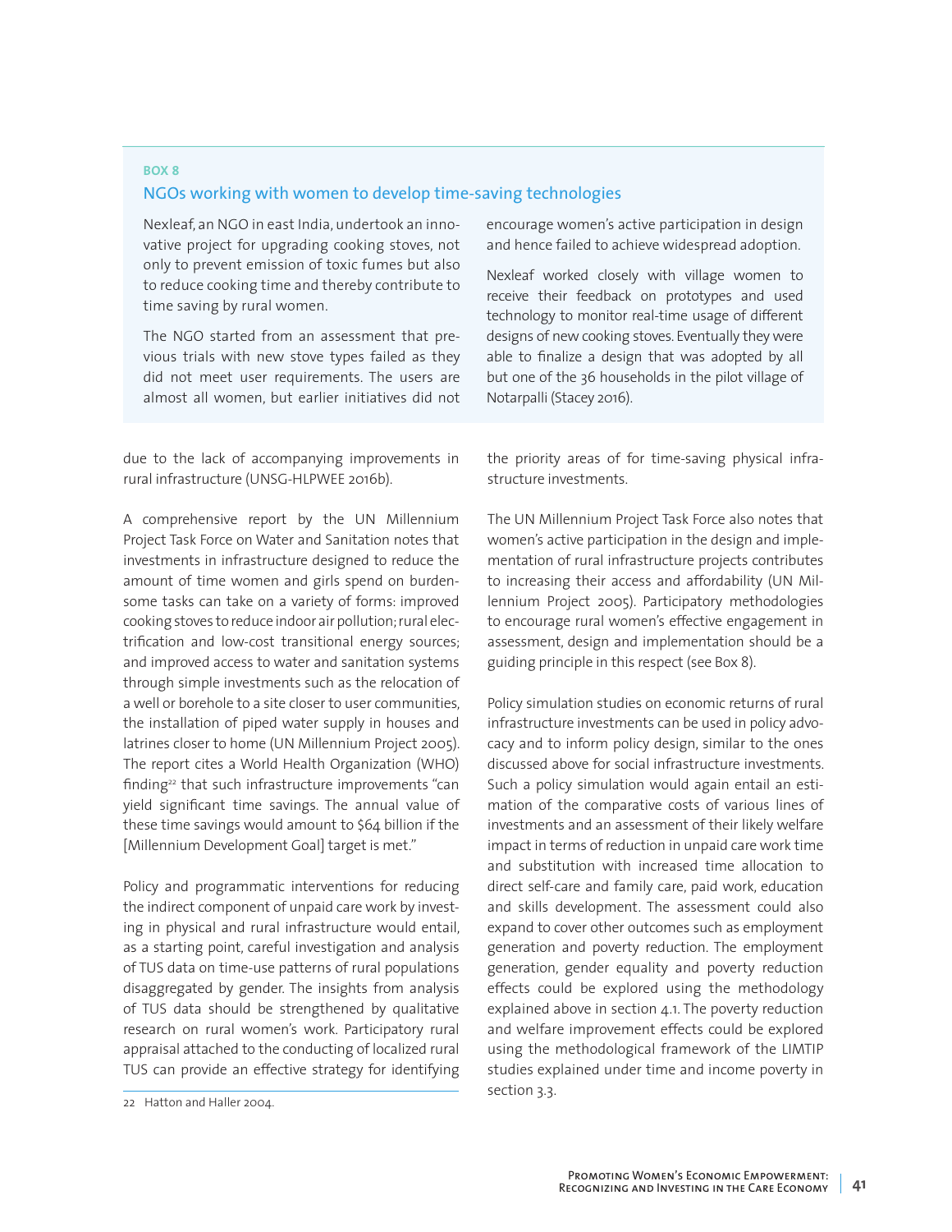**BOX 8**

### NGOs working with women to develop time-saving technologies

Nexleaf, an NGO in east India, undertook an innovative project for upgrading cooking stoves, not only to prevent emission of toxic fumes but also to reduce cooking time and thereby contribute to time saving by rural women.

The NGO started from an assessment that previous trials with new stove types failed as they did not meet user requirements. The users are almost all women, but earlier initiatives did not encourage women's active participation in design and hence failed to achieve widespread adoption.

Nexleaf worked closely with village women to receive their feedback on prototypes and used technology to monitor real-time usage of different designs of new cooking stoves. Eventually they were able to finalize a design that was adopted by all but one of the 36 households in the pilot village of Notarpalli (Stacey 2016).

---

due to the lack of accompanying improvements in rural infrastructure (UNSG-HLPWEE 2016b).

A comprehensive report by the UN Millennium Project Task Force on Water and Sanitation notes that investments in infrastructure designed to reduce the amount of time women and girls spend on burdensome tasks can take on a variety of forms: improved cooking stoves to reduce indoor air pollution; rural electrification and low-cost transitional energy sources; and improved access to water and sanitation systems through simple investments such as the relocation of a well or borehole to a site closer to user communities, the installation of piped water supply in houses and latrines closer to home (UN Millennium Project 2005). The report cites a World Health Organization (WHO) finding[22] that such infrastructure improvements "can yield significant time savings. The annual value of these time savings would amount to $64 billion if the [Millennium Development Goal] target is met."

Policy and programmatic interventions for reducing the indirect component of unpaid care work by investing in physical and rural infrastructure would entail, as a starting point, careful investigation and analysis of TUS data on time-use patterns of rural populations disaggregated by gender. The insights from analysis of TUS data should be strengthened by qualitative research on rural women's work. Participatory rural appraisal attached to the conducting of localized rural TUS can provide an effective strategy for identifying the priority areas of for time-saving physical infrastructure investments.

The UN Millennium Project Task Force also notes that women's active participation in the design and implementation of rural infrastructure projects contributes to increasing their access and affordability (UN Millennium Project 2005). Participatory methodologies to encourage rural women's effective engagement in assessment, design and implementation should be a guiding principle in this respect (see Box 8).

Policy simulation studies on economic returns of rural infrastructure investments can be used in policy advocacy and to inform policy design, similar to the ones discussed above for social infrastructure investments. Such a policy simulation would again entail an estimation of the comparative costs of various lines of investments and an assessment of their likely welfare impact in terms of reduction in unpaid care work time and substitution with increased time allocation to direct self-care and family care, paid work, education and skills development. The assessment could also expand to cover other outcomes such as employment generation and poverty reduction. The employment generation, gender equality and poverty reduction effects could be explored using the methodology explained above in section 4.1. The poverty reduction and welfare improvement effects could be explored using the methodological framework of the LIMTIP studies explained under time and income poverty in section 3.3.

---

22 Hatton and Haller 2004.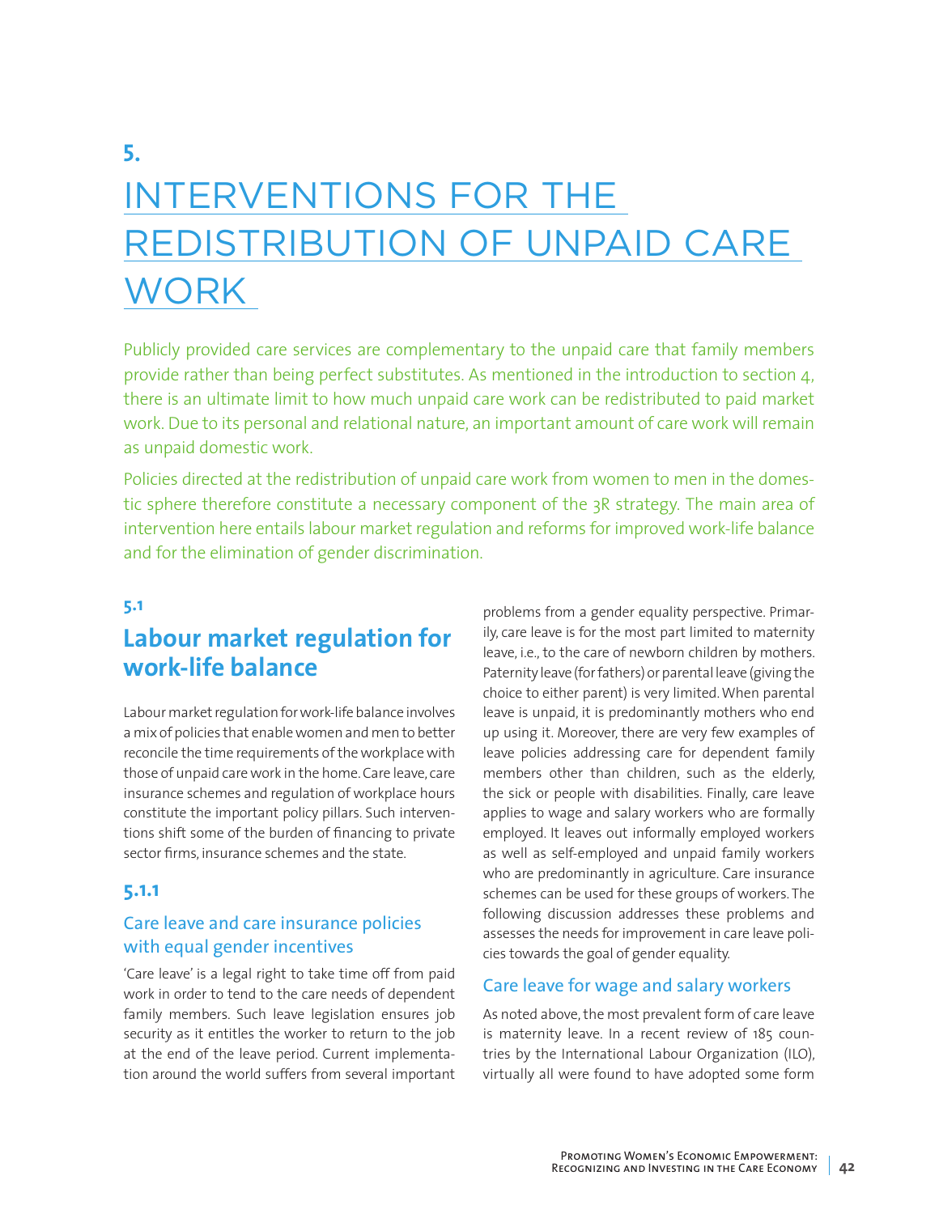# 5. INTERVENTIONS FOR THE REDISTRIBUTION OF UNPAID CARE WORK

Publicly provided care services are complementary to the unpaid care that family members provide rather than being perfect substitutes. As mentioned in the introduction to section 4, there is an ultimate limit to how much unpaid care work can be redistributed to paid market work. Due to its personal and relational nature, an important amount of care work will remain as unpaid domestic work.

Policies directed at the redistribution of unpaid care work from women to men in the domestic sphere therefore constitute a necessary component of the 3R strategy. The main area of intervention here entails labour market regulation and reforms for improved work-life balance and for the elimination of gender discrimination.

## 5.1 Labour market regulation for work-life balance

Labour market regulation for work-life balance involves a mix of policies that enable women and men to better reconcile the time requirements of the workplace with those of unpaid care work in the home. Care leave, care insurance schemes and regulation of workplace hours constitute the important policy pillars. Such interventions shift some of the burden of financing to private sector firms, insurance schemes and the state.

### 5.1.1 Care leave and care insurance policies with equal gender incentives

'Care leave' is a legal right to take time off from paid work in order to tend to the care needs of dependent family members. Such leave legislation ensures job security as it entitles the worker to return to the job at the end of the leave period. Current implementation around the world suffers from several important problems from a gender equality perspective. Primarily, care leave is for the most part limited to maternity leave, i.e., to the care of newborn children by mothers. Paternity leave (for fathers) or parental leave (giving the choice to either parent) is very limited. When parental leave is unpaid, it is predominantly mothers who end up using it. Moreover, there are very few examples of leave policies addressing care for dependent family members other than children, such as the elderly, the sick or people with disabilities. Finally, care leave applies to wage and salary workers who are formally employed. It leaves out informally employed workers as well as self-employed and unpaid family workers who are predominantly in agriculture. Care insurance schemes can be used for these groups of workers. The following discussion addresses these problems and assesses the needs for improvement in care leave policies towards the goal of gender equality.

#### Care leave for wage and salary workers

As noted above, the most prevalent form of care leave is maternity leave. In a recent review of 185 countries by the International Labour Organization (ILO), virtually all were found to have adopted some form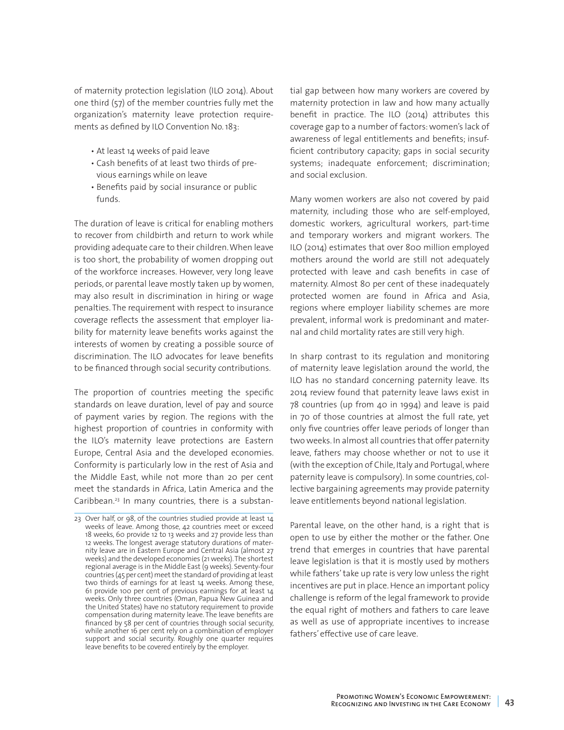of maternity protection legislation (ILO 2014). About one third (57) of the member countries fully met the organization's maternity leave protection requirements as defined by ILO Convention No. 183:

- At least 14 weeks of paid leave
- Cash benefits of at least two thirds of previous earnings while on leave
- Benefits paid by social insurance or public funds.

The duration of leave is critical for enabling mothers to recover from childbirth and return to work while providing adequate care to their children. When leave is too short, the probability of women dropping out of the workforce increases. However, very long leave periods, or parental leave mostly taken up by women, may also result in discrimination in hiring or wage penalties. The requirement with respect to insurance coverage reflects the assessment that employer liability for maternity leave benefits works against the interests of women by creating a possible source of discrimination. The ILO advocates for leave benefits to be financed through social security contributions.

The proportion of countries meeting the specific standards on leave duration, level of pay and source of payment varies by region. The regions with the highest proportion of countries in conformity with the ILO's maternity leave protections are Eastern Europe, Central Asia and the developed economies. Conformity is particularly low in the rest of Asia and the Middle East, while not more than 20 per cent meet the standards in Africa, Latin America and the Caribbean.[23] In many countries, there is a substantial gap between how many workers are covered by maternity protection in law and how many actually benefit in practice. The ILO (2014) attributes this coverage gap to a number of factors: women's lack of awareness of legal entitlements and benefits; insufficient contributory capacity; gaps in social security systems; inadequate enforcement; discrimination; and social exclusion.

Many women workers are also not covered by paid maternity, including those who are self-employed, domestic workers, agricultural workers, part-time and temporary workers and migrant workers. The ILO (2014) estimates that over 800 million employed mothers around the world are still not adequately protected with leave and cash benefits in case of maternity. Almost 80 per cent of these inadequately protected women are found in Africa and Asia, regions where employer liability schemes are more prevalent, informal work is predominant and maternal and child mortality rates are still very high.

In sharp contrast to its regulation and monitoring of maternity leave legislation around the world, the ILO has no standard concerning paternity leave. Its 2014 review found that paternity leave laws exist in 78 countries (up from 40 in 1994) and leave is paid in 70 of those countries at almost the full rate, yet only five countries offer leave periods of longer than two weeks. In almost all countries that offer paternity leave, fathers may choose whether or not to use it (with the exception of Chile, Italy and Portugal, where paternity leave is compulsory). In some countries, collective bargaining agreements may provide paternity leave entitlements beyond national legislation.

Parental leave, on the other hand, is a right that is open to use by either the mother or the father. One trend that emerges in countries that have parental leave legislation is that it is mostly used by mothers while fathers' take up rate is very low unless the right incentives are put in place. Hence an important policy challenge is reform of the legal framework to provide the equal right of mothers and fathers to care leave as well as use of appropriate incentives to increase fathers' effective use of care leave.

---

23 Over half, or 98, of the countries studied provide at least 14 weeks of leave. Among those, 42 countries meet or exceed 18 weeks, 60 provide 12 to 13 weeks and 27 provide less than 12 weeks. The longest average statutory durations of maternity leave are in Eastern Europe and Central Asia (almost 27 weeks) and the developed economies (21 weeks). The shortest regional average is in the Middle East (9 weeks). Seventy-four countries (45 per cent) meet the standard of providing at least two thirds of earnings for at least 14 weeks. Among these, 61 provide 100 per cent of previous earnings for at least 14 weeks. Only three countries (Oman, Papua New Guinea and the United States) have no statutory requirement to provide compensation during maternity leave. The leave benefits are financed by 58 per cent of countries through social security, while another 16 per cent rely on a combination of employer support and social security. Roughly one quarter requires leave benefits to be covered entirely by the employer.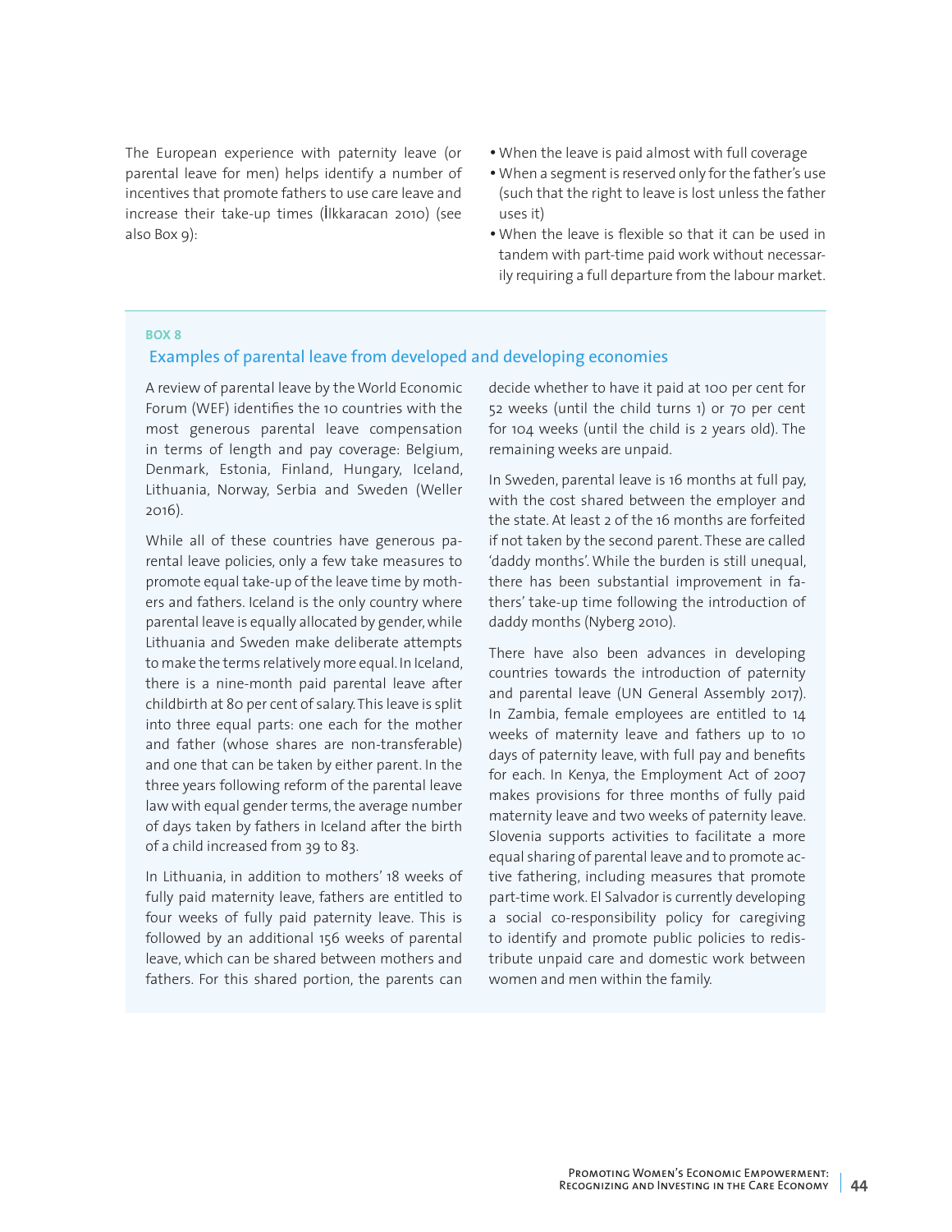The European experience with paternity leave (or parental leave for men) helps identify a number of incentives that promote fathers to use care leave and increase their take-up times (İlkkaracan 2010) (see also Box 9):

- When the leave is paid almost with full coverage
- When a segment is reserved only for the father's use (such that the right to leave is lost unless the father uses it)
- When the leave is flexible so that it can be used in tandem with part-time paid work without necessarily requiring a full departure from the labour market.

**BOX 8**

### Examples of parental leave from developed and developing economies

A review of parental leave by the World Economic Forum (WEF) identifies the 10 countries with the most generous parental leave compensation in terms of length and pay coverage: Belgium, Denmark, Estonia, Finland, Hungary, Iceland, Lithuania, Norway, Serbia and Sweden (Weller 2016).

While all of these countries have generous parental leave policies, only a few take measures to promote equal take-up of the leave time by mothers and fathers. Iceland is the only country where parental leave is equally allocated by gender, while Lithuania and Sweden make deliberate attempts to make the terms relatively more equal. In Iceland, there is a nine-month paid parental leave after childbirth at 80 per cent of salary. This leave is split into three equal parts: one each for the mother and father (whose shares are non-transferable) and one that can be taken by either parent. In the three years following reform of the parental leave law with equal gender terms, the average number of days taken by fathers in Iceland after the birth of a child increased from 39 to 83.

In Lithuania, in addition to mothers' 18 weeks of fully paid maternity leave, fathers are entitled to four weeks of fully paid paternity leave. This is followed by an additional 156 weeks of parental leave, which can be shared between mothers and fathers. For this shared portion, the parents can decide whether to have it paid at 100 per cent for 52 weeks (until the child turns 1) or 70 per cent for 104 weeks (until the child is 2 years old). The remaining weeks are unpaid.

In Sweden, parental leave is 16 months at full pay, with the cost shared between the employer and the state. At least 2 of the 16 months are forfeited if not taken by the second parent. These are called 'daddy months'. While the burden is still unequal, there has been substantial improvement in fathers' take-up time following the introduction of daddy months (Nyberg 2010).

There have also been advances in developing countries towards the introduction of paternity and parental leave (UN General Assembly 2017). In Zambia, female employees are entitled to 14 weeks of maternity leave and fathers up to 10 days of paternity leave, with full pay and benefits for each. In Kenya, the Employment Act of 2007 makes provisions for three months of fully paid maternity leave and two weeks of paternity leave. Slovenia supports activities to facilitate a more equal sharing of parental leave and to promote active fathering, including measures that promote part-time work. El Salvador is currently developing a social co-responsibility policy for caregiving to identify and promote public policies to redistribute unpaid care and domestic work between women and men within the family.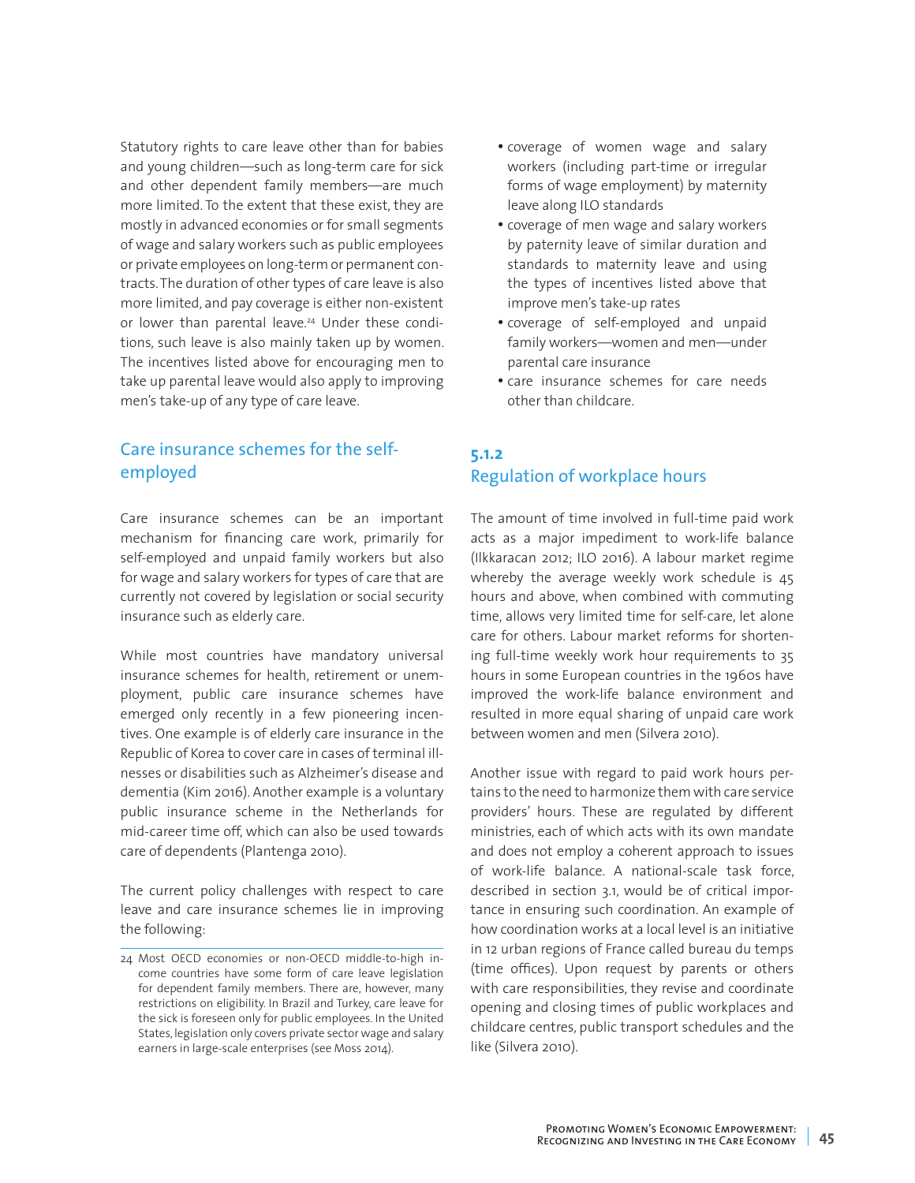Statutory rights to care leave other than for babies and young children—such as long-term care for sick and other dependent family members—are much more limited. To the extent that these exist, they are mostly in advanced economies or for small segments of wage and salary workers such as public employees or private employees on long-term or permanent contracts. The duration of other types of care leave is also more limited, and pay coverage is either non-existent or lower than parental leave.[24] Under these conditions, such leave is also mainly taken up by women. The incentives listed above for encouraging men to take up parental leave would also apply to improving men's take-up of any type of care leave.

### Care insurance schemes for the self-employed

Care insurance schemes can be an important mechanism for financing care work, primarily for self-employed and unpaid family workers but also for wage and salary workers for types of care that are currently not covered by legislation or social security insurance such as elderly care.

While most countries have mandatory universal insurance schemes for health, retirement or unemployment, public care insurance schemes have emerged only recently in a few pioneering incentives. One example is of elderly care insurance in the Republic of Korea to cover care in cases of terminal illnesses or disabilities such as Alzheimer's disease and dementia (Kim 2016). Another example is a voluntary public insurance scheme in the Netherlands for mid-career time off, which can also be used towards care of dependents (Plantenga 2010).

The current policy challenges with respect to care leave and care insurance schemes lie in improving the following:

- coverage of women wage and salary workers (including part-time or irregular forms of wage employment) by maternity leave along ILO standards
- coverage of men wage and salary workers by paternity leave of similar duration and standards to maternity leave and using the types of incentives listed above that improve men's take-up rates
- coverage of self-employed and unpaid family workers—women and men—under parental care insurance
- care insurance schemes for care needs other than childcare.

## 5.1.2 Regulation of workplace hours

The amount of time involved in full-time paid work acts as a major impediment to work-life balance (Ilkkaracan 2012; ILO 2016). A labour market regime whereby the average weekly work schedule is 45 hours and above, when combined with commuting time, allows very limited time for self-care, let alone care for others. Labour market reforms for shortening full-time weekly work hour requirements to 35 hours in some European countries in the 1960s have improved the work-life balance environment and resulted in more equal sharing of unpaid care work between women and men (Silvera 2010).

Another issue with regard to paid work hours pertains to the need to harmonize them with care service providers' hours. These are regulated by different ministries, each of which acts with its own mandate and does not employ a coherent approach to issues of work-life balance. A national-scale task force, described in section 3.1, would be of critical importance in ensuring such coordination. An example of how coordination works at a local level is an initiative in 12 urban regions of France called bureau du temps (time offices). Upon request by parents or others with care responsibilities, they revise and coordinate opening and closing times of public workplaces and childcare centres, public transport schedules and the like (Silvera 2010).

---

24 Most OECD economies or non-OECD middle-to-high income countries have some form of care leave legislation for dependent family members. There are, however, many restrictions on eligibility. In Brazil and Turkey, care leave for the sick is foreseen only for public employees. In the United States, legislation only covers private sector wage and salary earners in large-scale enterprises (see Moss 2014).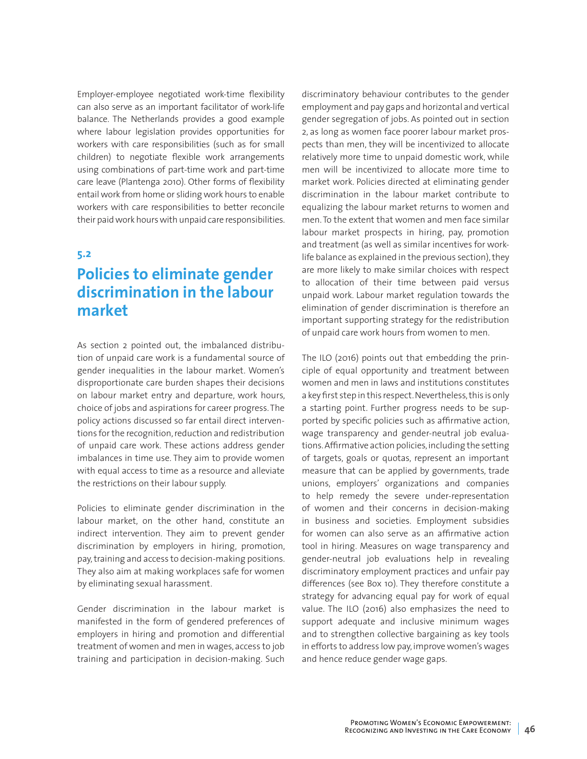Employer-employee negotiated work-time flexibility can also serve as an important facilitator of work-life balance. The Netherlands provides a good example where labour legislation provides opportunities for workers with care responsibilities (such as for small children) to negotiate flexible work arrangements using combinations of part-time work and part-time care leave (Plantenga 2010). Other forms of flexibility entail work from home or sliding work hours to enable workers with care responsibilities to better reconcile their paid work hours with unpaid care responsibilities.

## 5.2

## Policies to eliminate gender discrimination in the labour market

As section 2 pointed out, the imbalanced distribution of unpaid care work is a fundamental source of gender inequalities in the labour market. Women's disproportionate care burden shapes their decisions on labour market entry and departure, work hours, choice of jobs and aspirations for career progress. The policy actions discussed so far entail direct interventions for the recognition, reduction and redistribution of unpaid care work. These actions address gender imbalances in time use. They aim to provide women with equal access to time as a resource and alleviate the restrictions on their labour supply.

Policies to eliminate gender discrimination in the labour market, on the other hand, constitute an indirect intervention. They aim to prevent gender discrimination by employers in hiring, promotion, pay, training and access to decision-making positions. They also aim at making workplaces safe for women by eliminating sexual harassment.

Gender discrimination in the labour market is manifested in the form of gendered preferences of employers in hiring and promotion and differential treatment of women and men in wages, access to job training and participation in decision-making. Such discriminatory behaviour contributes to the gender employment and pay gaps and horizontal and vertical gender segregation of jobs. As pointed out in section 2, as long as women face poorer labour market prospects than men, they will be incentivized to allocate relatively more time to unpaid domestic work, while men will be incentivized to allocate more time to market work. Policies directed at eliminating gender discrimination in the labour market contribute to equalizing the labour market returns to women and men. To the extent that women and men face similar labour market prospects in hiring, pay, promotion and treatment (as well as similar incentives for work-life balance as explained in the previous section), they are more likely to make similar choices with respect to allocation of their time between paid versus unpaid work. Labour market regulation towards the elimination of gender discrimination is therefore an important supporting strategy for the redistribution of unpaid care work hours from women to men.

The ILO (2016) points out that embedding the principle of equal opportunity and treatment between women and men in laws and institutions constitutes a key first step in this respect. Nevertheless, this is only a starting point. Further progress needs to be supported by specific policies such as affirmative action, wage transparency and gender-neutral job evaluations. Affirmative action policies, including the setting of targets, goals or quotas, represent an important measure that can be applied by governments, trade unions, employers' organizations and companies to help remedy the severe under-representation of women and their concerns in decision-making in business and societies. Employment subsidies for women can also serve as an affirmative action tool in hiring. Measures on wage transparency and gender-neutral job evaluations help in revealing discriminatory employment practices and unfair pay differences (see Box 10). They therefore constitute a strategy for advancing equal pay for work of equal value. The ILO (2016) also emphasizes the need to support adequate and inclusive minimum wages and to strengthen collective bargaining as key tools in efforts to address low pay, improve women's wages and hence reduce gender wage gaps.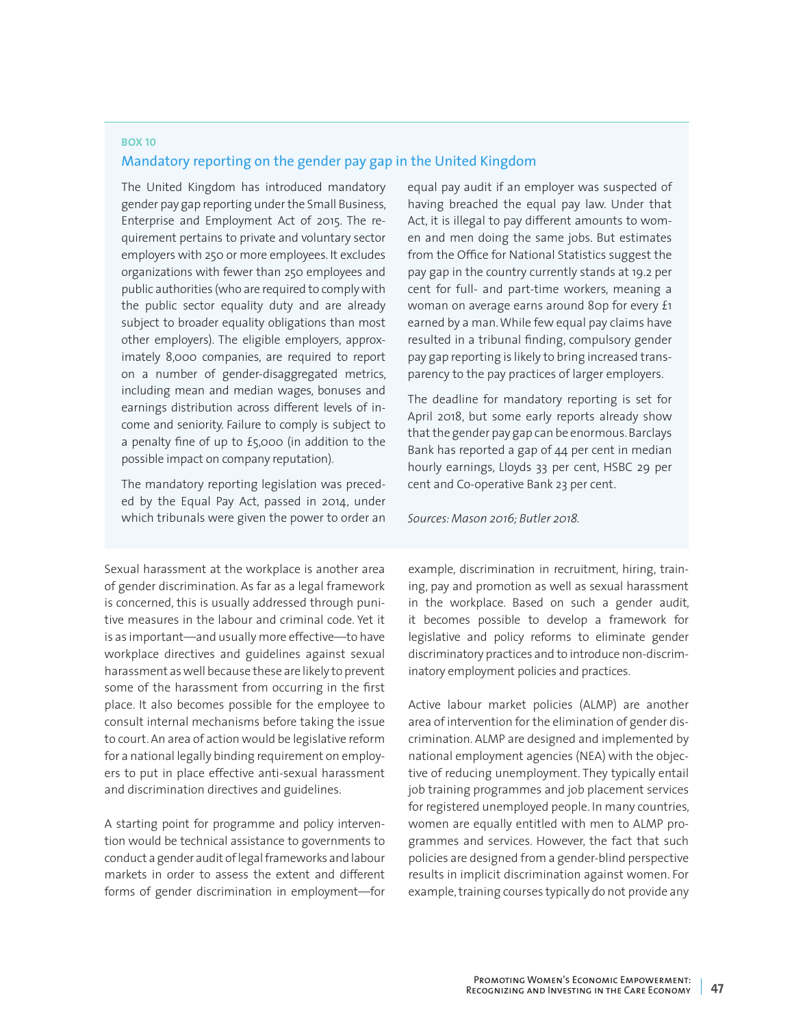**BOX 10**

### Mandatory reporting on the gender pay gap in the United Kingdom

The United Kingdom has introduced mandatory gender pay gap reporting under the Small Business, Enterprise and Employment Act of 2015. The requirement pertains to private and voluntary sector employers with 250 or more employees. It excludes organizations with fewer than 250 employees and public authorities (who are required to comply with the public sector equality duty and are already subject to broader equality obligations than most other employers). The eligible employers, approximately 8,000 companies, are required to report on a number of gender-disaggregated metrics, including mean and median wages, bonuses and earnings distribution across different levels of income and seniority. Failure to comply is subject to a penalty fine of up to £5,000 (in addition to the possible impact on company reputation).

The mandatory reporting legislation was preceded by the Equal Pay Act, passed in 2014, under which tribunals were given the power to order an equal pay audit if an employer was suspected of having breached the equal pay law. Under that Act, it is illegal to pay different amounts to women and men doing the same jobs. But estimates from the Office for National Statistics suggest the pay gap in the country currently stands at 19.2 per cent for full- and part-time workers, meaning a woman on average earns around 80p for every £1 earned by a man. While few equal pay claims have resulted in a tribunal finding, compulsory gender pay gap reporting is likely to bring increased transparency to the pay practices of larger employers.

The deadline for mandatory reporting is set for April 2018, but some early reports already show that the gender pay gap can be enormous. Barclays Bank has reported a gap of 44 per cent in median hourly earnings, Lloyds 33 per cent, HSBC 29 per cent and Co-operative Bank 23 per cent.

*Sources: Mason 2016; Butler 2018.*

---

Sexual harassment at the workplace is another area of gender discrimination. As far as a legal framework is concerned, this is usually addressed through punitive measures in the labour and criminal code. Yet it is as important—and usually more effective—to have workplace directives and guidelines against sexual harassment as well because these are likely to prevent some of the harassment from occurring in the first place. It also becomes possible for the employee to consult internal mechanisms before taking the issue to court. An area of action would be legislative reform for a national legally binding requirement on employers to put in place effective anti-sexual harassment and discrimination directives and guidelines.

A starting point for programme and policy intervention would be technical assistance to governments to conduct a gender audit of legal frameworks and labour markets in order to assess the extent and different forms of gender discrimination in employment—for example, discrimination in recruitment, hiring, training, pay and promotion as well as sexual harassment in the workplace. Based on such a gender audit, it becomes possible to develop a framework for legislative and policy reforms to eliminate gender discriminatory practices and to introduce non-discriminatory employment policies and practices.

Active labour market policies (ALMP) are another area of intervention for the elimination of gender discrimination. ALMP are designed and implemented by national employment agencies (NEA) with the objective of reducing unemployment. They typically entail job training programmes and job placement services for registered unemployed people. In many countries, women are equally entitled with men to ALMP programmes and services. However, the fact that such policies are designed from a gender-blind perspective results in implicit discrimination against women. For example, training courses typically do not provide any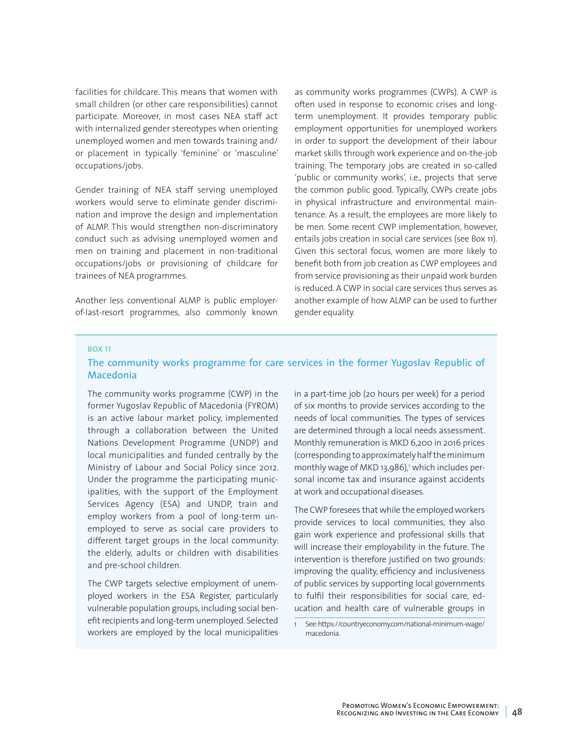facilities for childcare. This means that women with small children (or other care responsibilities) cannot participate. Moreover, in most cases NEA staff act with internalized gender stereotypes when orienting unemployed women and men towards training and/or placement in typically 'feminine' or 'masculine' occupations/jobs.

Gender training of NEA staff serving unemployed workers would serve to eliminate gender discrimination and improve the design and implementation of ALMP. This would strengthen non-discriminatory conduct such as advising unemployed women and men on training and placement in non-traditional occupations/jobs or provisioning of childcare for trainees of NEA programmes.

Another less conventional ALMP is public employer-of-last-resort programmes, also commonly known as community works programmes (CWPs). A CWP is often used in response to economic crises and long-term unemployment. It provides temporary public employment opportunities for unemployed workers in order to support the development of their labour market skills through work experience and on-the-job training. The temporary jobs are created in so-called 'public or community works', i.e., projects that serve the common public good. Typically, CWPs create jobs in physical infrastructure and environmental maintenance. As a result, the employees are more likely to be men. Some recent CWP implementation, however, entails jobs creation in social care services (see Box 11). Given this sectoral focus, women are more likely to benefit both from job creation as CWP employees and from service provisioning as their unpaid work burden is reduced. A CWP in social care services thus serves as another example of how ALMP can be used to further gender equality.

**BOX 11**

### The community works programme for care services in the former Yugoslav Republic of Macedonia

The community works programme (CWP) in the former Yugoslav Republic of Macedonia (FYROM) is an active labour market policy, implemented through a collaboration between the United Nations Development Programme (UNDP) and local municipalities and funded centrally by the Ministry of Labour and Social Policy since 2012. Under the programme the participating municipalities, with the support of the Employment Services Agency (ESA) and UNDP, train and employ workers from a pool of long-term unemployed to serve as social care providers to different target groups in the local community: the elderly, adults or children with disabilities and pre-school children.

The CWP targets selective employment of unemployed workers in the ESA Register, particularly vulnerable population groups, including social benefit recipients and long-term unemployed. Selected workers are employed by the local municipalities in a part-time job (20 hours per week) for a period of six months to provide services according to the needs of local communities. The types of services are determined through a local needs assessment. Monthly remuneration is MKD 6,200 in 2016 prices (corresponding to approximately half the minimum monthly wage of MKD 13,986),[1] which includes personal income tax and insurance against accidents at work and occupational diseases.

The CWP foresees that while the employed workers provide services to local communities, they also gain work experience and professional skills that will increase their employability in the future. The intervention is therefore justified on two grounds: improving the quality, efficiency and inclusiveness of public services by supporting local governments to fulfil their responsibilities for social care, education and health care of vulnerable groups in

1 See: https://countryeconomy.com/national-minimum-wage/macedonia.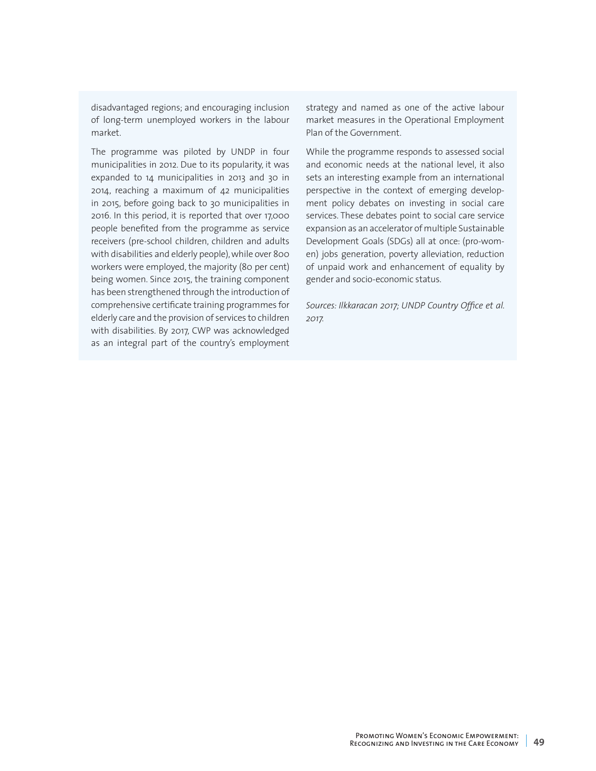disadvantaged regions; and encouraging inclusion of long-term unemployed workers in the labour market.

The programme was piloted by UNDP in four municipalities in 2012. Due to its popularity, it was expanded to 14 municipalities in 2013 and 30 in 2014, reaching a maximum of 42 municipalities in 2015, before going back to 30 municipalities in 2016. In this period, it is reported that over 17,000 people benefited from the programme as service receivers (pre-school children, children and adults with disabilities and elderly people), while over 800 workers were employed, the majority (80 per cent) being women. Since 2015, the training component has been strengthened through the introduction of comprehensive certificate training programmes for elderly care and the provision of services to children with disabilities. By 2017, CWP was acknowledged as an integral part of the country's employment strategy and named as one of the active labour market measures in the Operational Employment Plan of the Government.

While the programme responds to assessed social and economic needs at the national level, it also sets an interesting example from an international perspective in the context of emerging development policy debates on investing in social care services. These debates point to social care service expansion as an accelerator of multiple Sustainable Development Goals (SDGs) all at once: (pro-women) jobs generation, poverty alleviation, reduction of unpaid work and enhancement of equality by gender and socio-economic status.

*Sources: Ilkkaracan 2017; UNDP Country Office et al. 2017.*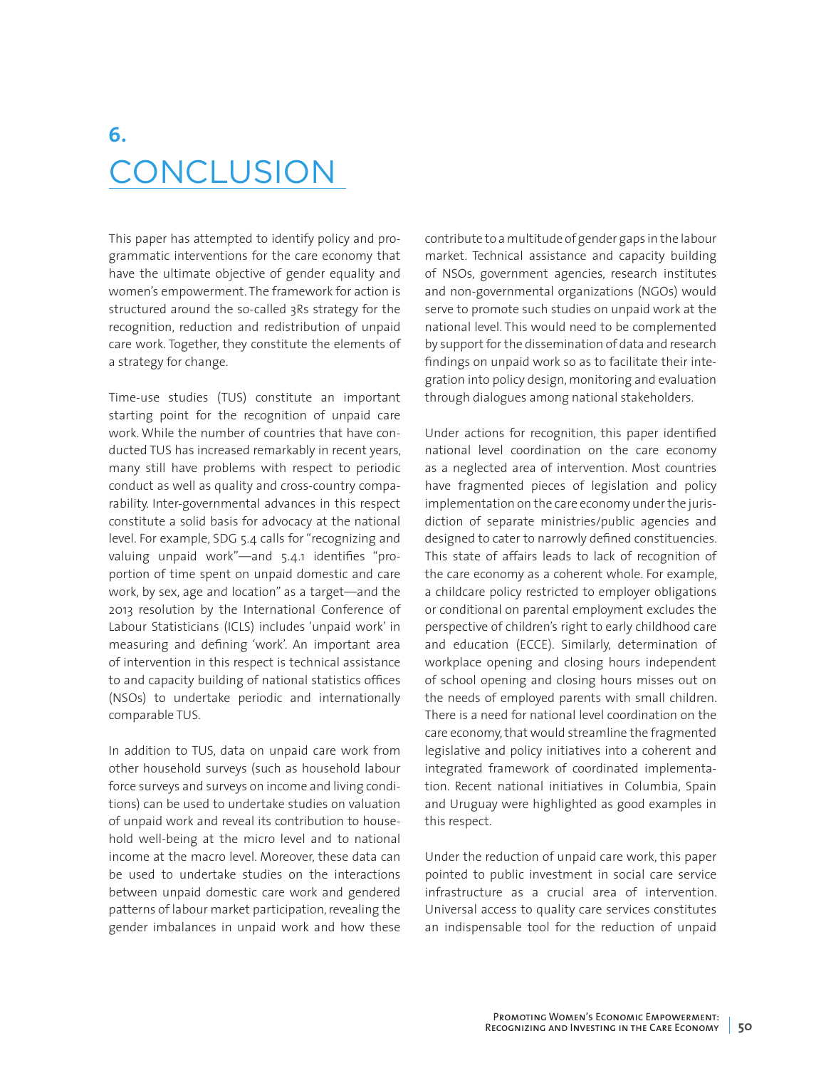# 6. CONCLUSION

This paper has attempted to identify policy and programmatic interventions for the care economy that have the ultimate objective of gender equality and women's empowerment. The framework for action is structured around the so-called 3Rs strategy for the recognition, reduction and redistribution of unpaid care work. Together, they constitute the elements of a strategy for change.

Time-use studies (TUS) constitute an important starting point for the recognition of unpaid care work. While the number of countries that have conducted TUS has increased remarkably in recent years, many still have problems with respect to periodic conduct as well as quality and cross-country comparability. Inter-governmental advances in this respect constitute a solid basis for advocacy at the national level. For example, SDG 5.4 calls for "recognizing and valuing unpaid work"—and 5.4.1 identifies "proportion of time spent on unpaid domestic and care work, by sex, age and location" as a target—and the 2013 resolution by the International Conference of Labour Statisticians (ICLS) includes 'unpaid work' in measuring and defining 'work'. An important area of intervention in this respect is technical assistance to and capacity building of national statistics offices (NSOs) to undertake periodic and internationally comparable TUS.

In addition to TUS, data on unpaid care work from other household surveys (such as household labour force surveys and surveys on income and living conditions) can be used to undertake studies on valuation of unpaid work and reveal its contribution to household well-being at the micro level and to national income at the macro level. Moreover, these data can be used to undertake studies on the interactions between unpaid domestic care work and gendered patterns of labour market participation, revealing the gender imbalances in unpaid work and how these contribute to a multitude of gender gaps in the labour market. Technical assistance and capacity building of NSOs, government agencies, research institutes and non-governmental organizations (NGOs) would serve to promote such studies on unpaid work at the national level. This would need to be complemented by support for the dissemination of data and research findings on unpaid work so as to facilitate their integration into policy design, monitoring and evaluation through dialogues among national stakeholders.

Under actions for recognition, this paper identified national level coordination on the care economy as a neglected area of intervention. Most countries have fragmented pieces of legislation and policy implementation on the care economy under the jurisdiction of separate ministries/public agencies and designed to cater to narrowly defined constituencies. This state of affairs leads to lack of recognition of the care economy as a coherent whole. For example, a childcare policy restricted to employer obligations or conditional on parental employment excludes the perspective of children's right to early childhood care and education (ECCE). Similarly, determination of workplace opening and closing hours independent of school opening and closing hours misses out on the needs of employed parents with small children. There is a need for national level coordination on the care economy, that would streamline the fragmented legislative and policy initiatives into a coherent and integrated framework of coordinated implementation. Recent national initiatives in Columbia, Spain and Uruguay were highlighted as good examples in this respect.

Under the reduction of unpaid care work, this paper pointed to public investment in social care service infrastructure as a crucial area of intervention. Universal access to quality care services constitutes an indispensable tool for the reduction of unpaid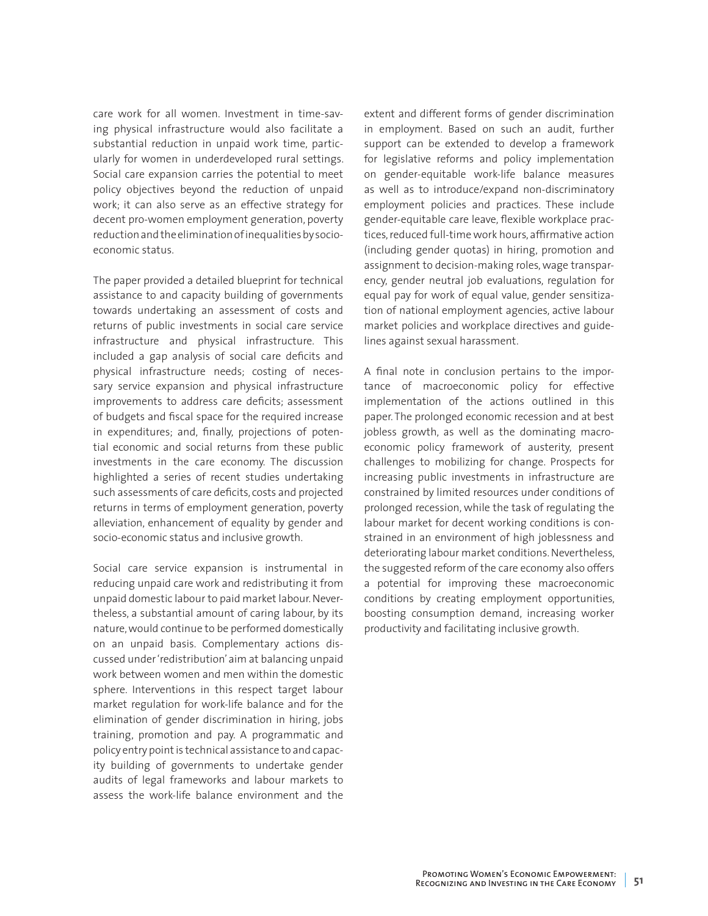care work for all women. Investment in time-saving physical infrastructure would also facilitate a substantial reduction in unpaid work time, particularly for women in underdeveloped rural settings. Social care expansion carries the potential to meet policy objectives beyond the reduction of unpaid work; it can also serve as an effective strategy for decent pro-women employment generation, poverty reduction and the elimination of inequalities by socio-economic status.

The paper provided a detailed blueprint for technical assistance to and capacity building of governments towards undertaking an assessment of costs and returns of public investments in social care service infrastructure and physical infrastructure. This included a gap analysis of social care deficits and physical infrastructure needs; costing of necessary service expansion and physical infrastructure improvements to address care deficits; assessment of budgets and fiscal space for the required increase in expenditures; and, finally, projections of potential economic and social returns from these public investments in the care economy. The discussion highlighted a series of recent studies undertaking such assessments of care deficits, costs and projected returns in terms of employment generation, poverty alleviation, enhancement of equality by gender and socio-economic status and inclusive growth.

Social care service expansion is instrumental in reducing unpaid care work and redistributing it from unpaid domestic labour to paid market labour. Nevertheless, a substantial amount of caring labour, by its nature, would continue to be performed domestically on an unpaid basis. Complementary actions discussed under 'redistribution' aim at balancing unpaid work between women and men within the domestic sphere. Interventions in this respect target labour market regulation for work-life balance and for the elimination of gender discrimination in hiring, jobs training, promotion and pay. A programmatic and policy entry point is technical assistance to and capacity building of governments to undertake gender audits of legal frameworks and labour markets to assess the work-life balance environment and the extent and different forms of gender discrimination in employment. Based on such an audit, further support can be extended to develop a framework for legislative reforms and policy implementation on gender-equitable work-life balance measures as well as to introduce/expand non-discriminatory employment policies and practices. These include gender-equitable care leave, flexible workplace practices, reduced full-time work hours, affirmative action (including gender quotas) in hiring, promotion and assignment to decision-making roles, wage transparency, gender neutral job evaluations, regulation for equal pay for work of equal value, gender sensitization of national employment agencies, active labour market policies and workplace directives and guidelines against sexual harassment.

A final note in conclusion pertains to the importance of macroeconomic policy for effective implementation of the actions outlined in this paper. The prolonged economic recession and at best jobless growth, as well as the dominating macroeconomic policy framework of austerity, present challenges to mobilizing for change. Prospects for increasing public investments in infrastructure are constrained by limited resources under conditions of prolonged recession, while the task of regulating the labour market for decent working conditions is constrained in an environment of high joblessness and deteriorating labour market conditions. Nevertheless, the suggested reform of the care economy also offers a potential for improving these macroeconomic conditions by creating employment opportunities, boosting consumption demand, increasing worker productivity and facilitating inclusive growth.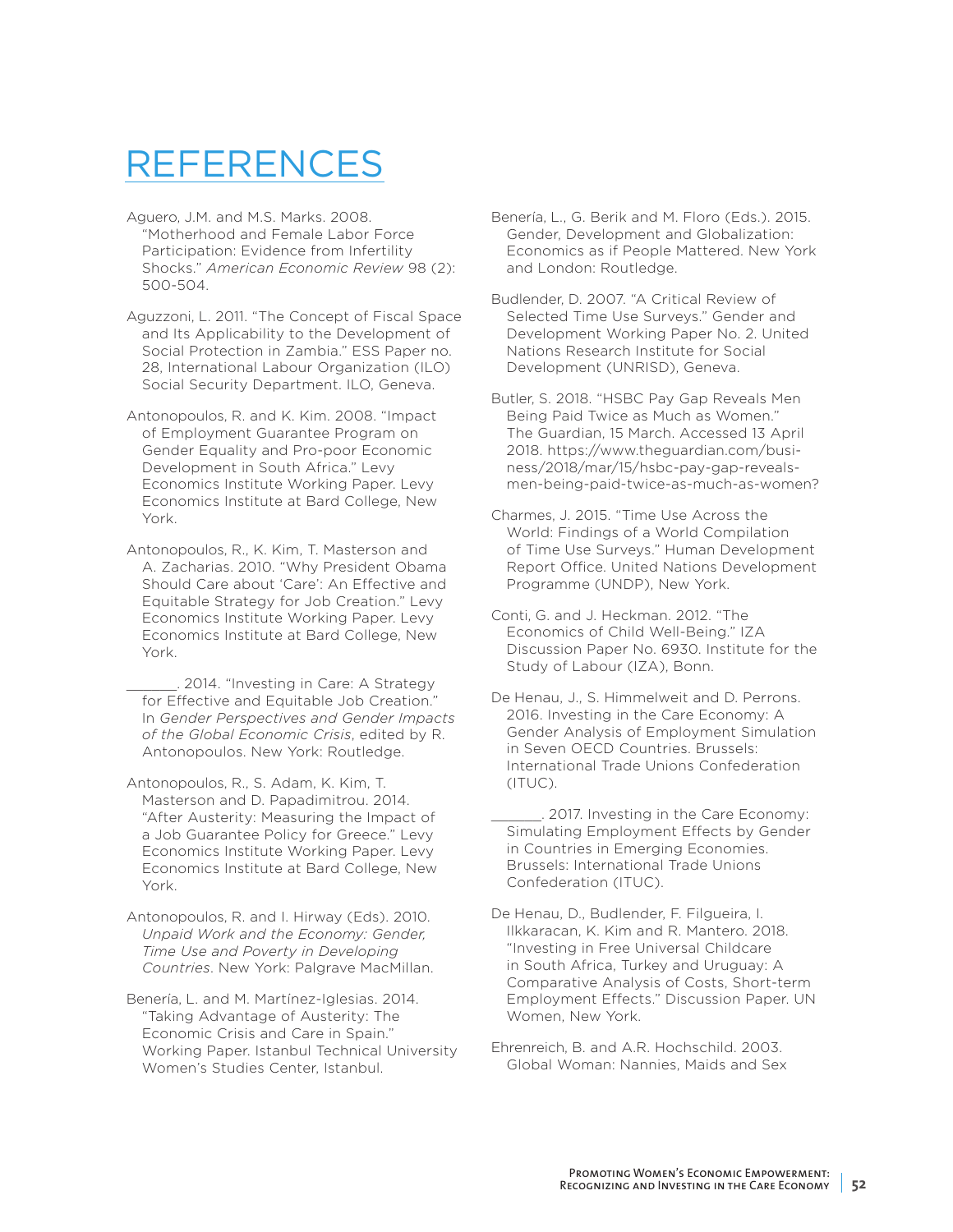# REFERENCES

Aguero, J.M. and M.S. Marks. 2008. "Motherhood and Female Labor Force Participation: Evidence from Infertility Shocks." *American Economic Review* 98 (2): 500-504.

Aguzzoni, L. 2011. "The Concept of Fiscal Space and Its Applicability to the Development of Social Protection in Zambia." ESS Paper no. 28, International Labour Organization (ILO) Social Security Department. ILO, Geneva.

Antonopoulos, R. and K. Kim. 2008. "Impact of Employment Guarantee Program on Gender Equality and Pro-poor Economic Development in South Africa." Levy Economics Institute Working Paper. Levy Economics Institute at Bard College, New York.

Antonopoulos, R., K. Kim, T. Masterson and A. Zacharias. 2010. "Why President Obama Should Care about 'Care': An Effective and Equitable Strategy for Job Creation." Levy Economics Institute Working Paper. Levy Economics Institute at Bard College, New York.

_______. 2014. "Investing in Care: A Strategy for Effective and Equitable Job Creation." In *Gender Perspectives and Gender Impacts of the Global Economic Crisis*, edited by R. Antonopoulos. New York: Routledge.

Antonopoulos, R., S. Adam, K. Kim, T. Masterson and D. Papadimitrou. 2014. "After Austerity: Measuring the Impact of a Job Guarantee Policy for Greece." Levy Economics Institute Working Paper. Levy Economics Institute at Bard College, New York.

Antonopoulos, R. and I. Hirway (Eds). 2010. *Unpaid Work and the Economy: Gender, Time Use and Poverty in Developing Countries*. New York: Palgrave MacMillan.

Benería, L. and M. Martínez-Iglesias. 2014. "Taking Advantage of Austerity: The Economic Crisis and Care in Spain." Working Paper. Istanbul Technical University Women's Studies Center, Istanbul.

Benería, L., G. Berik and M. Floro (Eds.). 2015. Gender, Development and Globalization: Economics as if People Mattered. New York and London: Routledge.

Budlender, D. 2007. "A Critical Review of Selected Time Use Surveys." Gender and Development Working Paper No. 2. United Nations Research Institute for Social Development (UNRISD), Geneva.

Butler, S. 2018. "HSBC Pay Gap Reveals Men Being Paid Twice as Much as Women." The Guardian, 15 March. Accessed 13 April 2018. https://www.theguardian.com/business/2018/mar/15/hsbc-pay-gap-reveals-men-being-paid-twice-as-much-as-women?

Charmes, J. 2015. "Time Use Across the World: Findings of a World Compilation of Time Use Surveys." Human Development Report Office. United Nations Development Programme (UNDP), New York.

Conti, G. and J. Heckman. 2012. "The Economics of Child Well-Being." IZA Discussion Paper No. 6930. Institute for the Study of Labour (IZA), Bonn.

De Henau, J., S. Himmelweit and D. Perrons. 2016. Investing in the Care Economy: A Gender Analysis of Employment Simulation in Seven OECD Countries. Brussels: International Trade Unions Confederation (ITUC).

_______. 2017. Investing in the Care Economy: Simulating Employment Effects by Gender in Countries in Emerging Economies. Brussels: International Trade Unions Confederation (ITUC).

De Henau, D., Budlender, F. Filgueira, I. Ilkkaracan, K. Kim and R. Mantero. 2018. "Investing in Free Universal Childcare in South Africa, Turkey and Uruguay: A Comparative Analysis of Costs, Short-term Employment Effects." Discussion Paper. UN Women, New York.

Ehrenreich, B. and A.R. Hochschild. 2003. Global Woman: Nannies, Maids and Sex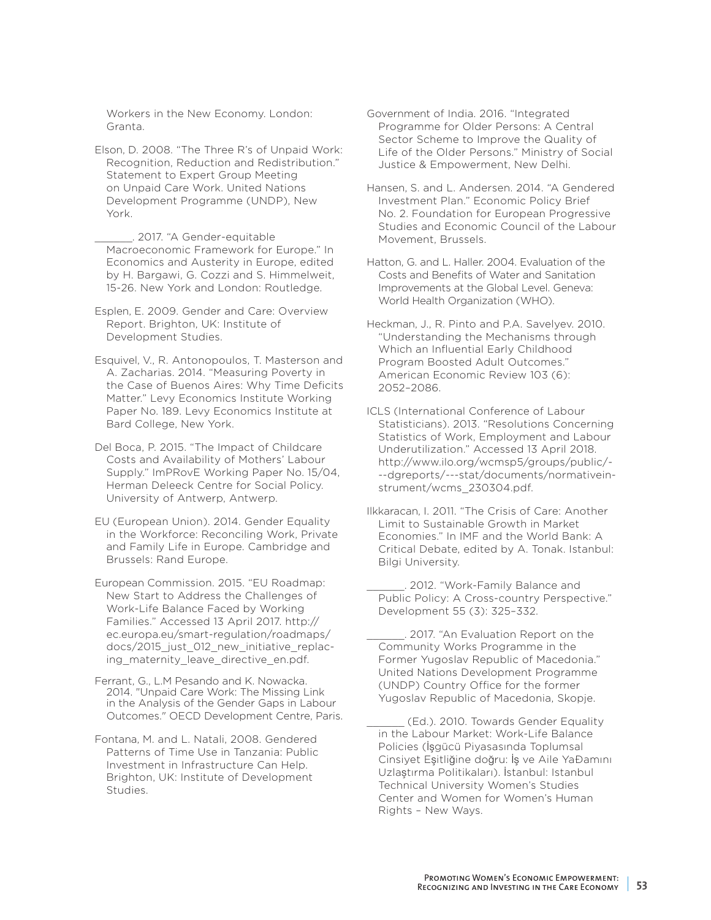Workers in the New Economy. London: Granta.

Elson, D. 2008. "The Three R's of Unpaid Work: Recognition, Reduction and Redistribution." Statement to Expert Group Meeting on Unpaid Care Work. United Nations Development Programme (UNDP), New York.

_______. 2017. "A Gender-equitable Macroeconomic Framework for Europe." In Economics and Austerity in Europe, edited by H. Bargawi, G. Cozzi and S. Himmelweit, 15-26. New York and London: Routledge.

Esplen, E. 2009. Gender and Care: Overview Report. Brighton, UK: Institute of Development Studies.

Esquivel, V., R. Antonopoulos, T. Masterson and A. Zacharias. 2014. "Measuring Poverty in the Case of Buenos Aires: Why Time Deficits Matter." Levy Economics Institute Working Paper No. 189. Levy Economics Institute at Bard College, New York.

Del Boca, P. 2015. "The Impact of Childcare Costs and Availability of Mothers' Labour Supply." ImPRovE Working Paper No. 15/04, Herman Deleeck Centre for Social Policy. University of Antwerp, Antwerp.

EU (European Union). 2014. Gender Equality in the Workforce: Reconciling Work, Private and Family Life in Europe. Cambridge and Brussels: Rand Europe.

European Commission. 2015. "EU Roadmap: New Start to Address the Challenges of Work-Life Balance Faced by Working Families." Accessed 13 April 2017. http://ec.europa.eu/smart-regulation/roadmaps/docs/2015_just_012_new_initiative_replacing_maternity_leave_directive_en.pdf.

Ferrant, G., L.M Pesando and K. Nowacka. 2014. "Unpaid Care Work: The Missing Link in the Analysis of the Gender Gaps in Labour Outcomes." OECD Development Centre, Paris.

Fontana, M. and L. Natali, 2008. Gendered Patterns of Time Use in Tanzania: Public Investment in Infrastructure Can Help. Brighton, UK: Institute of Development Studies.

Government of India. 2016. "Integrated Programme for Older Persons: A Central Sector Scheme to Improve the Quality of Life of the Older Persons." Ministry of Social Justice & Empowerment, New Delhi.

Hansen, S. and L. Andersen. 2014. "A Gendered Investment Plan." Economic Policy Brief No. 2. Foundation for European Progressive Studies and Economic Council of the Labour Movement, Brussels.

Hatton, G. and L. Haller. 2004. Evaluation of the Costs and Benefits of Water and Sanitation Improvements at the Global Level. Geneva: World Health Organization (WHO).

Heckman, J., R. Pinto and P.A. Savelyev. 2010. "Understanding the Mechanisms through Which an Influential Early Childhood Program Boosted Adult Outcomes." American Economic Review 103 (6): 2052–2086.

ICLS (International Conference of Labour Statisticians). 2013. "Resolutions Concerning Statistics of Work, Employment and Labour Underutilization." Accessed 13 April 2018. http://www.ilo.org/wcmsp5/groups/public/---dgreports/---stat/documents/normativeinstrument/wcms_230304.pdf.

Ilkkaracan, I. 2011. "The Crisis of Care: Another Limit to Sustainable Growth in Market Economies." In IMF and the World Bank: A Critical Debate, edited by A. Tonak. Istanbul: Bilgi University.

_______. 2012. "Work-Family Balance and Public Policy: A Cross-country Perspective." Development 55 (3): 325–332.

_______. 2017. "An Evaluation Report on the Community Works Programme in the Former Yugoslav Republic of Macedonia." United Nations Development Programme (UNDP) Country Office for the former Yugoslav Republic of Macedonia, Skopje.

_______ (Ed.). 2010. Towards Gender Equality in the Labour Market: Work-Life Balance Policies (İşgücü Piyasasında Toplumsal Cinsiyet Eşitliğine doğru: İş ve Aile YaĐamını Uzlaştırma Politikaları). İstanbul: Istanbul Technical University Women's Studies Center and Women for Women's Human Rights – New Ways.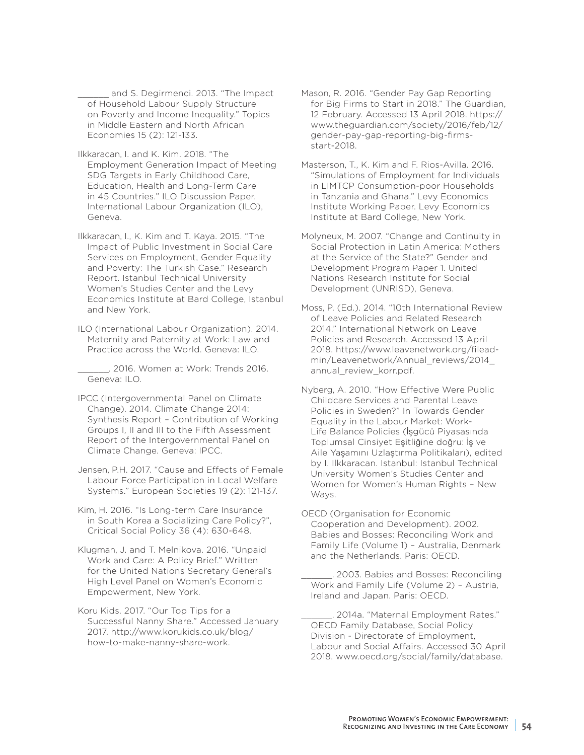_______ and S. Degirmenci. 2013. "The Impact of Household Labour Supply Structure on Poverty and Income Inequality." Topics in Middle Eastern and North African Economies 15 (2): 121-133.

Ilkkaracan, I. and K. Kim. 2018. "The Employment Generation Impact of Meeting SDG Targets in Early Childhood Care, Education, Health and Long-Term Care in 45 Countries." ILO Discussion Paper. International Labour Organization (ILO), Geneva.

Ilkkaracan, I., K. Kim and T. Kaya. 2015. "The Impact of Public Investment in Social Care Services on Employment, Gender Equality and Poverty: The Turkish Case." Research Report. Istanbul Technical University Women's Studies Center and the Levy Economics Institute at Bard College, Istanbul and New York.

ILO (International Labour Organization). 2014. Maternity and Paternity at Work: Law and Practice across the World. Geneva: ILO.

_______. 2016. Women at Work: Trends 2016. Geneva: ILO.

IPCC (Intergovernmental Panel on Climate Change). 2014. Climate Change 2014: Synthesis Report – Contribution of Working Groups I, II and III to the Fifth Assessment Report of the Intergovernmental Panel on Climate Change. Geneva: IPCC.

Jensen, P.H. 2017. "Cause and Effects of Female Labour Force Participation in Local Welfare Systems." European Societies 19 (2): 121-137.

Kim, H. 2016. "Is Long-term Care Insurance in South Korea a Socializing Care Policy?", Critical Social Policy 36 (4): 630-648.

Klugman, J. and T. Melnikova. 2016. "Unpaid Work and Care: A Policy Brief." Written for the United Nations Secretary General's High Level Panel on Women's Economic Empowerment, New York.

Koru Kids. 2017. "Our Top Tips for a Successful Nanny Share." Accessed January 2017. http://www.korukids.co.uk/blog/how-to-make-nanny-share-work.

Mason, R. 2016. "Gender Pay Gap Reporting for Big Firms to Start in 2018." The Guardian, 12 February. Accessed 13 April 2018. https://www.theguardian.com/society/2016/feb/12/gender-pay-gap-reporting-big-firms-start-2018.

Masterson, T., K. Kim and F. Rios-Avilla. 2016. "Simulations of Employment for Individuals in LIMTCP Consumption-poor Households in Tanzania and Ghana." Levy Economics Institute Working Paper. Levy Economics Institute at Bard College, New York.

Molyneux, M. 2007. "Change and Continuity in Social Protection in Latin America: Mothers at the Service of the State?" Gender and Development Program Paper 1. United Nations Research Institute for Social Development (UNRISD), Geneva.

Moss, P. (Ed.). 2014. "10th International Review of Leave Policies and Related Research 2014." International Network on Leave Policies and Research. Accessed 13 April 2018. https://www.leavenetwork.org/fileadmin/Leavenetwork/Annual_reviews/2014_annual_review_korr.pdf.

Nyberg, A. 2010. "How Effective Were Public Childcare Services and Parental Leave Policies in Sweden?" In Towards Gender Equality in the Labour Market: Work-Life Balance Policies (İşgücü Piyasasında Toplumsal Cinsiyet Eşitliğine doğru: İş ve Aile Yaşamını Uzlaştırma Politikaları), edited by I. Ilkkaracan. Istanbul: Istanbul Technical University Women's Studies Center and Women for Women's Human Rights – New Ways.

OECD (Organisation for Economic Cooperation and Development). 2002. Babies and Bosses: Reconciling Work and Family Life (Volume 1) – Australia, Denmark and the Netherlands. Paris: OECD.

_______. 2003. Babies and Bosses: Reconciling Work and Family Life (Volume 2) – Austria, Ireland and Japan. Paris: OECD.

_______. 2014a. "Maternal Employment Rates." OECD Family Database, Social Policy Division - Directorate of Employment, Labour and Social Affairs. Accessed 30 April 2018. www.oecd.org/social/family/database.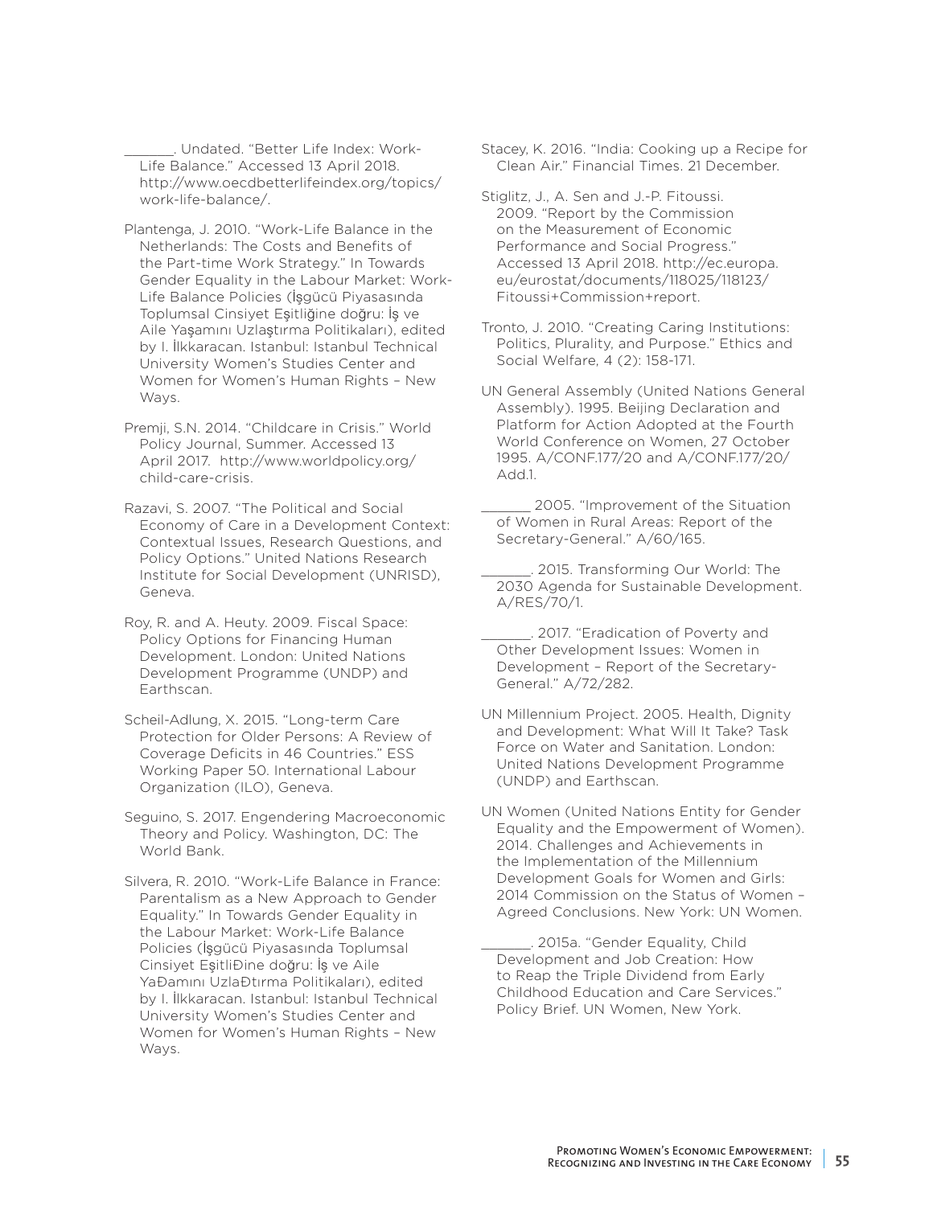_______. Undated. "Better Life Index: Work-Life Balance." Accessed 13 April 2018. http://www.oecdbetterlifeindex.org/topics/work-life-balance/.

Plantenga, J. 2010. "Work-Life Balance in the Netherlands: The Costs and Benefits of the Part-time Work Strategy." In Towards Gender Equality in the Labour Market: Work-Life Balance Policies (İşgücü Piyasasında Toplumsal Cinsiyet Eşitliğine doğru: İş ve Aile Yaşamını Uzlaştırma Politikaları), edited by I. İlkkaracan. Istanbul: Istanbul Technical University Women's Studies Center and Women for Women's Human Rights – New Ways.

Premji, S.N. 2014. "Childcare in Crisis." World Policy Journal, Summer. Accessed 13 April 2017. http://www.worldpolicy.org/child-care-crisis.

Razavi, S. 2007. "The Political and Social Economy of Care in a Development Context: Contextual Issues, Research Questions, and Policy Options." United Nations Research Institute for Social Development (UNRISD), Geneva.

Roy, R. and A. Heuty. 2009. Fiscal Space: Policy Options for Financing Human Development. London: United Nations Development Programme (UNDP) and Earthscan.

Scheil-Adlung, X. 2015. "Long-term Care Protection for Older Persons: A Review of Coverage Deficits in 46 Countries." ESS Working Paper 50. International Labour Organization (ILO), Geneva.

Seguino, S. 2017. Engendering Macroeconomic Theory and Policy. Washington, DC: The World Bank.

Silvera, R. 2010. "Work-Life Balance in France: Parentalism as a New Approach to Gender Equality." In Towards Gender Equality in the Labour Market: Work-Life Balance Policies (İşgücü Piyasasında Toplumsal Cinsiyet EşitliĐine doğru: İş ve Aile YaĐamını UzlaĐtırma Politikaları), edited by I. İlkkaracan. Istanbul: Istanbul Technical University Women's Studies Center and Women for Women's Human Rights – New Ways.

Stacey, K. 2016. "India: Cooking up a Recipe for Clean Air." Financial Times. 21 December.

Stiglitz, J., A. Sen and J.-P. Fitoussi. 2009. "Report by the Commission on the Measurement of Economic Performance and Social Progress." Accessed 13 April 2018. http://ec.europa.eu/eurostat/documents/118025/118123/Fitoussi+Commission+report.

Tronto, J. 2010. "Creating Caring Institutions: Politics, Plurality, and Purpose." Ethics and Social Welfare, 4 (2): 158-171.

UN General Assembly (United Nations General Assembly). 1995. Beijing Declaration and Platform for Action Adopted at the Fourth World Conference on Women, 27 October 1995. A/CONF.177/20 and A/CONF.177/20/Add.1.

_______ 2005. "Improvement of the Situation of Women in Rural Areas: Report of the Secretary-General." A/60/165.

_______. 2015. Transforming Our World: The 2030 Agenda for Sustainable Development. A/RES/70/1.

_______. 2017. "Eradication of Poverty and Other Development Issues: Women in Development – Report of the Secretary-General." A/72/282.

UN Millennium Project. 2005. Health, Dignity and Development: What Will It Take? Task Force on Water and Sanitation. London: United Nations Development Programme (UNDP) and Earthscan.

UN Women (United Nations Entity for Gender Equality and the Empowerment of Women). 2014. Challenges and Achievements in the Implementation of the Millennium Development Goals for Women and Girls: 2014 Commission on the Status of Women – Agreed Conclusions. New York: UN Women.

_______. 2015a. "Gender Equality, Child Development and Job Creation: How to Reap the Triple Dividend from Early Childhood Education and Care Services." Policy Brief. UN Women, New York.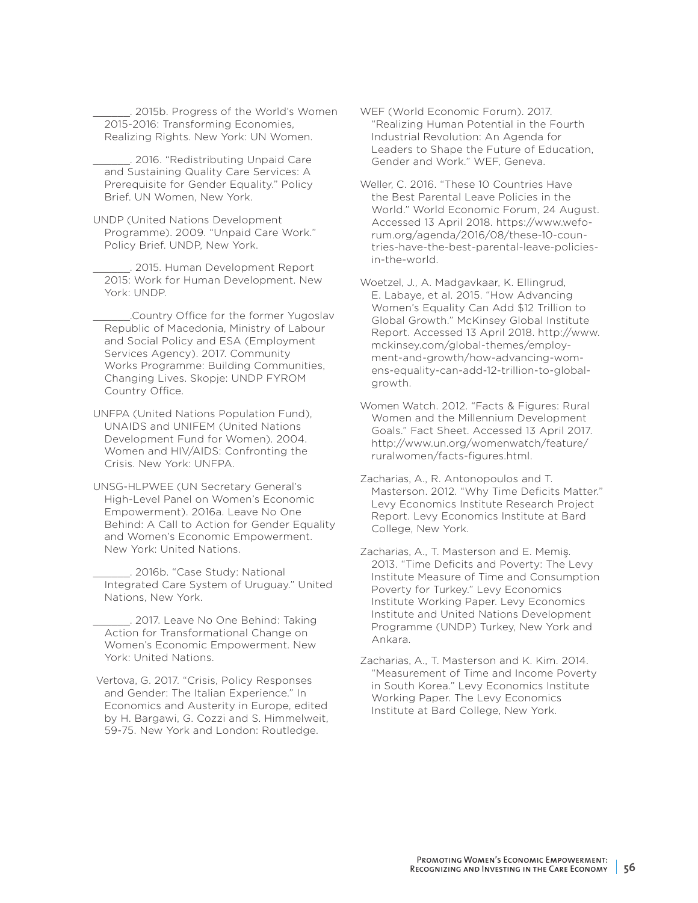_______. 2015b. Progress of the World's Women 2015-2016: Transforming Economies, Realizing Rights. New York: UN Women.

_______. 2016. "Redistributing Unpaid Care and Sustaining Quality Care Services: A Prerequisite for Gender Equality." Policy Brief. UN Women, New York.

UNDP (United Nations Development Programme). 2009. "Unpaid Care Work." Policy Brief. UNDP, New York.

_______. 2015. Human Development Report 2015: Work for Human Development. New York: UNDP.

_______.Country Office for the former Yugoslav Republic of Macedonia, Ministry of Labour and Social Policy and ESA (Employment Services Agency). 2017. Community Works Programme: Building Communities, Changing Lives. Skopje: UNDP FYROM Country Office.

UNFPA (United Nations Population Fund), UNAIDS and UNIFEM (United Nations Development Fund for Women). 2004. Women and HIV/AIDS: Confronting the Crisis. New York: UNFPA.

UNSG-HLPWEE (UN Secretary General's High-Level Panel on Women's Economic Empowerment). 2016a. Leave No One Behind: A Call to Action for Gender Equality and Women's Economic Empowerment. New York: United Nations.

_______. 2016b. "Case Study: National Integrated Care System of Uruguay." United Nations, New York.

_______. 2017. Leave No One Behind: Taking Action for Transformational Change on Women's Economic Empowerment. New York: United Nations.

Vertova, G. 2017. "Crisis, Policy Responses and Gender: The Italian Experience." In Economics and Austerity in Europe, edited by H. Bargawi, G. Cozzi and S. Himmelweit, 59-75. New York and London: Routledge.

WEF (World Economic Forum). 2017. "Realizing Human Potential in the Fourth Industrial Revolution: An Agenda for Leaders to Shape the Future of Education, Gender and Work." WEF, Geneva.

Weller, C. 2016. "These 10 Countries Have the Best Parental Leave Policies in the World." World Economic Forum, 24 August. Accessed 13 April 2018. https://www.weforum.org/agenda/2016/08/these-10-countries-have-the-best-parental-leave-policies-in-the-world.

Woetzel, J., A. Madgavkaar, K. Ellingrud, E. Labaye, et al. 2015. "How Advancing Women's Equality Can Add $12 Trillion to Global Growth." McKinsey Global Institute Report. Accessed 13 April 2018. http://www.mckinsey.com/global-themes/employment-and-growth/how-advancing-womens-equality-can-add-12-trillion-to-global-growth.

Women Watch. 2012. "Facts & Figures: Rural Women and the Millennium Development Goals." Fact Sheet. Accessed 13 April 2017. http://www.un.org/womenwatch/feature/ruralwomen/facts-figures.html.

Zacharias, A., R. Antonopoulos and T. Masterson. 2012. "Why Time Deficits Matter." Levy Economics Institute Research Project Report. Levy Economics Institute at Bard College, New York.

Zacharias, A., T. Masterson and E. Memiş. 2013. "Time Deficits and Poverty: The Levy Institute Measure of Time and Consumption Poverty for Turkey." Levy Economics Institute Working Paper. Levy Economics Institute and United Nations Development Programme (UNDP) Turkey, New York and Ankara.

Zacharias, A., T. Masterson and K. Kim. 2014. "Measurement of Time and Income Poverty in South Korea." Levy Economics Institute Working Paper. The Levy Economics Institute at Bard College, New York.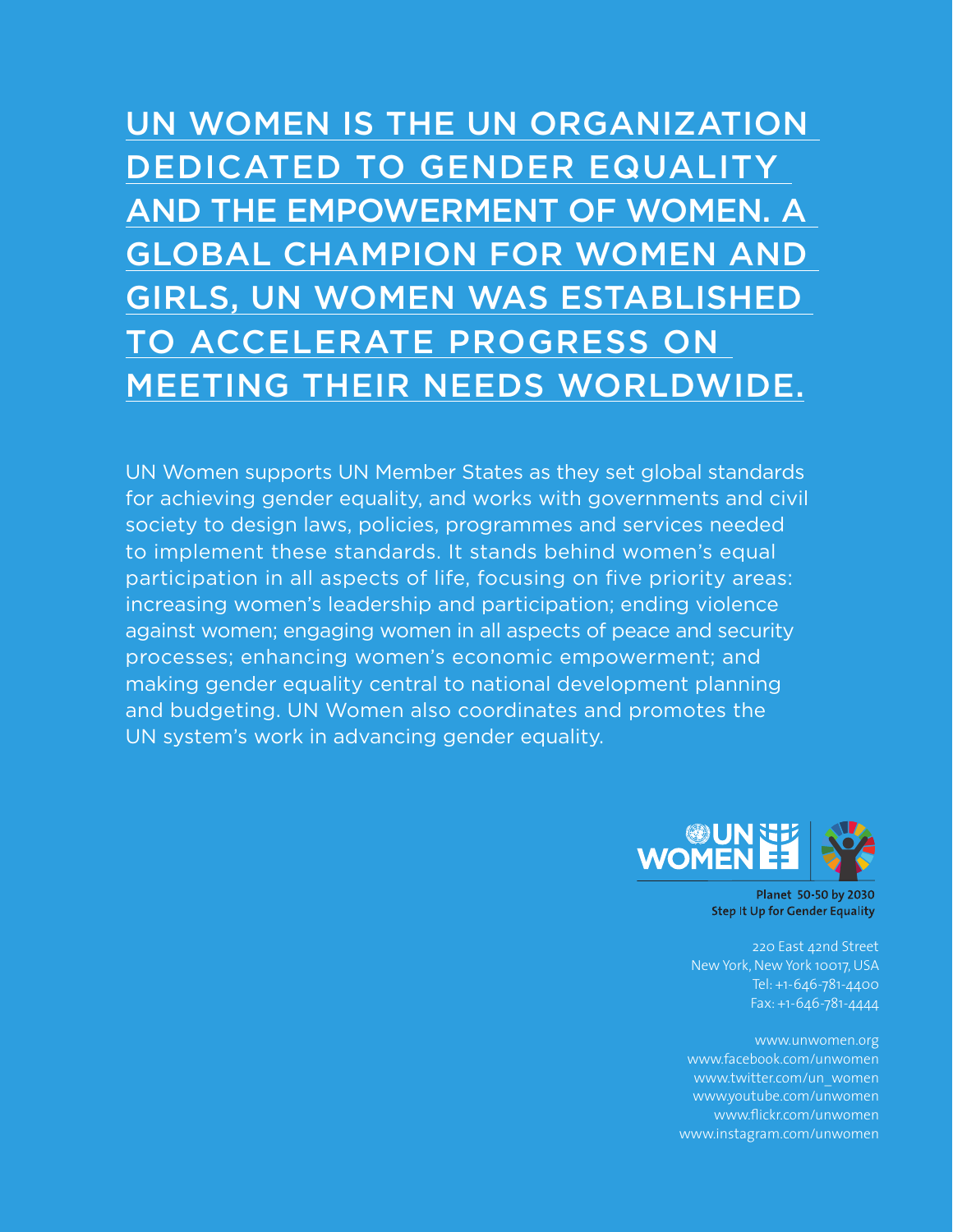# UN WOMEN IS THE UN ORGANIZATION DEDICATED TO GENDER EQUALITY AND THE EMPOWERMENT OF WOMEN. A GLOBAL CHAMPION FOR WOMEN AND GIRLS, UN WOMEN WAS ESTABLISHED TO ACCELERATE PROGRESS ON MEETING THEIR NEEDS WORLDWIDE.

UN Women supports UN Member States as they set global standards for achieving gender equality, and works with governments and civil society to design laws, policies, programmes and services needed to implement these standards. It stands behind women's equal participation in all aspects of life, focusing on five priority areas: increasing women's leadership and participation; ending violence against women; engaging women in all aspects of peace and security processes; enhancing women's economic empowerment; and making gender equality central to national development planning and budgeting. UN Women also coordinates and promotes the UN system's work in advancing gender equality.

UN WOMEN

**Planet 50-50 by 2030**
**Step It Up for Gender Equality**

220 East 42nd Street
New York, New York 10017, USA
Tel: +1-646-781-4400
Fax: +1-646-781-4444

www.unwomen.org
www.facebook.com/unwomen
www.twitter.com/un_women
www.youtube.com/unwomen
www.flickr.com/unwomen
www.instagram.com/unwomen